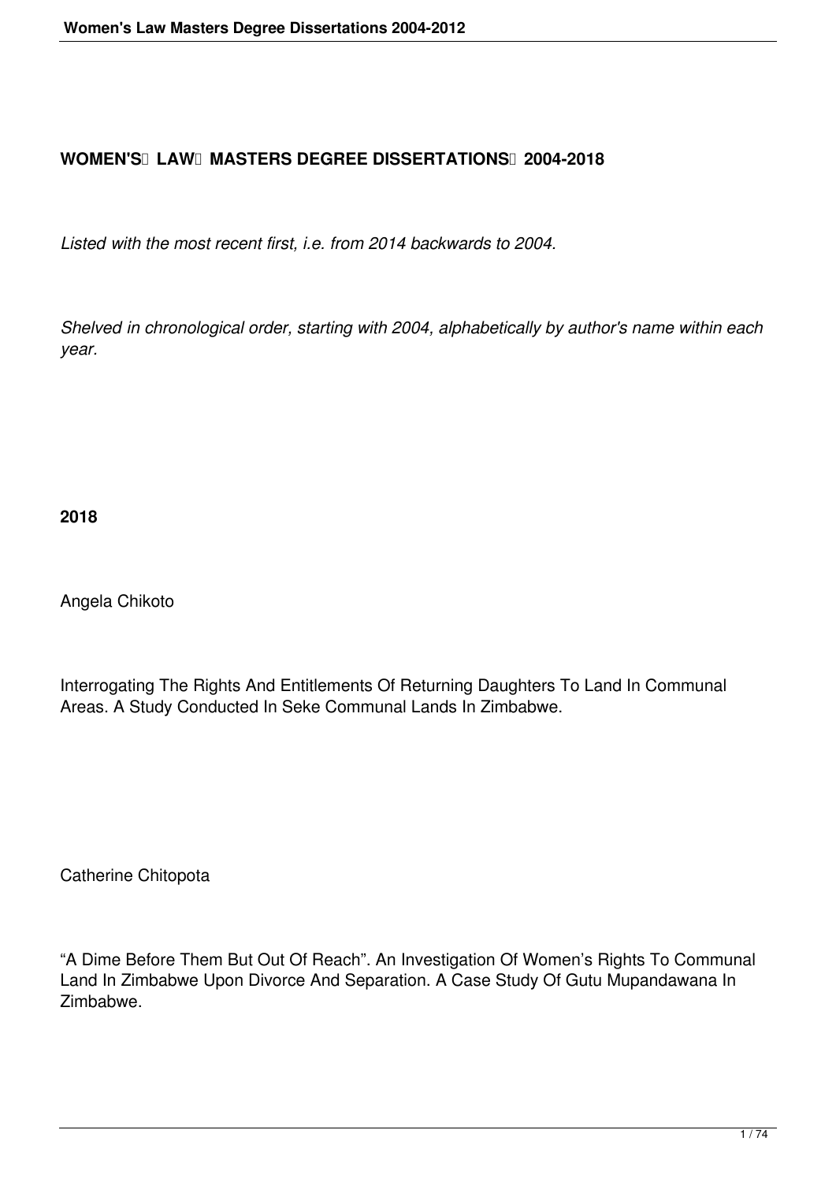# WOMEN'S LAW MASTERS DEGREE DISSERTATIONS 2004-2018

*Listed with the most recent first, i.e. from 2014 backwards to 2004.*

*Shelved in chronological order, starting with 2004, alphabetically by author's name within each year.*

## 2018

Angela Chikoto

Interrogating The Rights And Entitlements Of Returning Daughters To Land In Communal Areas. A Study Conducted In Seke Communal Lands In Zimbabwe.

Catherine Chitopota

"A Dime Before Them But Out Of Reach". An Investigation Of Women's Rights To Communal Land In Zimbabwe Upon Divorce And Separation. A Case Study Of Gutu Mupandawana In Zimbabwe.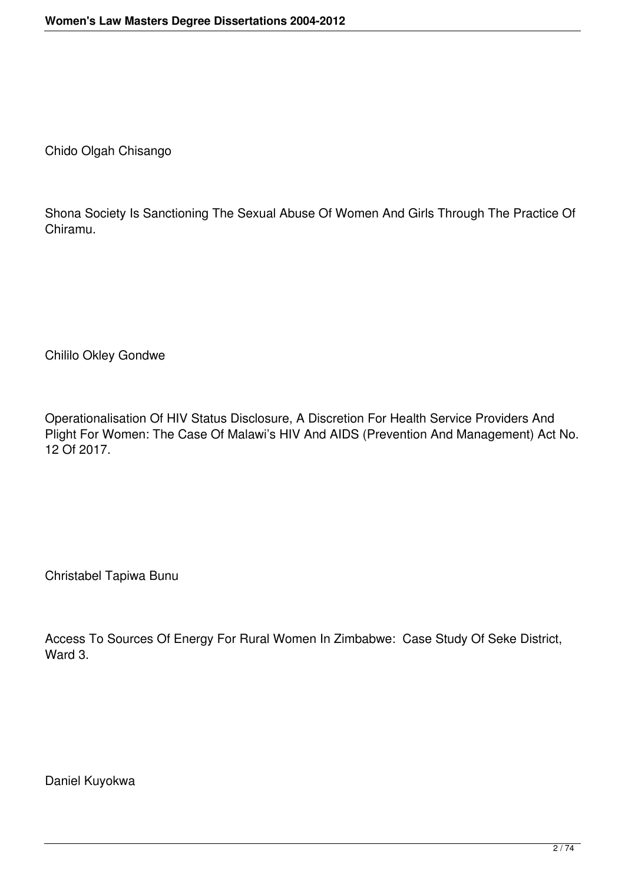Chido Olgah Chisango

Shona Society Is Sanctioning The Sexual Abuse Of Women And Girls Through The Practice Of Chiramu.

Chililo Okley Gondwe

Operationalisation Of HIV Status Disclosure, A Discretion For Health Service Providers And Plight For Women: The Case Of Malawi's HIV And AIDS (Prevention And Management) Act No. 12 Of 2017.

Christabel Tapiwa Bunu

Access To Sources Of Energy For Rural Women In Zimbabwe: Case Study Of Seke District, Ward 3.

Daniel Kuyokwa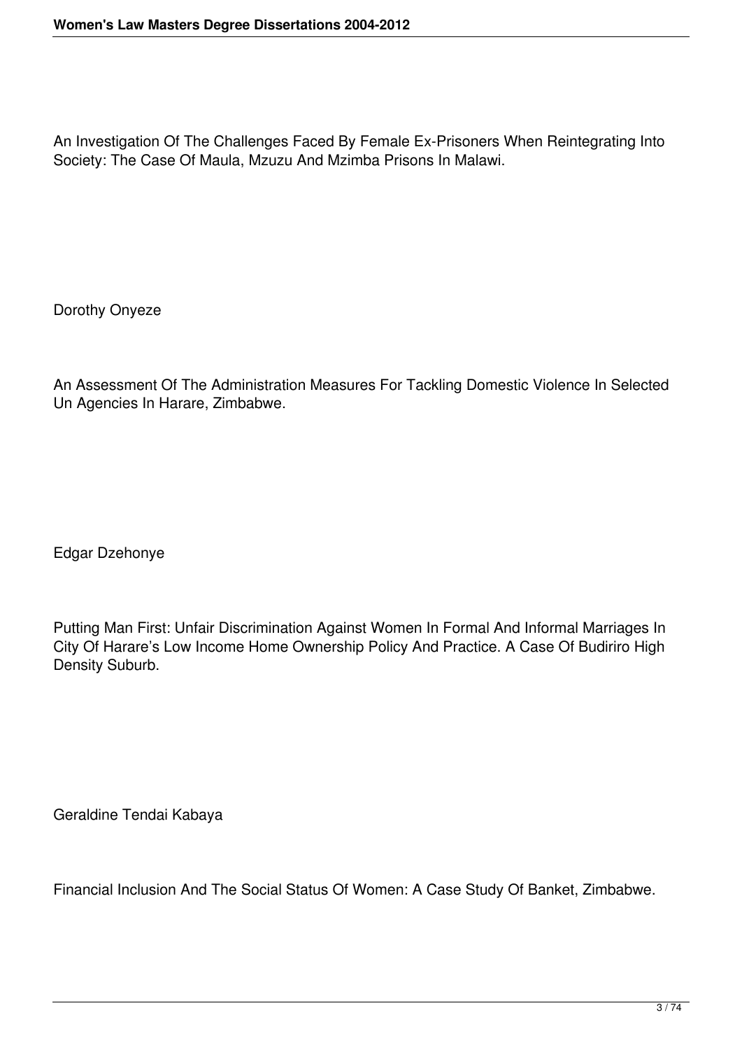An Investigation Of The Challenges Faced By Female Ex-Prisoners When Reintegrating Into Society: The Case Of Maula, Mzuzu And Mzimba Prisons In Malawi.

Dorothy Onyeze

An Assessment Of The Administration Measures For Tackling Domestic Violence In Selected Un Agencies In Harare, Zimbabwe.

Edgar Dzehonye

Putting Man First: Unfair Discrimination Against Women In Formal And Informal Marriages In City Of Harare's Low Income Home Ownership Policy And Practice. A Case Of Budiriro High Density Suburb.

Geraldine Tendai Kabaya

Financial Inclusion And The Social Status Of Women: A Case Study Of Banket, Zimbabwe.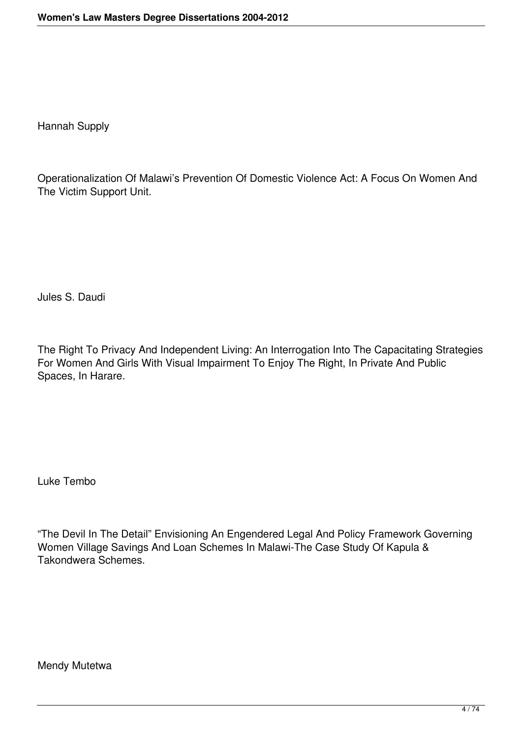Hannah Supply

Operationalization Of Malawi's Prevention Of Domestic Violence Act: A Focus On Women And The Victim Support Unit.

Jules S. Daudi

The Right To Privacy And Independent Living: An Interrogation Into The Capacitating Strategies For Women And Girls With Visual Impairment To Enjoy The Right, In Private And Public Spaces, In Harare.

Luke Tembo

"The Devil In The Detail" Envisioning An Engendered Legal And Policy Framework Governing Women Village Savings And Loan Schemes In Malawi-The Case Study Of Kapula & Takondwera Schemes.

Mendy Mutetwa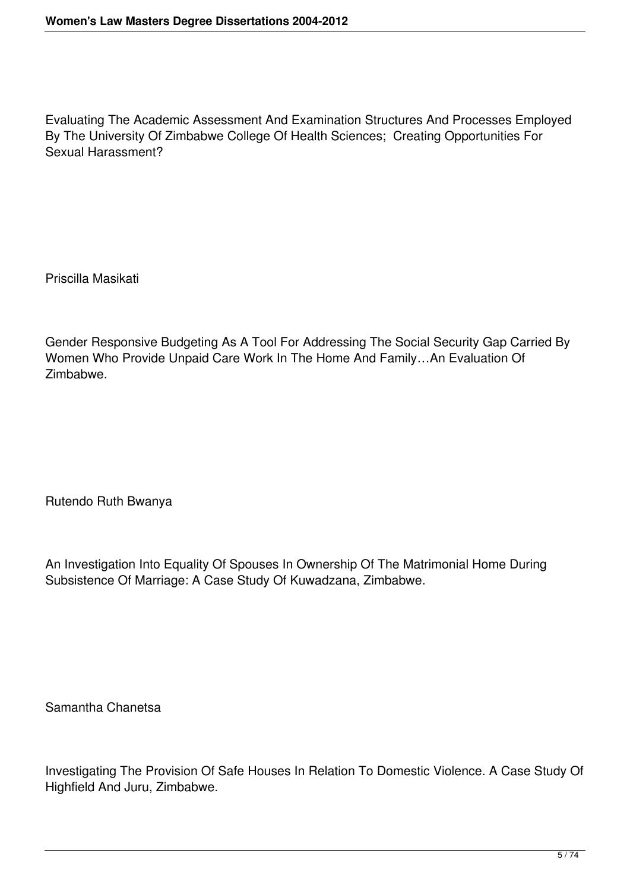Evaluating The Academic Assessment And Examination Structures And Processes Employed By The University Of Zimbabwe College Of Health Sciences; Creating Opportunities For Sexual Harassment?

Priscilla Masikati

Gender Responsive Budgeting As A Tool For Addressing The Social Security Gap Carried By Women Who Provide Unpaid Care Work In The Home And Family…An Evaluation Of Zimbabwe.

Rutendo Ruth Bwanya

An Investigation Into Equality Of Spouses In Ownership Of The Matrimonial Home During Subsistence Of Marriage: A Case Study Of Kuwadzana, Zimbabwe.

Samantha Chanetsa

Investigating The Provision Of Safe Houses In Relation To Domestic Violence. A Case Study Of Highfield And Juru, Zimbabwe.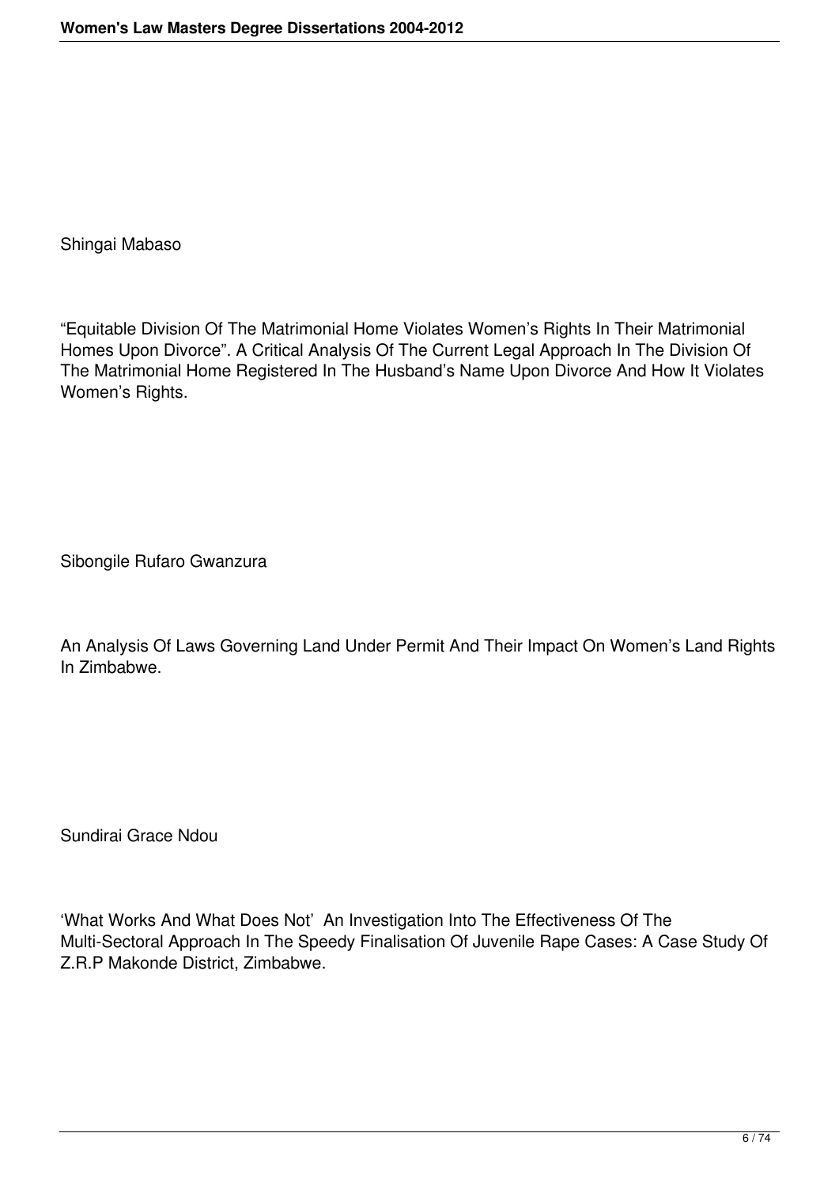Shingai Mabaso

“Equitable Division Of The Matrimonial Home Violates Women’s Rights In Their Matrimonial Homes Upon Divorce”. A Critical Analysis Of The Current Legal Approach In The Division Of The Matrimonial Home Registered In The Husband’s Name Upon Divorce And How It Violates Women’s Rights.

Sibongile Rufaro Gwanzura

An Analysis Of Laws Governing Land Under Permit And Their Impact On Women’s Land Rights In Zimbabwe.

Sundirai Grace Ndou

‘What Works And What Does Not’ An Investigation Into The Effectiveness Of The Multi-Sectoral Approach In The Speedy Finalisation Of Juvenile Rape Cases: A Case Study Of Z.R.P Makonde District, Zimbabwe.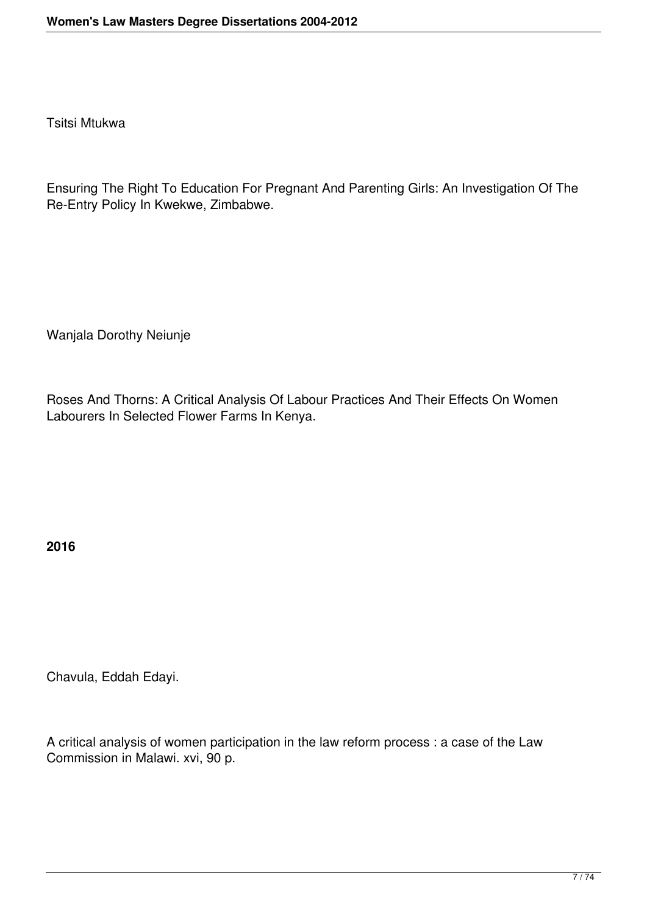Tsitsi Mtukwa

Ensuring The Right To Education For Pregnant And Parenting Girls: An Investigation Of The Re-Entry Policy In Kwekwe, Zimbabwe.

Wanjala Dorothy Neiunje

Roses And Thorns: A Critical Analysis Of Labour Practices And Their Effects On Women Labourers In Selected Flower Farms In Kenya.

**2016**

Chavula, Eddah Edayi.

A critical analysis of women participation in the law reform process : a case of the Law Commission in Malawi. xvi, 90 p.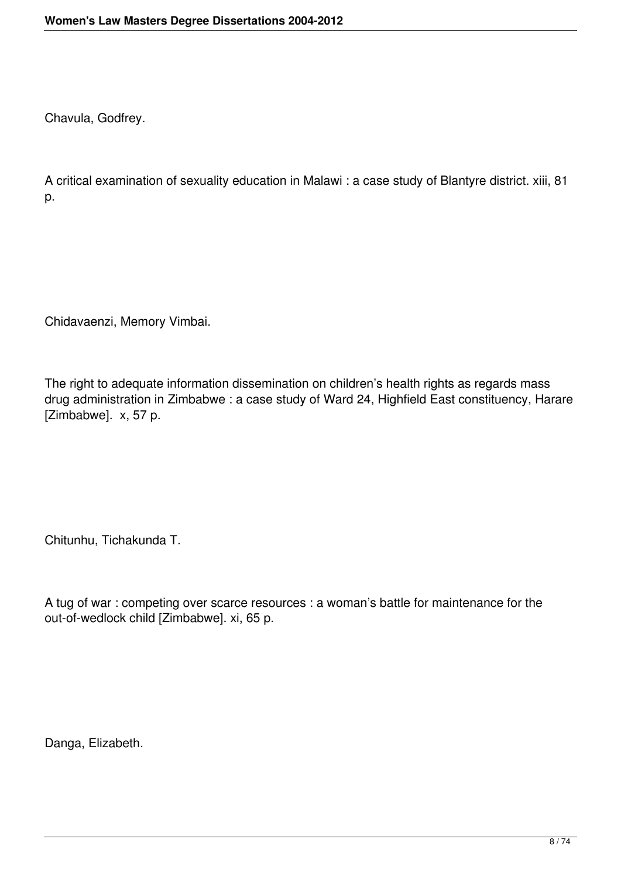Chavula, Godfrey.

A critical examination of sexuality education in Malawi : a case study of Blantyre district. xiii, 81 p.

Chidavaenzi, Memory Vimbai.

The right to adequate information dissemination on children's health rights as regards mass drug administration in Zimbabwe : a case study of Ward 24, Highfield East constituency, Harare [Zimbabwe]. x, 57 p.

Chitunhu, Tichakunda T.

A tug of war : competing over scarce resources : a woman's battle for maintenance for the out-of-wedlock child [Zimbabwe]. xi, 65 p.

Danga, Elizabeth.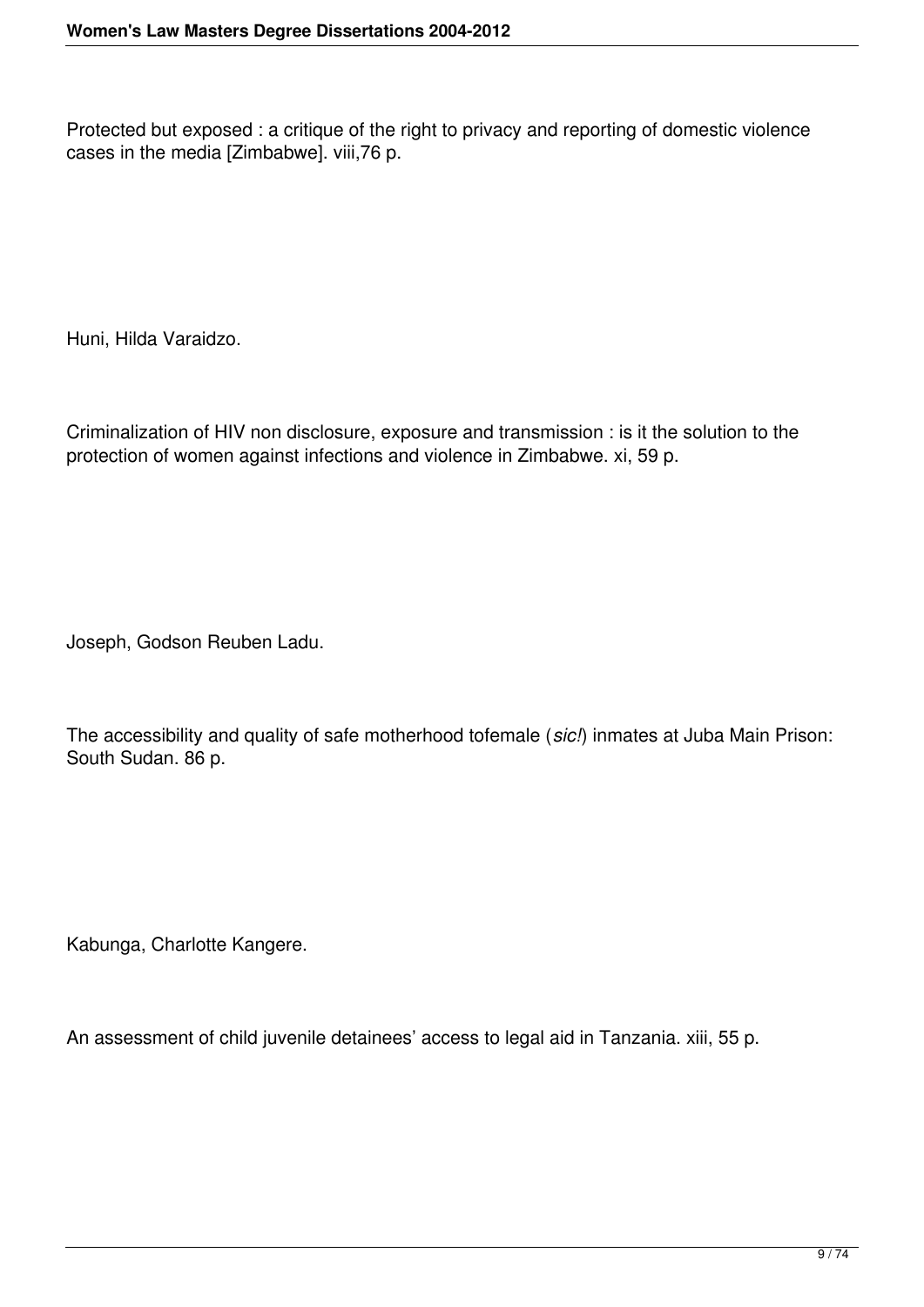Protected but exposed : a critique of the right to privacy and reporting of domestic violence cases in the media [Zimbabwe]. viii,76 p.

Huni, Hilda Varaidzo.

Criminalization of HIV non disclosure, exposure and transmission : is it the solution to the protection of women against infections and violence in Zimbabwe. xi, 59 p.

Joseph, Godson Reuben Ladu.

The accessibility and quality of safe motherhood tofemale (*sic!*) inmates at Juba Main Prison: South Sudan. 86 p.

Kabunga, Charlotte Kangere.

An assessment of child juvenile detainees' access to legal aid in Tanzania. xiii, 55 p.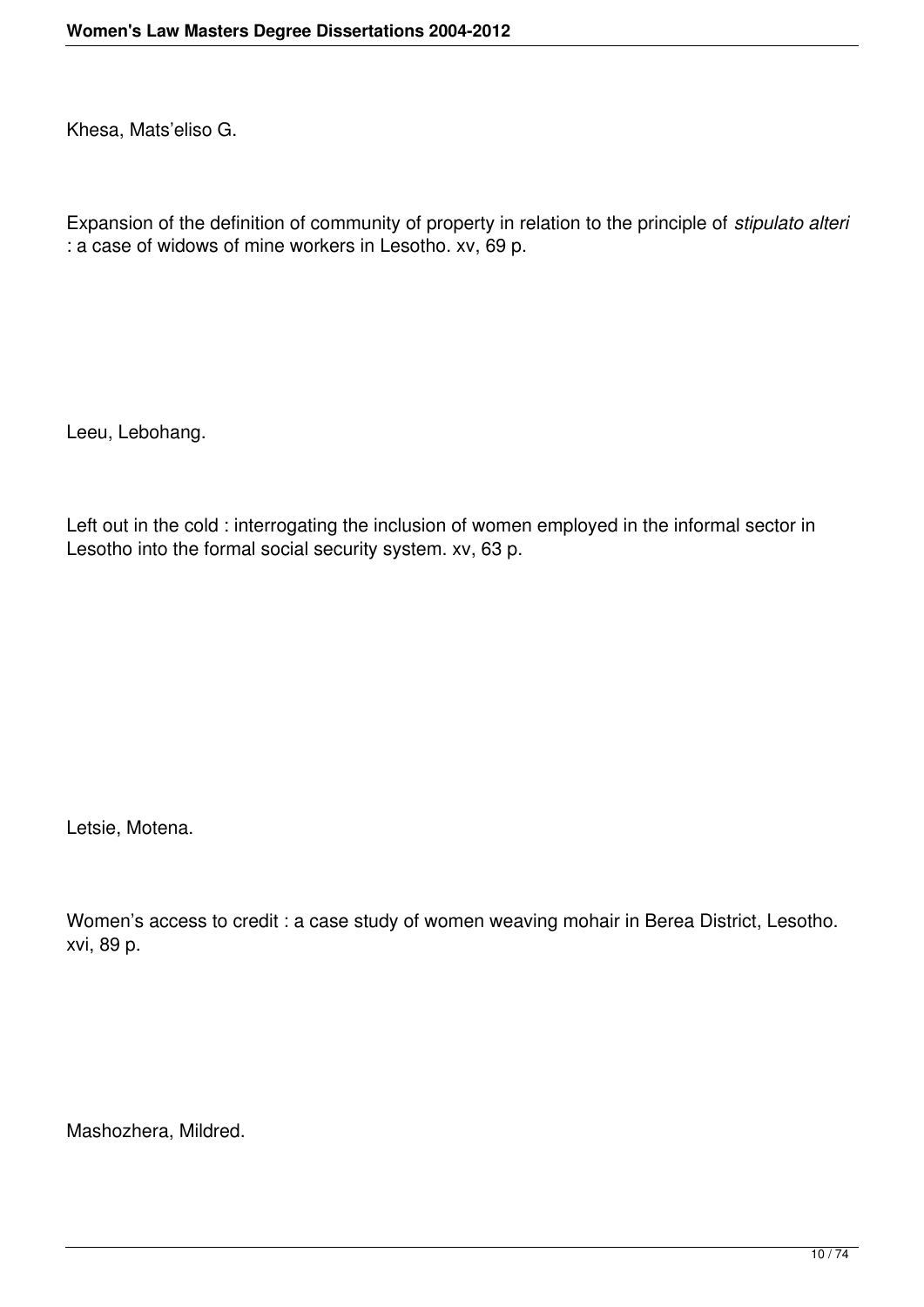Khesa, Mats'eliso G.

Expansion of the definition of community of property in relation to the principle of *stipulato alteri* : a case of widows of mine workers in Lesotho. xv, 69 p.

Leeu, Lebohang.

Left out in the cold : interrogating the inclusion of women employed in the informal sector in Lesotho into the formal social security system. xv, 63 p.

Letsie, Motena.

Women's access to credit : a case study of women weaving mohair in Berea District, Lesotho. xvi, 89 p.

Mashozhera, Mildred.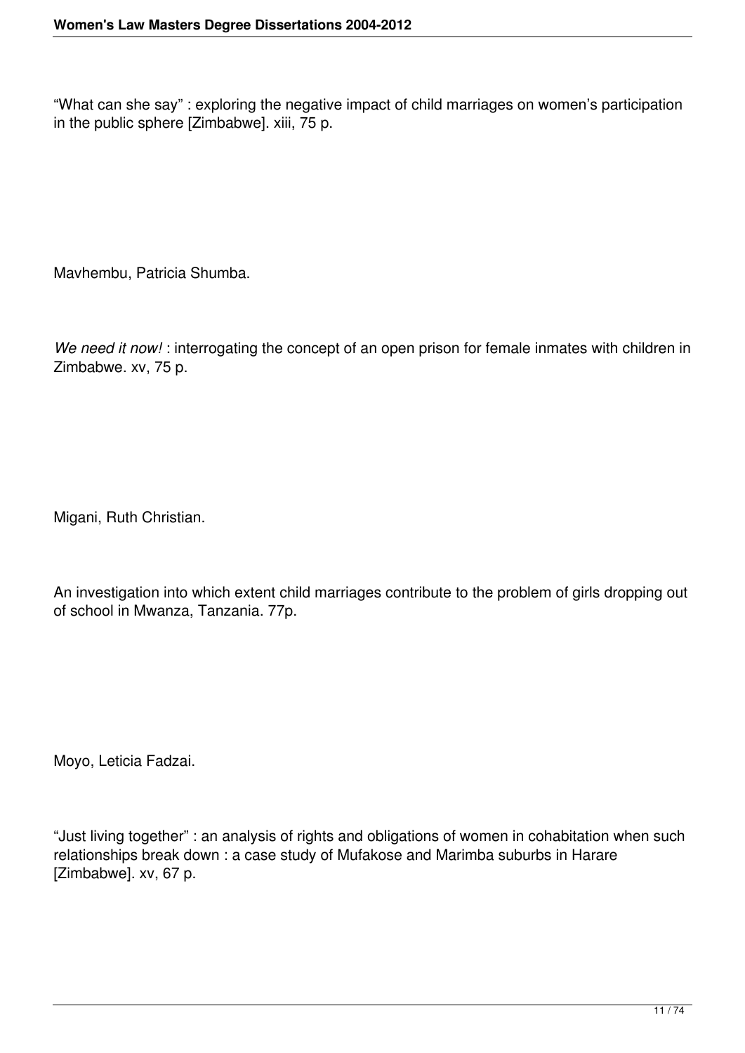“What can she say” : exploring the negative impact of child marriages on women’s participation in the public sphere [Zimbabwe]. xiii, 75 p.

Mavhembu, Patricia Shumba.

*We need it now!* : interrogating the concept of an open prison for female inmates with children in Zimbabwe. xv, 75 p.

Migani, Ruth Christian.

An investigation into which extent child marriages contribute to the problem of girls dropping out of school in Mwanza, Tanzania. 77p.

Moyo, Leticia Fadzai.

“Just living together” : an analysis of rights and obligations of women in cohabitation when such relationships break down : a case study of Mufakose and Marimba suburbs in Harare [Zimbabwe]. xv, 67 p.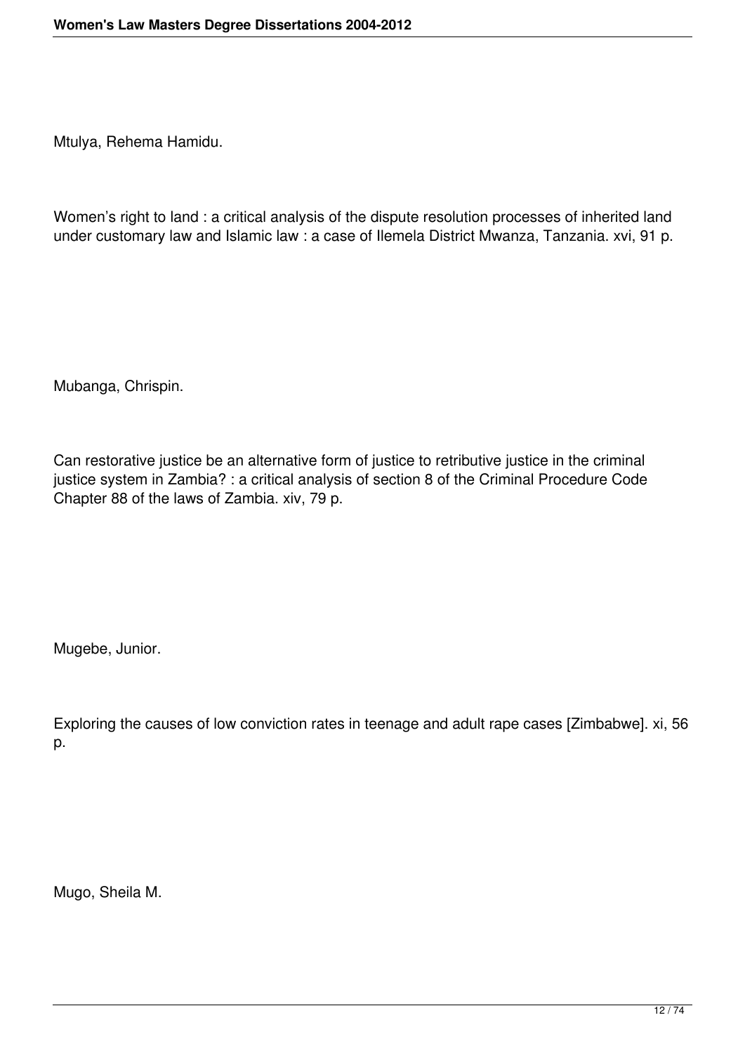Mtulya, Rehema Hamidu.

Women's right to land : a critical analysis of the dispute resolution processes of inherited land under customary law and Islamic law : a case of Ilemela District Mwanza, Tanzania. xvi, 91 p.

Mubanga, Chrispin.

Can restorative justice be an alternative form of justice to retributive justice in the criminal justice system in Zambia? : a critical analysis of section 8 of the Criminal Procedure Code Chapter 88 of the laws of Zambia. xiv, 79 p.

Mugebe, Junior.

Exploring the causes of low conviction rates in teenage and adult rape cases [Zimbabwe]. xi, 56 p.

Mugo, Sheila M.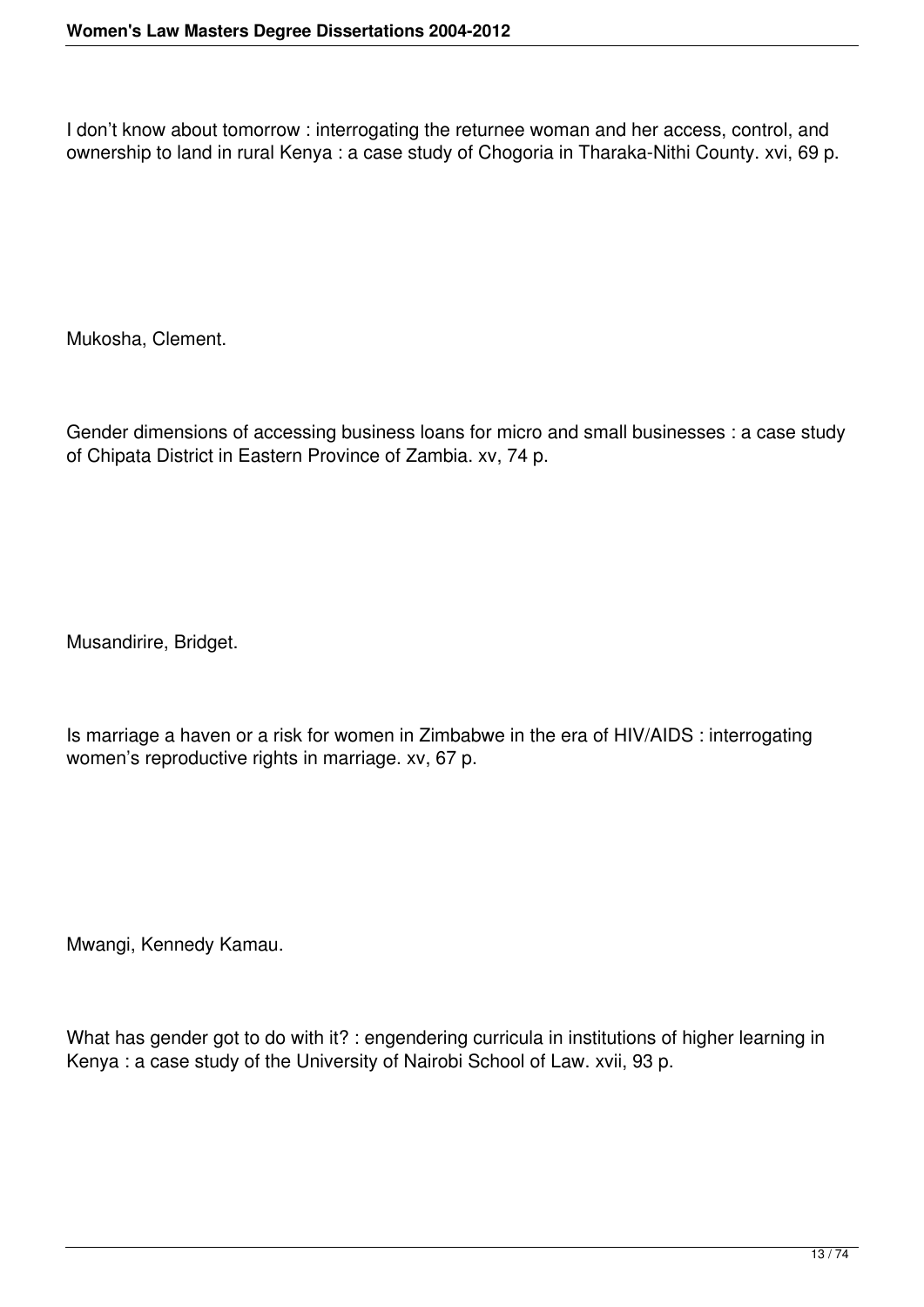I don’t know about tomorrow : interrogating the returnee woman and her access, control, and ownership to land in rural Kenya : a case study of Chogoria in Tharaka-Nithi County. xvi, 69 p.

Mukosha, Clement.

Gender dimensions of accessing business loans for micro and small businesses : a case study of Chipata District in Eastern Province of Zambia. xv, 74 p.

Musandirire, Bridget.

Is marriage a haven or a risk for women in Zimbabwe in the era of HIV/AIDS : interrogating women’s reproductive rights in marriage. xv, 67 p.

Mwangi, Kennedy Kamau.

What has gender got to do with it? : engendering curricula in institutions of higher learning in Kenya : a case study of the University of Nairobi School of Law. xvii, 93 p.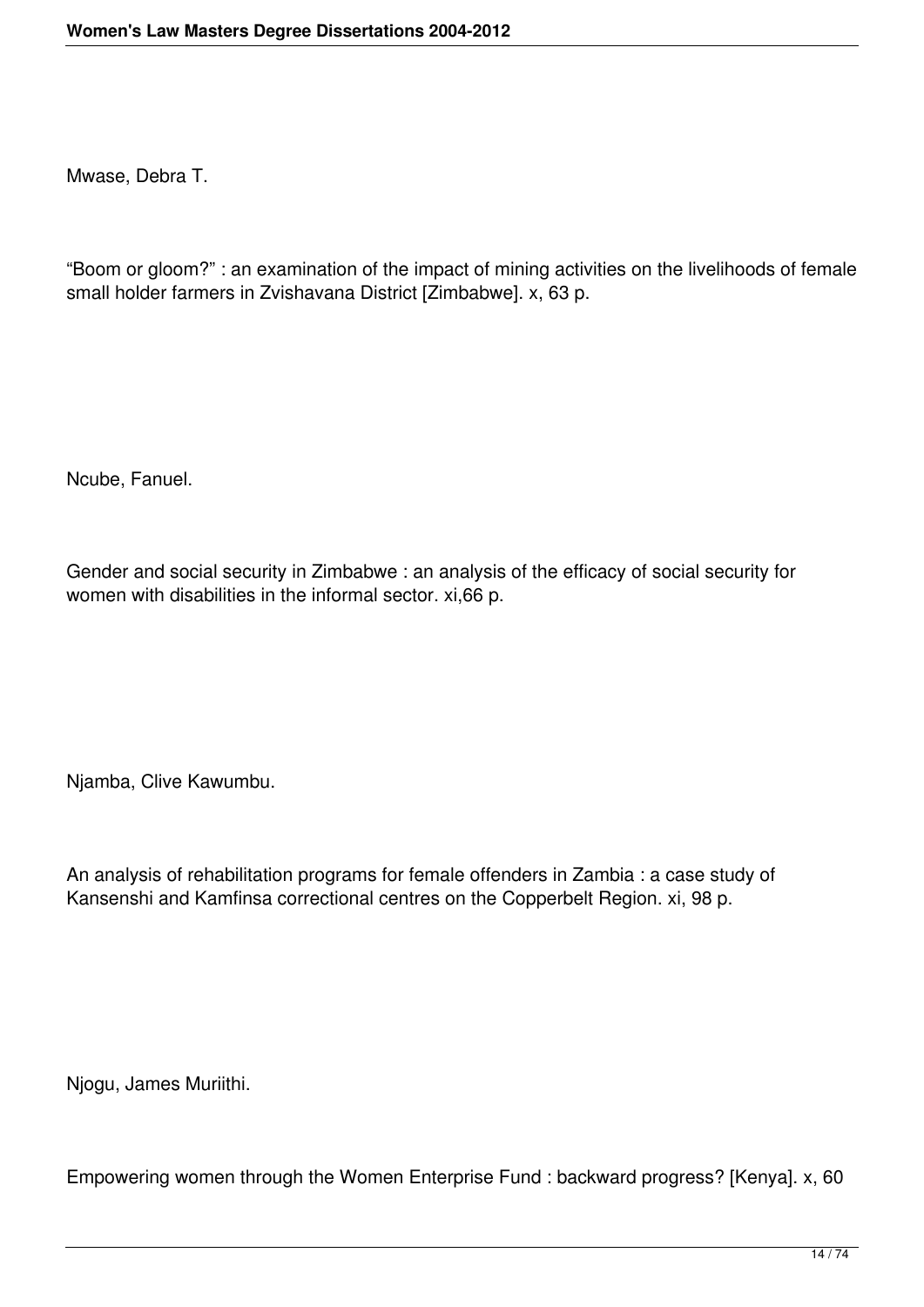Mwase, Debra T.

“Boom or gloom?” : an examination of the impact of mining activities on the livelihoods of female small holder farmers in Zvishavana District [Zimbabwe]. x, 63 p.

Ncube, Fanuel.

Gender and social security in Zimbabwe : an analysis of the efficacy of social security for women with disabilities in the informal sector. xi,66 p.

Njamba, Clive Kawumbu.

An analysis of rehabilitation programs for female offenders in Zambia : a case study of Kansenshi and Kamfinsa correctional centres on the Copperbelt Region. xi, 98 p.

Njogu, James Muriithi.

Empowering women through the Women Enterprise Fund : backward progress? [Kenya]. x, 60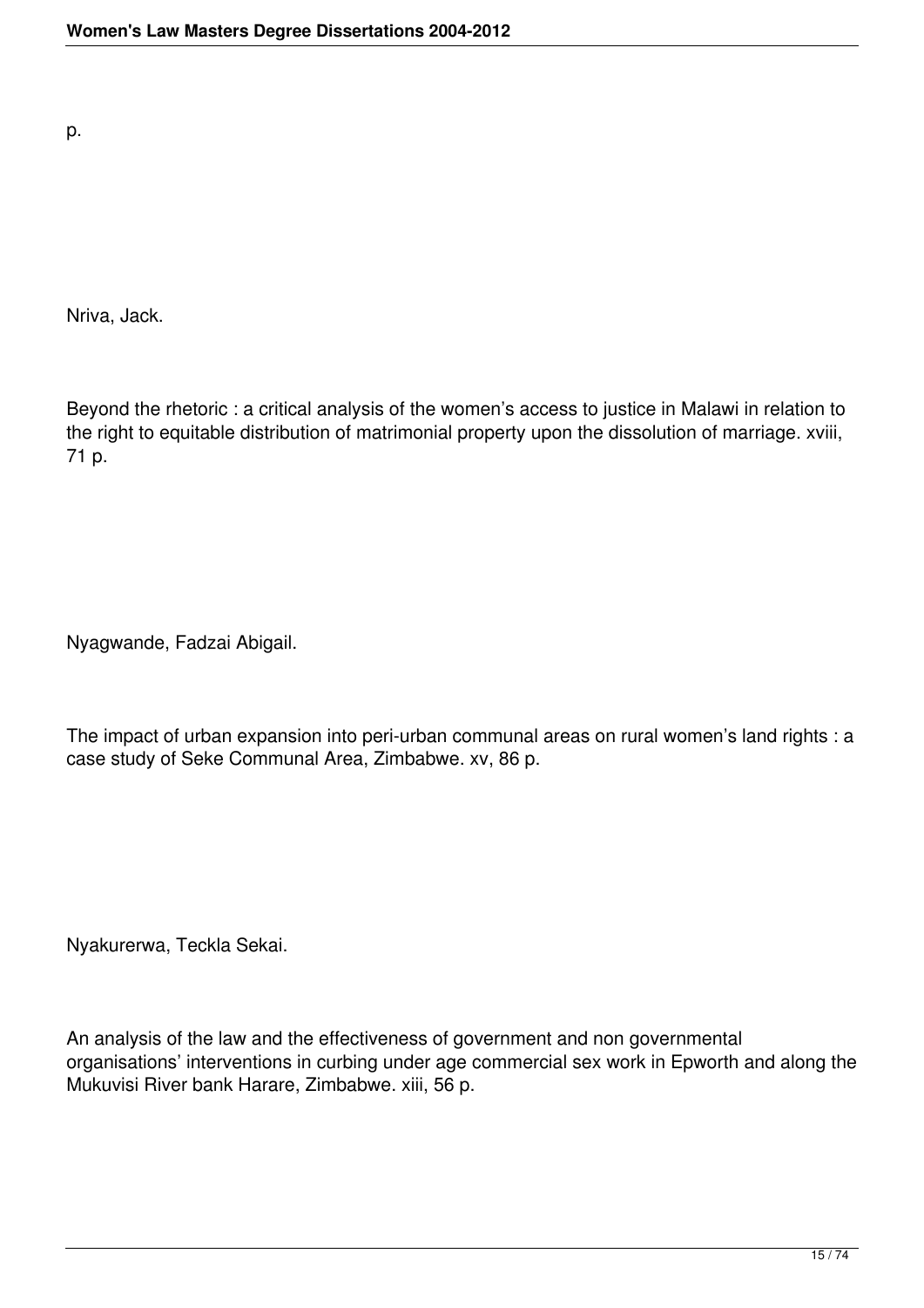p.

Nriva, Jack.

Beyond the rhetoric : a critical analysis of the women's access to justice in Malawi in relation to the right to equitable distribution of matrimonial property upon the dissolution of marriage. xviii, 71 p.

Nyagwande, Fadzai Abigail.

The impact of urban expansion into peri-urban communal areas on rural women's land rights : a case study of Seke Communal Area, Zimbabwe. xv, 86 p.

Nyakurerwa, Teckla Sekai.

An analysis of the law and the effectiveness of government and non governmental organisations' interventions in curbing under age commercial sex work in Epworth and along the Mukuvisi River bank Harare, Zimbabwe. xiii, 56 p.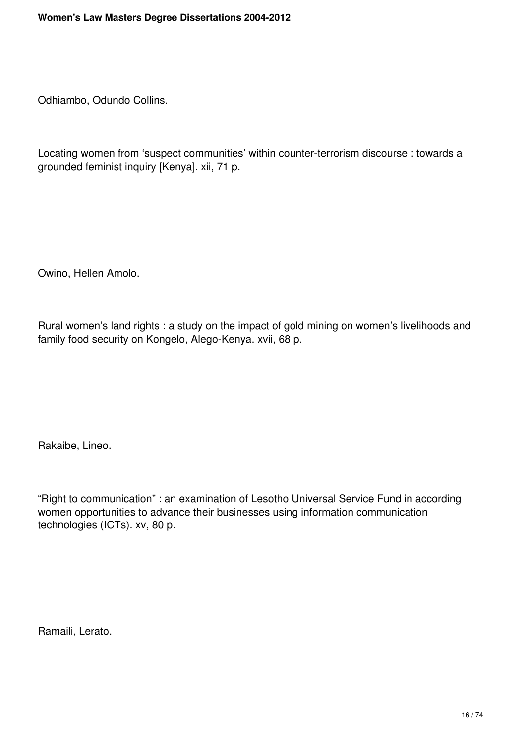Odhiambo, Odundo Collins.

Locating women from ‘suspect communities’ within counter-terrorism discourse : towards a grounded feminist inquiry [Kenya]. xii, 71 p.

Owino, Hellen Amolo.

Rural women’s land rights : a study on the impact of gold mining on women’s livelihoods and family food security on Kongelo, Alego-Kenya. xvii, 68 p.

Rakaibe, Lineo.

“Right to communication” : an examination of Lesotho Universal Service Fund in according women opportunities to advance their businesses using information communication technologies (ICTs). xv, 80 p.

Ramaili, Lerato.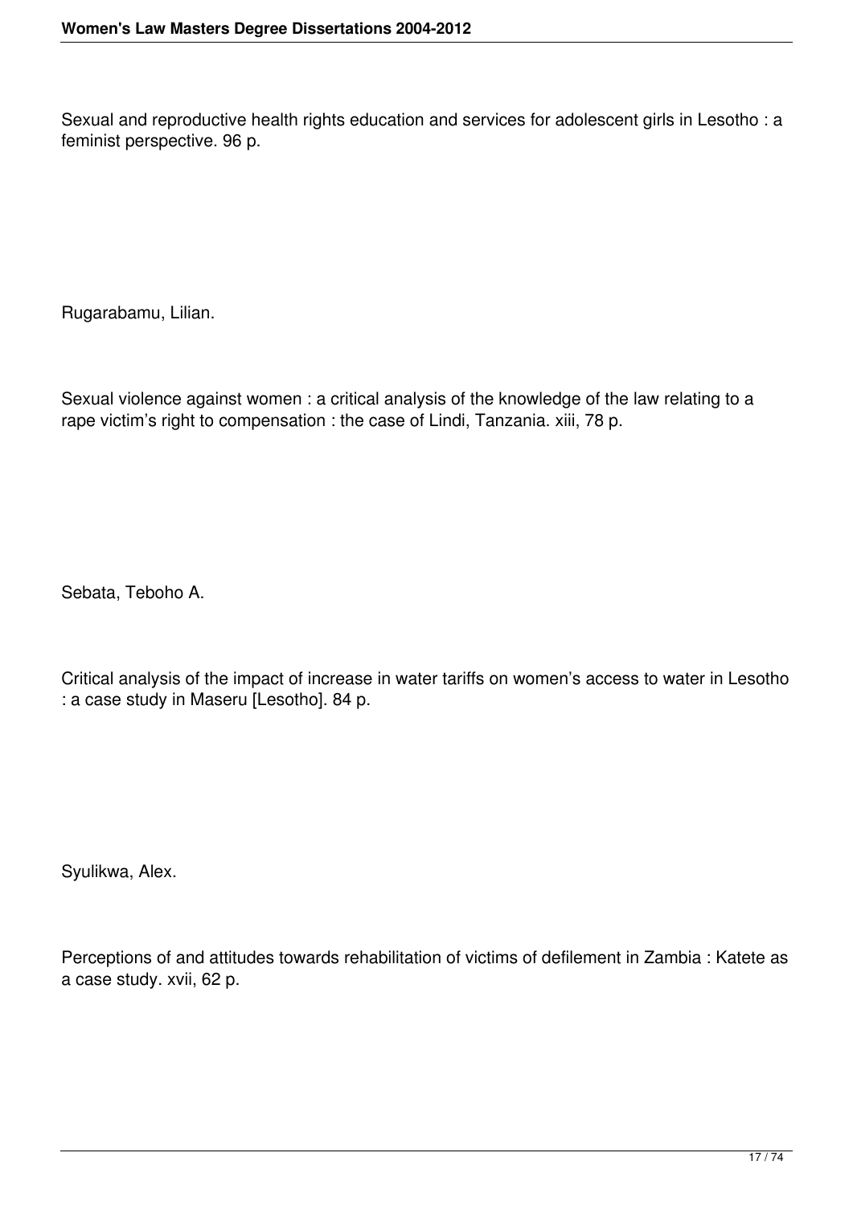Sexual and reproductive health rights education and services for adolescent girls in Lesotho : a feminist perspective. 96 p.

Rugarabamu, Lilian.

Sexual violence against women : a critical analysis of the knowledge of the law relating to a rape victim's right to compensation : the case of Lindi, Tanzania. xiii, 78 p.

Sebata, Teboho A.

Critical analysis of the impact of increase in water tariffs on women's access to water in Lesotho : a case study in Maseru [Lesotho]. 84 p.

Syulikwa, Alex.

Perceptions of and attitudes towards rehabilitation of victims of defilement in Zambia : Katete as a case study. xvii, 62 p.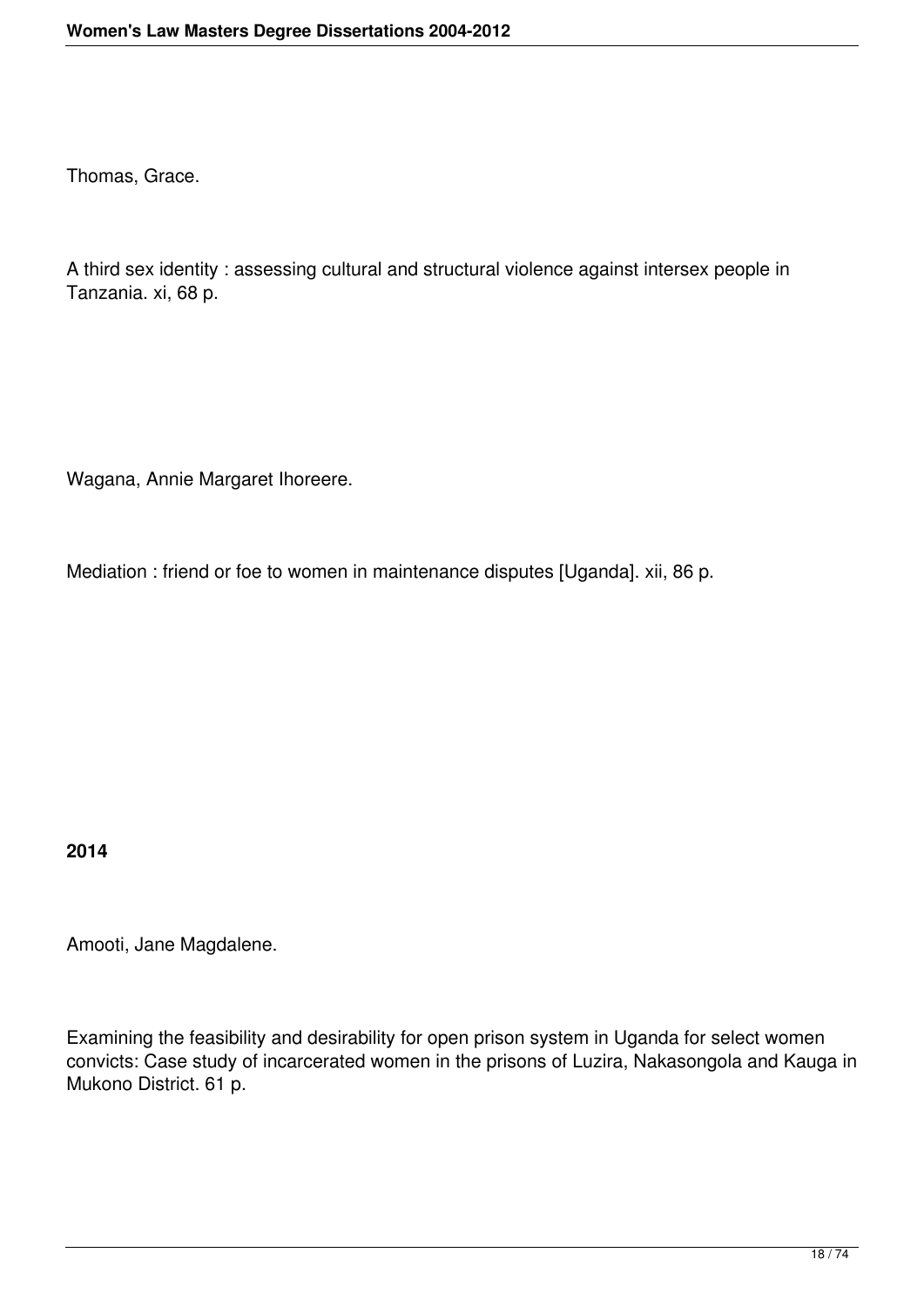Thomas, Grace.

A third sex identity : assessing cultural and structural violence against intersex people in Tanzania. xi, 68 p.

Wagana, Annie Margaret Ihoreere.

Mediation : friend or foe to women in maintenance disputes [Uganda]. xii, 86 p.

**2014**

Amooti, Jane Magdalene.

Examining the feasibility and desirability for open prison system in Uganda for select women convicts: Case study of incarcerated women in the prisons of Luzira, Nakasongola and Kauga in Mukono District. 61 p.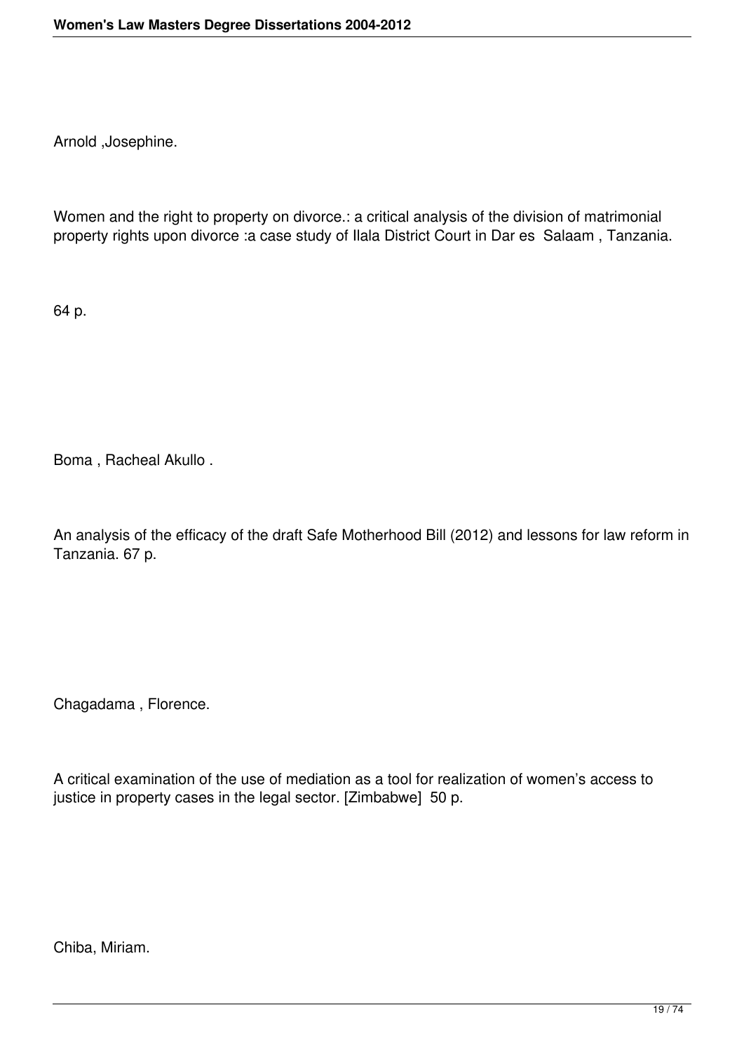Arnold ,Josephine.

Women and the right to property on divorce.: a critical analysis of the division of matrimonial property rights upon divorce :a case study of Ilala District Court in Dar es Salaam , Tanzania.

64 p.

Boma , Racheal Akullo .

An analysis of the efficacy of the draft Safe Motherhood Bill (2012) and lessons for law reform in Tanzania. 67 p.

Chagadama , Florence.

A critical examination of the use of mediation as a tool for realization of women's access to justice in property cases in the legal sector. [Zimbabwe] 50 p.

Chiba, Miriam.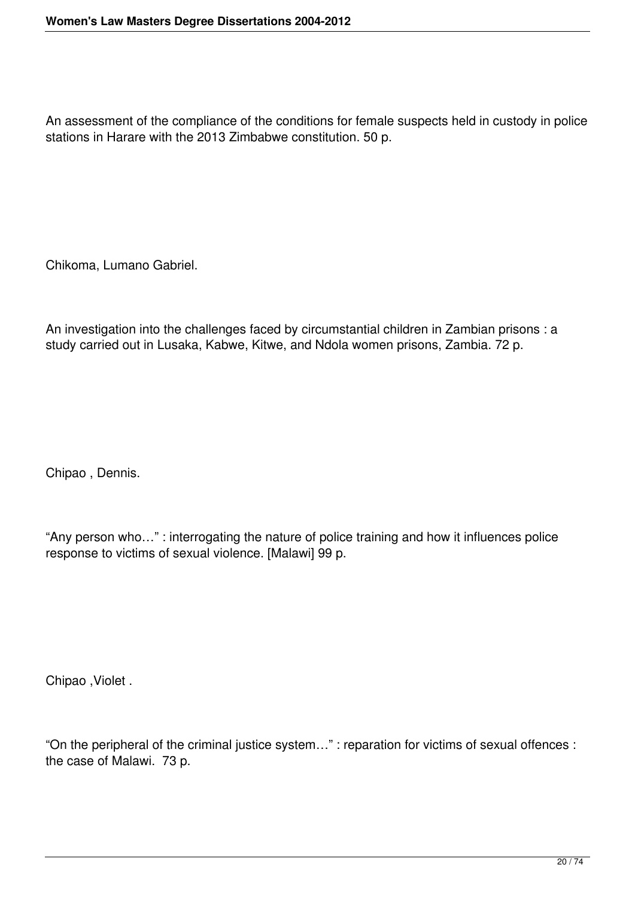An assessment of the compliance of the conditions for female suspects held in custody in police stations in Harare with the 2013 Zimbabwe constitution. 50 p.

Chikoma, Lumano Gabriel.

An investigation into the challenges faced by circumstantial children in Zambian prisons : a study carried out in Lusaka, Kabwe, Kitwe, and Ndola women prisons, Zambia. 72 p.

Chipao , Dennis.

"Any person who…" : interrogating the nature of police training and how it influences police response to victims of sexual violence. [Malawi] 99 p.

Chipao ,Violet .

"On the peripheral of the criminal justice system…" : reparation for victims of sexual offences : the case of Malawi. 73 p.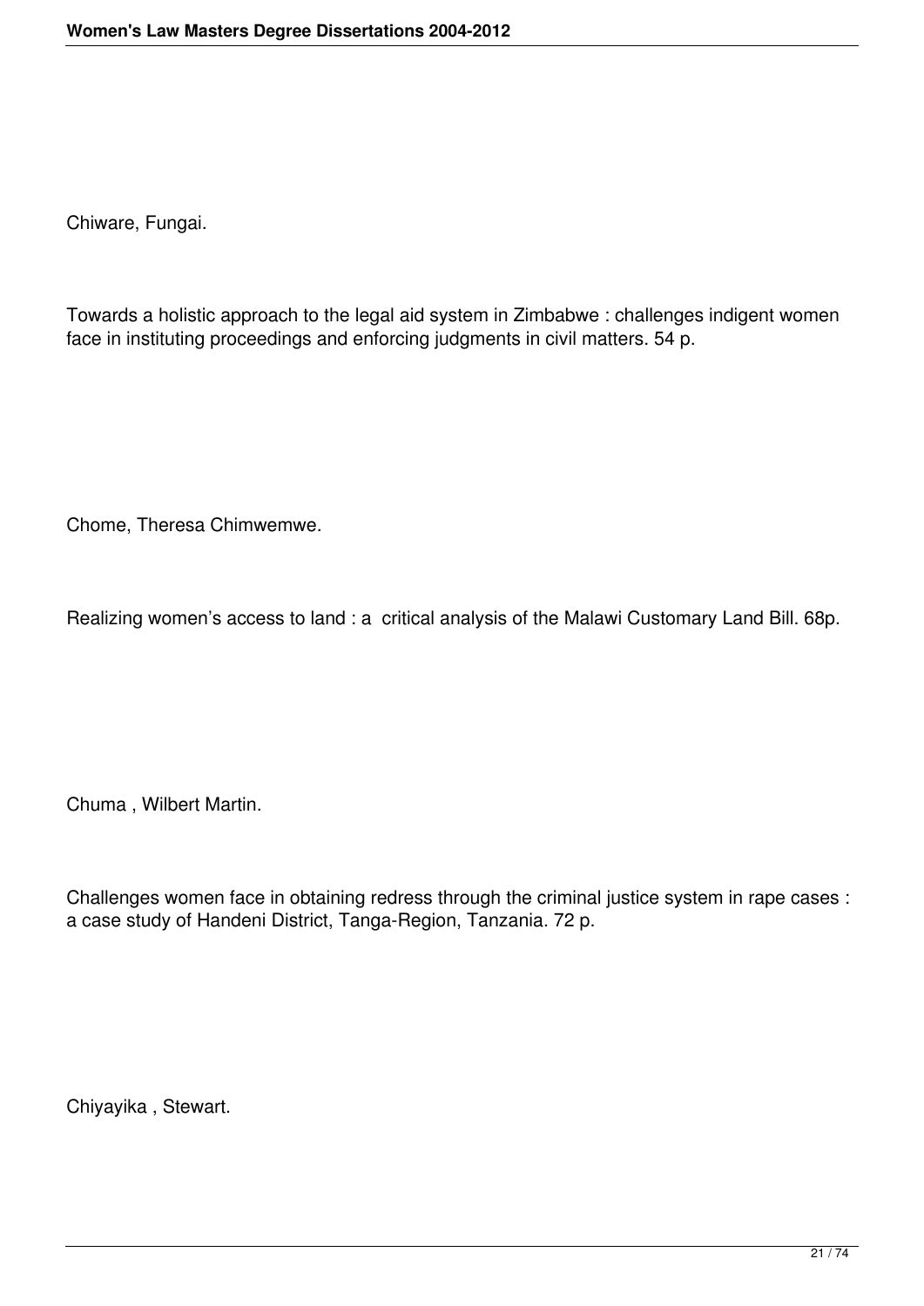Chiware, Fungai.

Towards a holistic approach to the legal aid system in Zimbabwe : challenges indigent women face in instituting proceedings and enforcing judgments in civil matters. 54 p.

Chome, Theresa Chimwemwe.

Realizing women's access to land : a critical analysis of the Malawi Customary Land Bill. 68p.

Chuma , Wilbert Martin.

Challenges women face in obtaining redress through the criminal justice system in rape cases : a case study of Handeni District, Tanga-Region, Tanzania. 72 p.

Chiyayika , Stewart.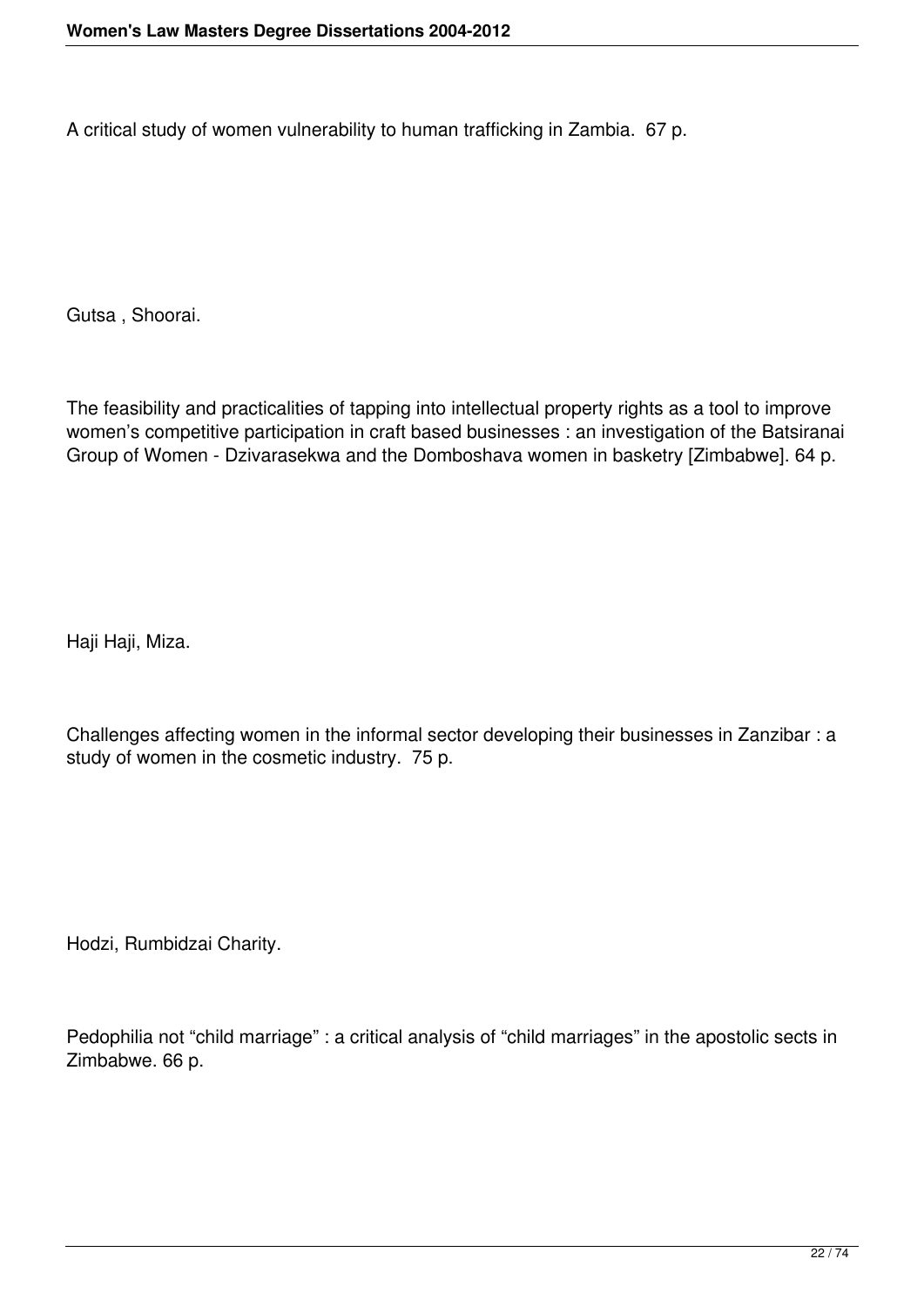A critical study of women vulnerability to human trafficking in Zambia. 67 p.

Gutsa , Shoorai.

The feasibility and practicalities of tapping into intellectual property rights as a tool to improve women's competitive participation in craft based businesses : an investigation of the Batsiranai Group of Women - Dzivarasekwa and the Domboshava women in basketry [Zimbabwe]. 64 p.

Haji Haji, Miza.

Challenges affecting women in the informal sector developing their businesses in Zanzibar : a study of women in the cosmetic industry. 75 p.

Hodzi, Rumbidzai Charity.

Pedophilia not "child marriage" : a critical analysis of "child marriages" in the apostolic sects in Zimbabwe. 66 p.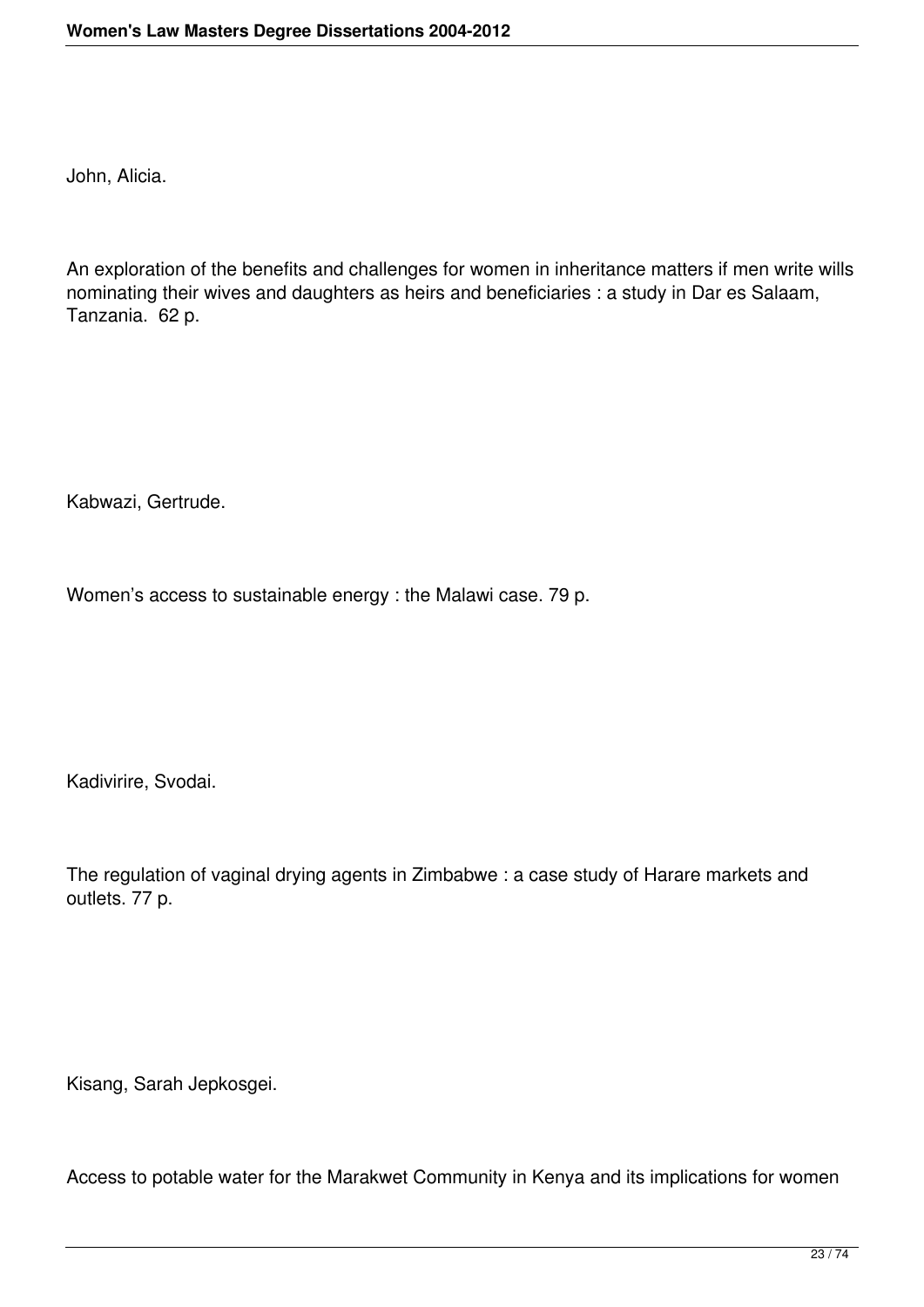John, Alicia.

An exploration of the benefits and challenges for women in inheritance matters if men write wills nominating their wives and daughters as heirs and beneficiaries : a study in Dar es Salaam, Tanzania.  62 p.

Kabwazi, Gertrude.

Women's access to sustainable energy : the Malawi case. 79 p.

Kadivirire, Svodai.

The regulation of vaginal drying agents in Zimbabwe : a case study of Harare markets and outlets. 77 p.

Kisang, Sarah Jepkosgei.

Access to potable water for the Marakwet Community in Kenya and its implications for women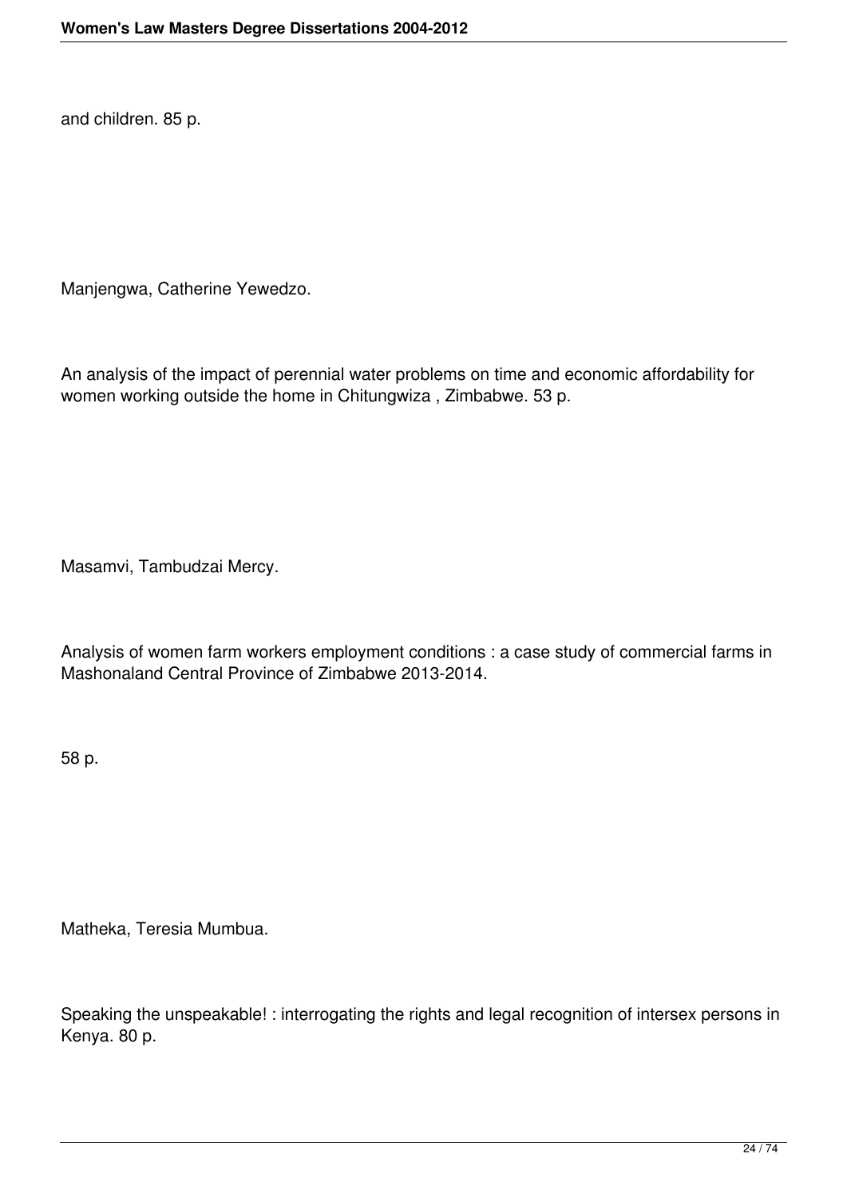and children. 85 p.

Manjengwa, Catherine Yewedzo.

An analysis of the impact of perennial water problems on time and economic affordability for women working outside the home in Chitungwiza , Zimbabwe. 53 p.

Masamvi, Tambudzai Mercy.

Analysis of women farm workers employment conditions : a case study of commercial farms in Mashonaland Central Province of Zimbabwe 2013-2014.

58 p.

Matheka, Teresia Mumbua.

Speaking the unspeakable! : interrogating the rights and legal recognition of intersex persons in Kenya. 80 p.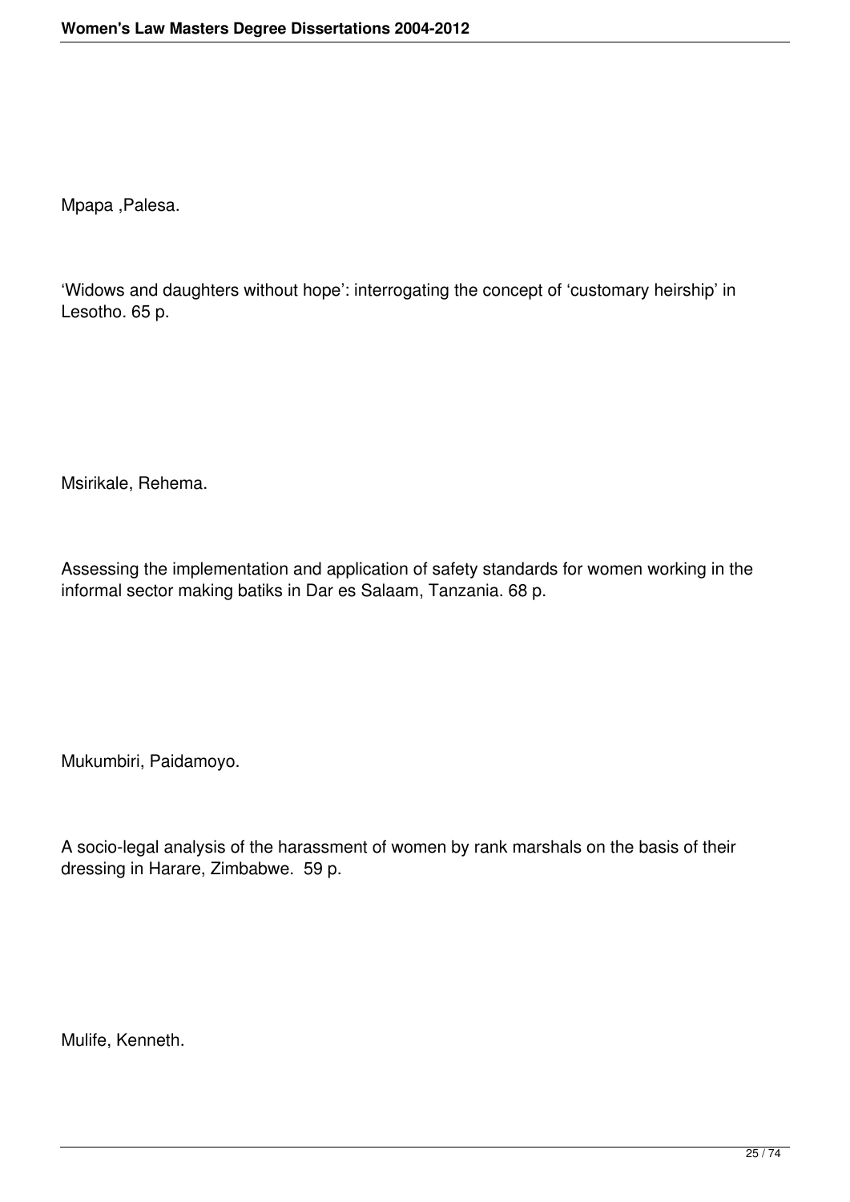Mpapa ,Palesa.

‘Widows and daughters without hope’: interrogating the concept of ‘customary heirship’ in Lesotho. 65 p.

Msirikale, Rehema.

Assessing the implementation and application of safety standards for women working in the informal sector making batiks in Dar es Salaam, Tanzania. 68 p.

Mukumbiri, Paidamoyo.

A socio-legal analysis of the harassment of women by rank marshals on the basis of their dressing in Harare, Zimbabwe. 59 p.

Mulife, Kenneth.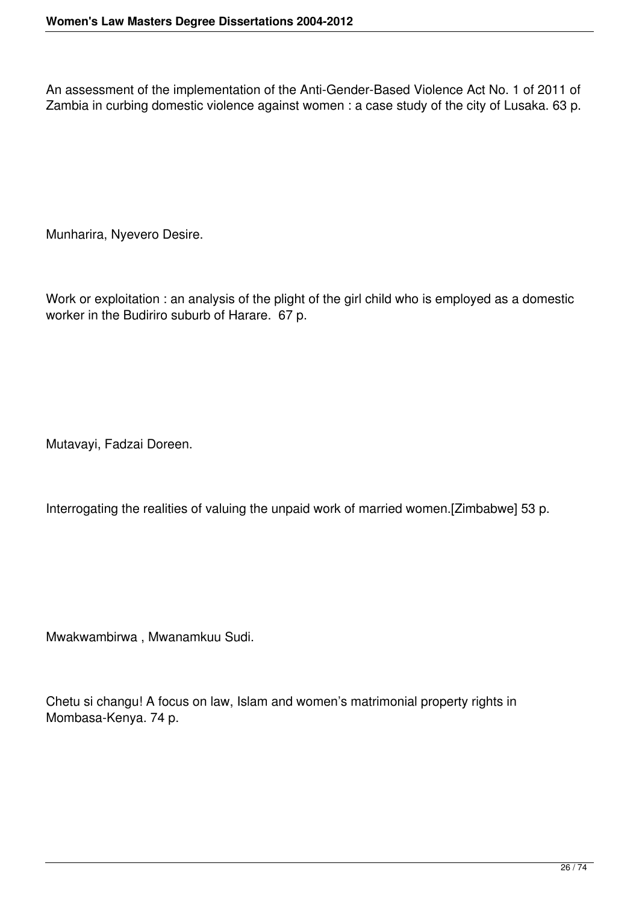An assessment of the implementation of the Anti-Gender-Based Violence Act No. 1 of 2011 of Zambia in curbing domestic violence against women : a case study of the city of Lusaka. 63 p.

Munharira, Nyevero Desire.

Work or exploitation : an analysis of the plight of the girl child who is employed as a domestic worker in the Budiriro suburb of Harare. 67 p.

Mutavayi, Fadzai Doreen.

Interrogating the realities of valuing the unpaid work of married women.[Zimbabwe] 53 p.

Mwakwambirwa , Mwanamkuu Sudi.

Chetu si changu! A focus on law, Islam and women's matrimonial property rights in Mombasa-Kenya. 74 p.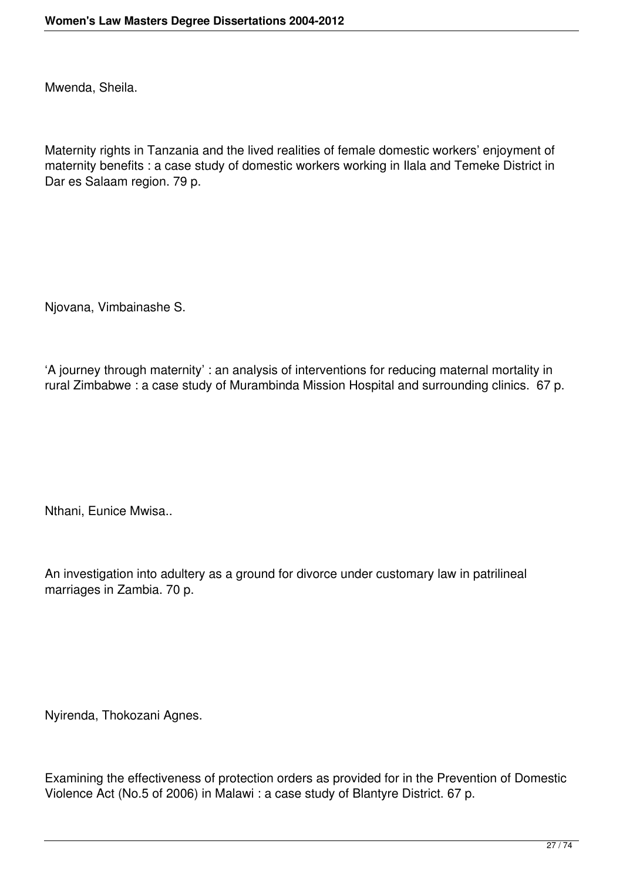Mwenda, Sheila.

Maternity rights in Tanzania and the lived realities of female domestic workers' enjoyment of maternity benefits : a case study of domestic workers working in Ilala and Temeke District in Dar es Salaam region. 79 p.

Njovana, Vimbainashe S.

'A journey through maternity' : an analysis of interventions for reducing maternal mortality in rural Zimbabwe : a case study of Murambinda Mission Hospital and surrounding clinics. 67 p.

Nthani, Eunice Mwisa..

An investigation into adultery as a ground for divorce under customary law in patrilineal marriages in Zambia. 70 p.

Nyirenda, Thokozani Agnes.

Examining the effectiveness of protection orders as provided for in the Prevention of Domestic Violence Act (No.5 of 2006) in Malawi : a case study of Blantyre District. 67 p.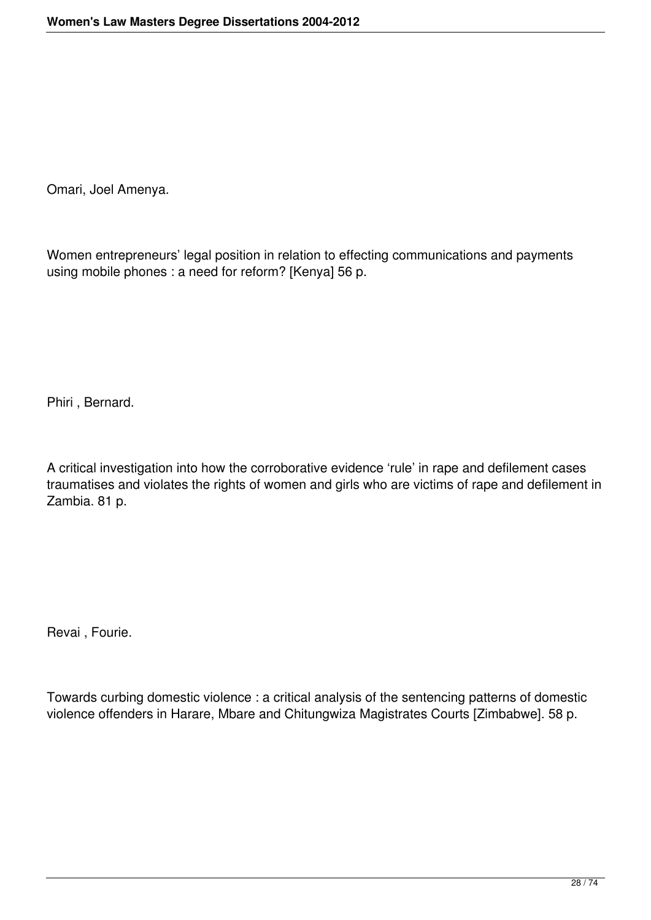Omari, Joel Amenya.

Women entrepreneurs' legal position in relation to effecting communications and payments using mobile phones : a need for reform? [Kenya] 56 p.

Phiri , Bernard.

A critical investigation into how the corroborative evidence 'rule' in rape and defilement cases traumatises and violates the rights of women and girls who are victims of rape and defilement in Zambia. 81 p.

Revai , Fourie.

Towards curbing domestic violence : a critical analysis of the sentencing patterns of domestic violence offenders in Harare, Mbare and Chitungwiza Magistrates Courts [Zimbabwe]. 58 p.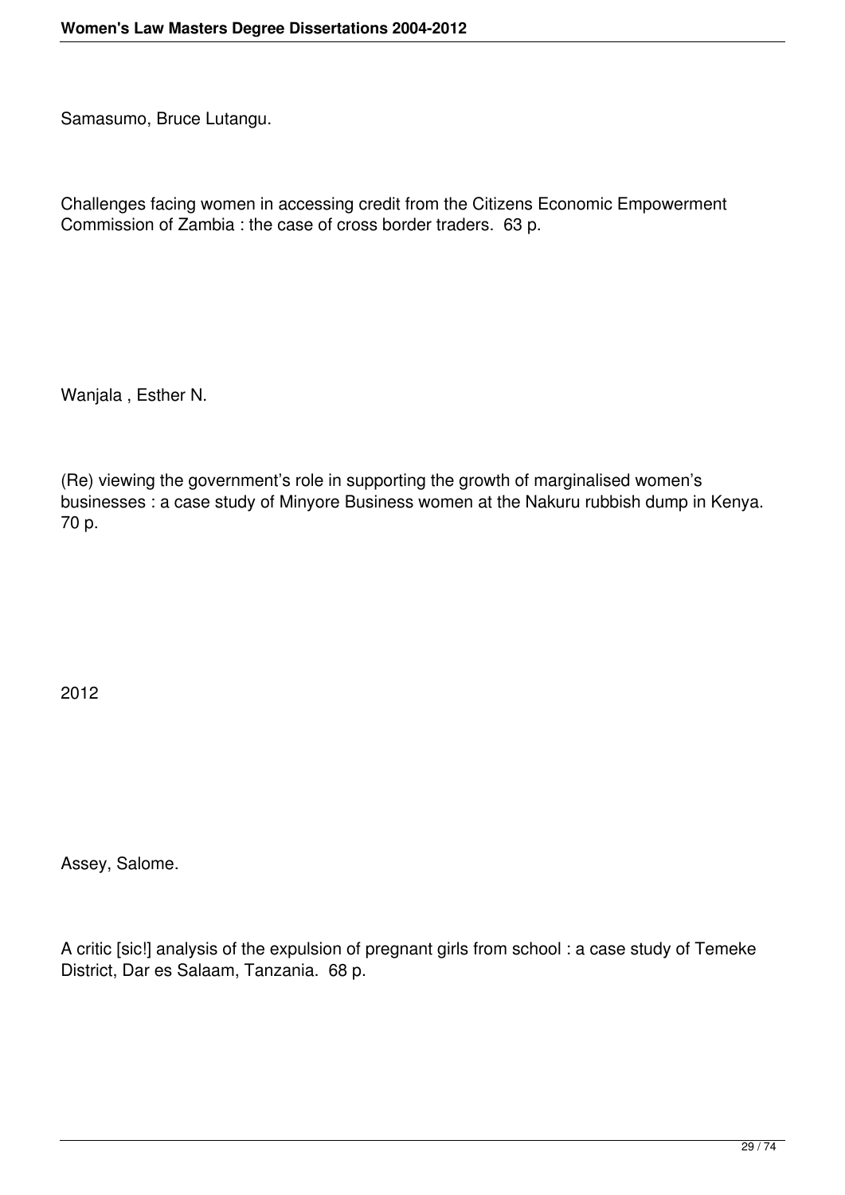Samasumo, Bruce Lutangu.

Challenges facing women in accessing credit from the Citizens Economic Empowerment Commission of Zambia : the case of cross border traders. 63 p.

Wanjala , Esther N.

(Re) viewing the government's role in supporting the growth of marginalised women's businesses : a case study of Minyore Business women at the Nakuru rubbish dump in Kenya. 70 p.

## 2012

Assey, Salome.

A critic [sic!] analysis of the expulsion of pregnant girls from school : a case study of Temeke District, Dar es Salaam, Tanzania. 68 p.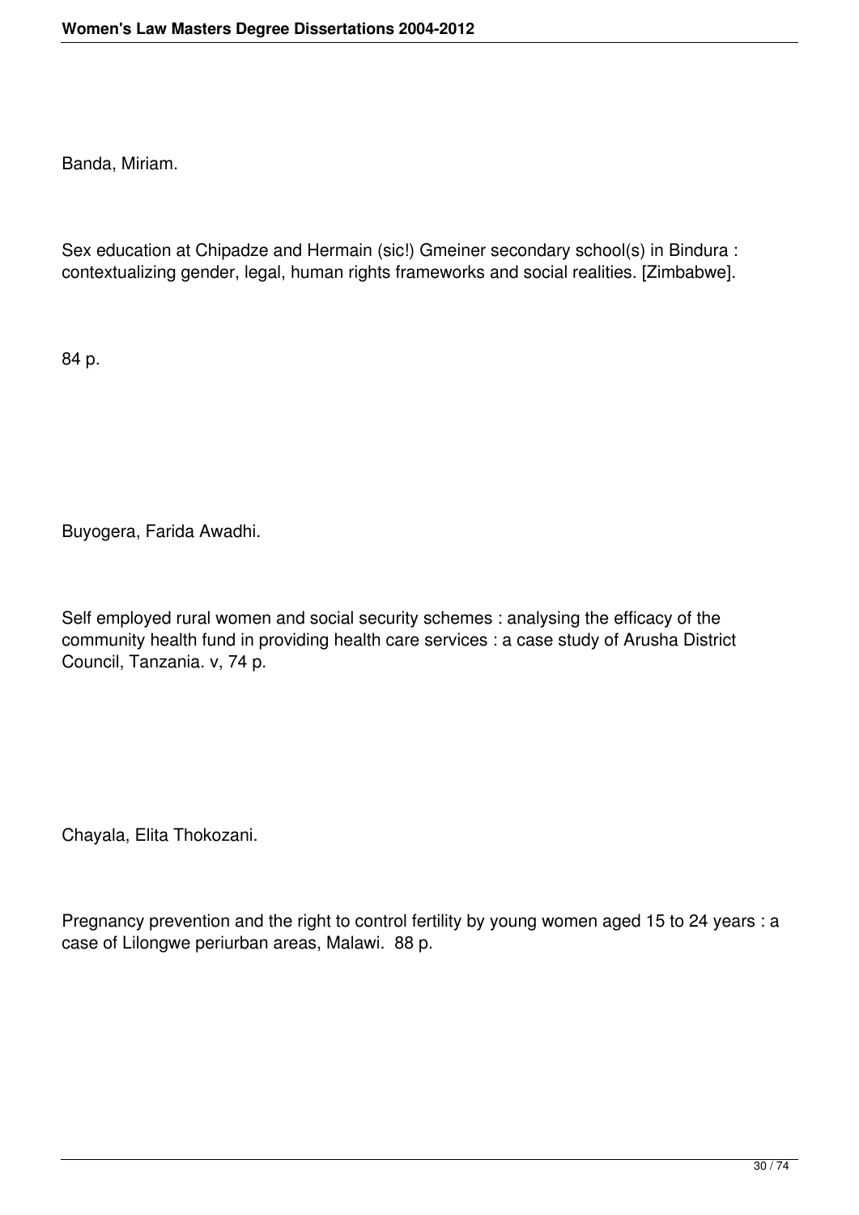Banda, Miriam.

Sex education at Chipadze and Hermain (sic!) Gmeiner secondary school(s) in Bindura : contextualizing gender, legal, human rights frameworks and social realities. [Zimbabwe].

84 p.

Buyogera, Farida Awadhi.

Self employed rural women and social security schemes : analysing the efficacy of the community health fund in providing health care services : a case study of Arusha District Council, Tanzania. v, 74 p.

Chayala, Elita Thokozani.

Pregnancy prevention and the right to control fertility by young women aged 15 to 24 years : a case of Lilongwe periurban areas, Malawi. 88 p.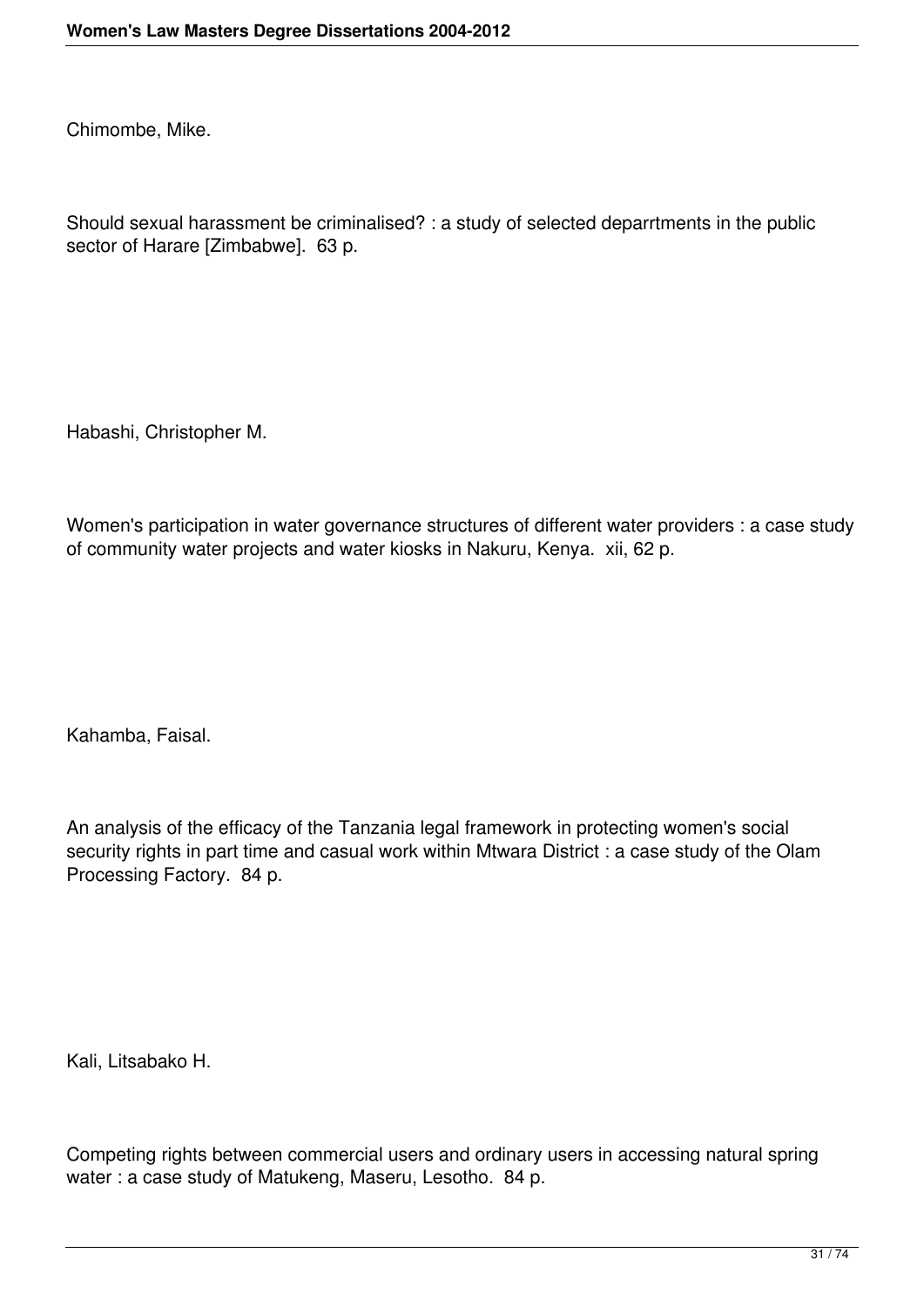Chimombe, Mike.

Should sexual harassment be criminalised? : a study of selected deparrtments in the public sector of Harare [Zimbabwe]. 63 p.

Habashi, Christopher M.

Women's participation in water governance structures of different water providers : a case study of community water projects and water kiosks in Nakuru, Kenya. xii, 62 p.

Kahamba, Faisal.

An analysis of the efficacy of the Tanzania legal framework in protecting women's social security rights in part time and casual work within Mtwara District : a case study of the Olam Processing Factory. 84 p.

Kali, Litsabako H.

Competing rights between commercial users and ordinary users in accessing natural spring water : a case study of Matukeng, Maseru, Lesotho. 84 p.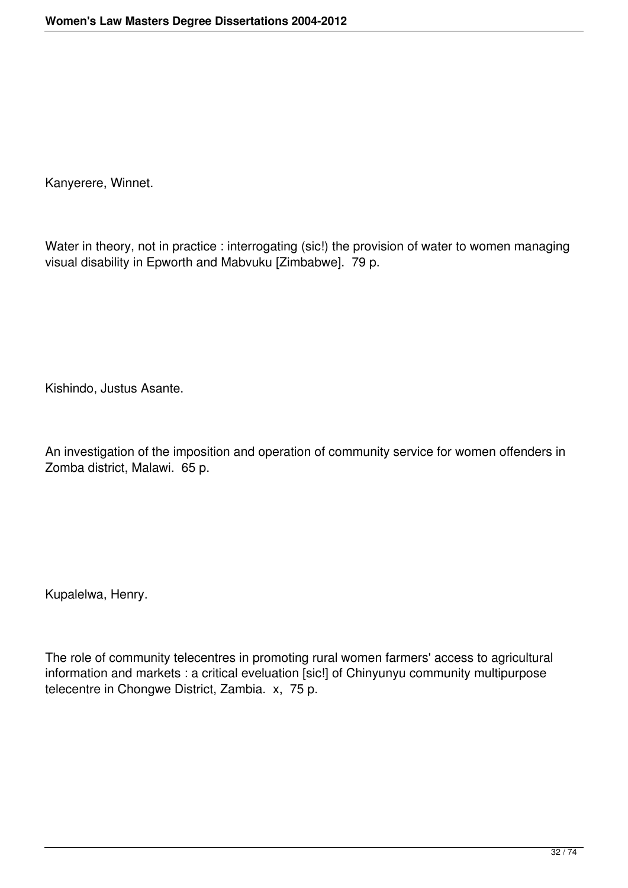Kanyerere, Winnet.

Water in theory, not in practice : interrogating (sic!) the provision of water to women managing visual disability in Epworth and Mabvuku [Zimbabwe]. 79 p.

Kishindo, Justus Asante.

An investigation of the imposition and operation of community service for women offenders in Zomba district, Malawi. 65 p.

Kupalelwa, Henry.

The role of community telecentres in promoting rural women farmers' access to agricultural information and markets : a critical eveluation [sic!] of Chinyunyu community multipurpose telecentre in Chongwe District, Zambia. x, 75 p.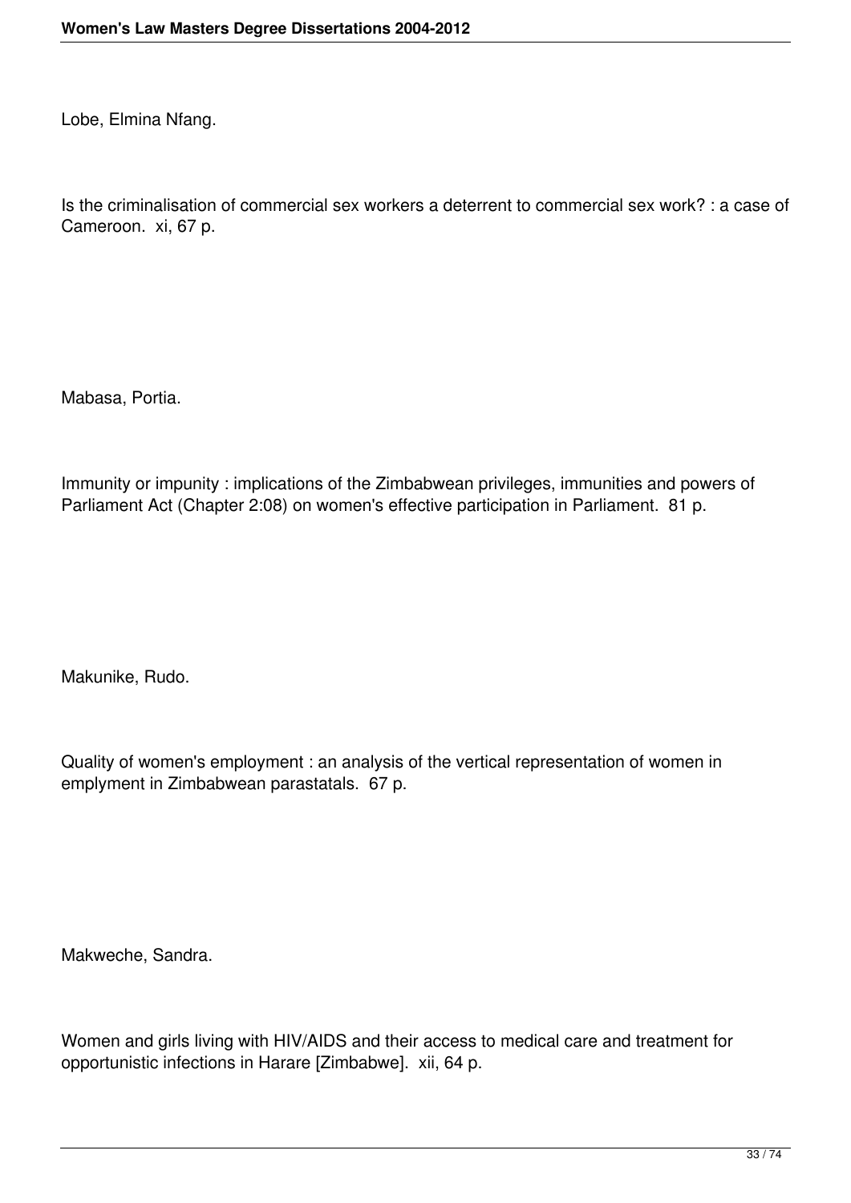Lobe, Elmina Nfang.

Is the criminalisation of commercial sex workers a deterrent to commercial sex work? : a case of Cameroon. xi, 67 p.

Mabasa, Portia.

Immunity or impunity : implications of the Zimbabwean privileges, immunities and powers of Parliament Act (Chapter 2:08) on women's effective participation in Parliament. 81 p.

Makunike, Rudo.

Quality of women's employment : an analysis of the vertical representation of women in emplyment in Zimbabwean parastatals. 67 p.

Makweche, Sandra.

Women and girls living with HIV/AIDS and their access to medical care and treatment for opportunistic infections in Harare [Zimbabwe]. xii, 64 p.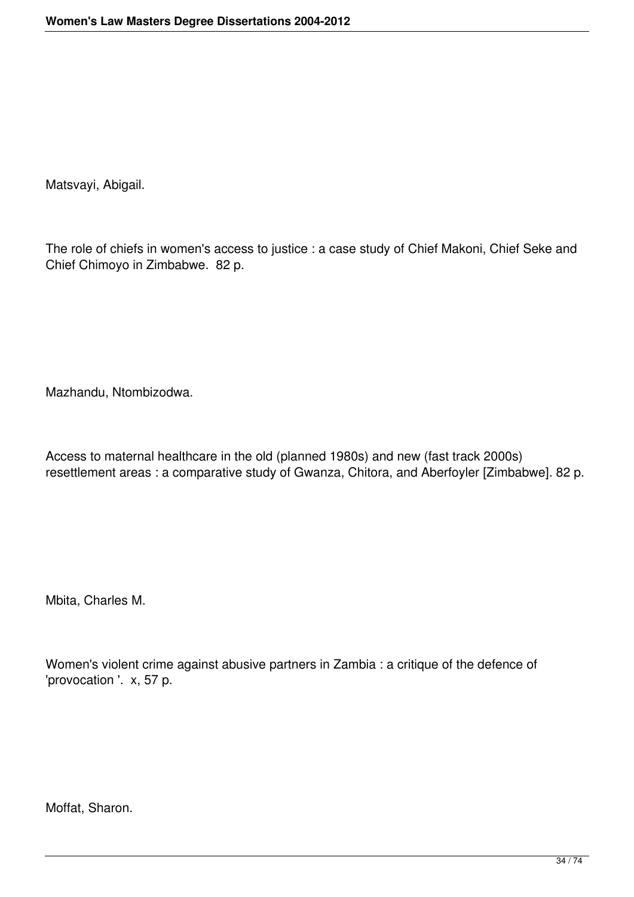Matsvayi, Abigail.

The role of chiefs in women's access to justice : a case study of Chief Makoni, Chief Seke and Chief Chimoyo in Zimbabwe. 82 p.

Mazhandu, Ntombizodwa.

Access to maternal healthcare in the old (planned 1980s) and new (fast track 2000s) resettlement areas : a comparative study of Gwanza, Chitora, and Aberfoyler [Zimbabwe]. 82 p.

Mbita, Charles M.

Women's violent crime against abusive partners in Zambia : a critique of the defence of 'provocation '. x, 57 p.

Moffat, Sharon.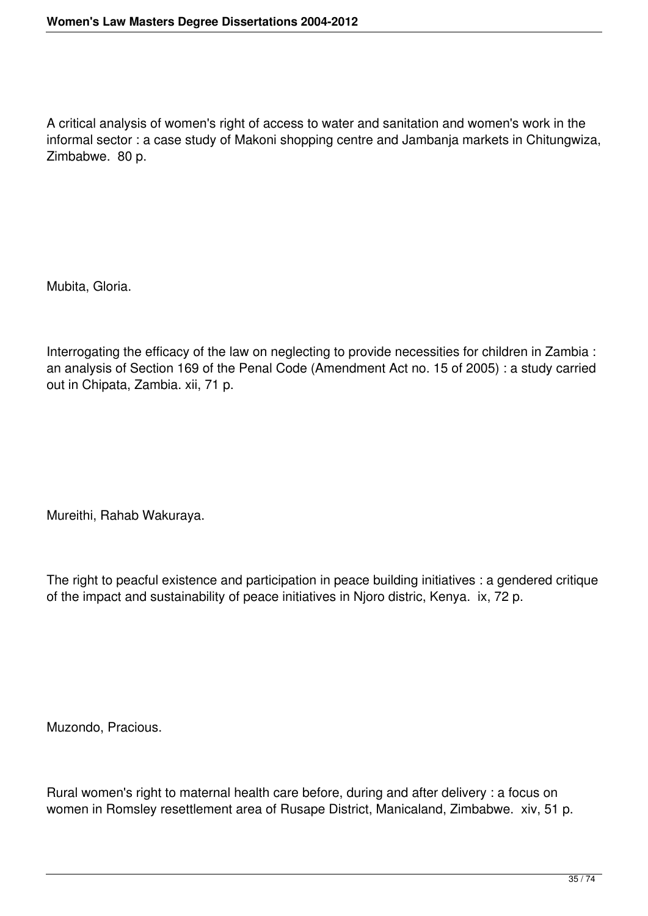A critical analysis of women's right of access to water and sanitation and women's work in the informal sector : a case study of Makoni shopping centre and Jambanja markets in Chitungwiza, Zimbabwe. 80 p.

Mubita, Gloria.

Interrogating the efficacy of the law on neglecting to provide necessities for children in Zambia : an analysis of Section 169 of the Penal Code (Amendment Act no. 15 of 2005) : a study carried out in Chipata, Zambia. xii, 71 p.

Mureithi, Rahab Wakuraya.

The right to peacful existence and participation in peace building initiatives : a gendered critique of the impact and sustainability of peace initiatives in Njoro distric, Kenya. ix, 72 p.

Muzondo, Pracious.

Rural women's right to maternal health care before, during and after delivery : a focus on women in Romsley resettlement area of Rusape District, Manicaland, Zimbabwe. xiv, 51 p.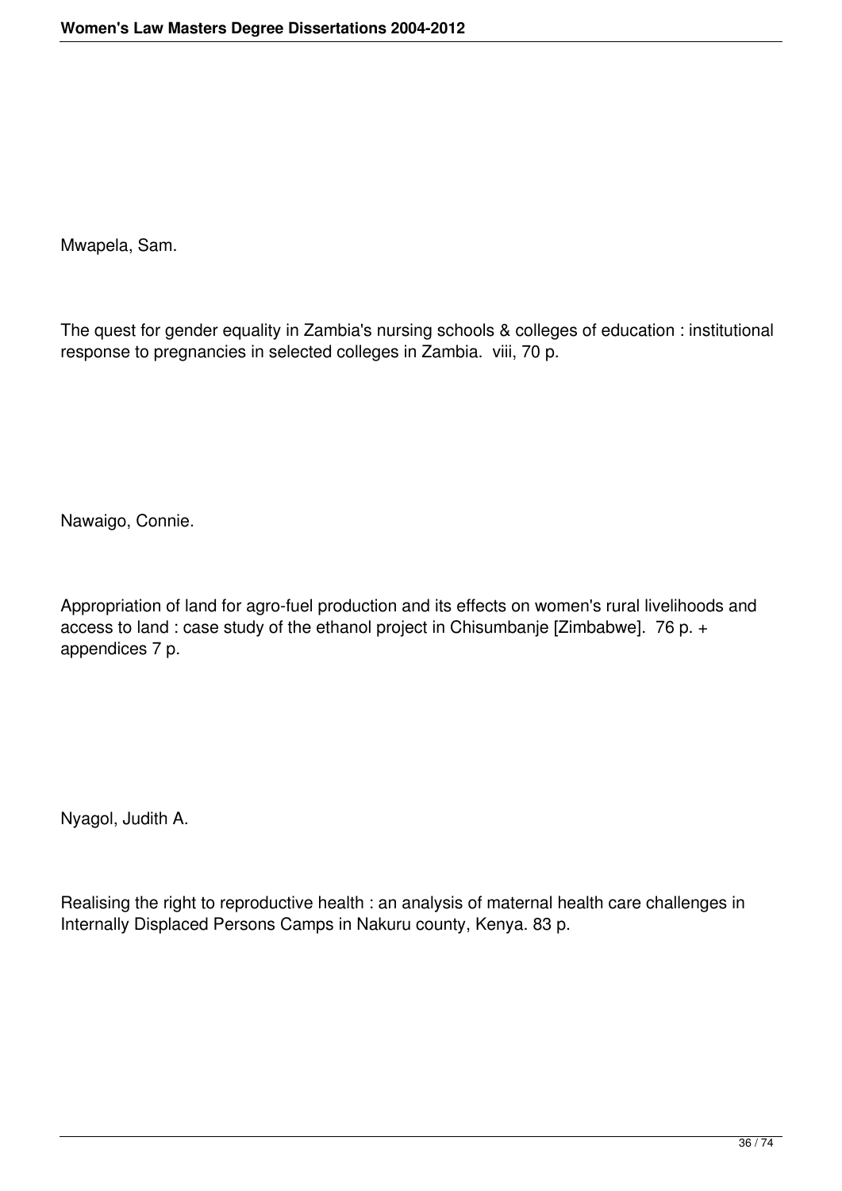Mwapela, Sam.

The quest for gender equality in Zambia's nursing schools & colleges of education : institutional response to pregnancies in selected colleges in Zambia. viii, 70 p.

Nawaigo, Connie.

Appropriation of land for agro-fuel production and its effects on women's rural livelihoods and access to land : case study of the ethanol project in Chisumbanje [Zimbabwe]. 76 p. + appendices 7 p.

Nyagol, Judith A.

Realising the right to reproductive health : an analysis of maternal health care challenges in Internally Displaced Persons Camps in Nakuru county, Kenya. 83 p.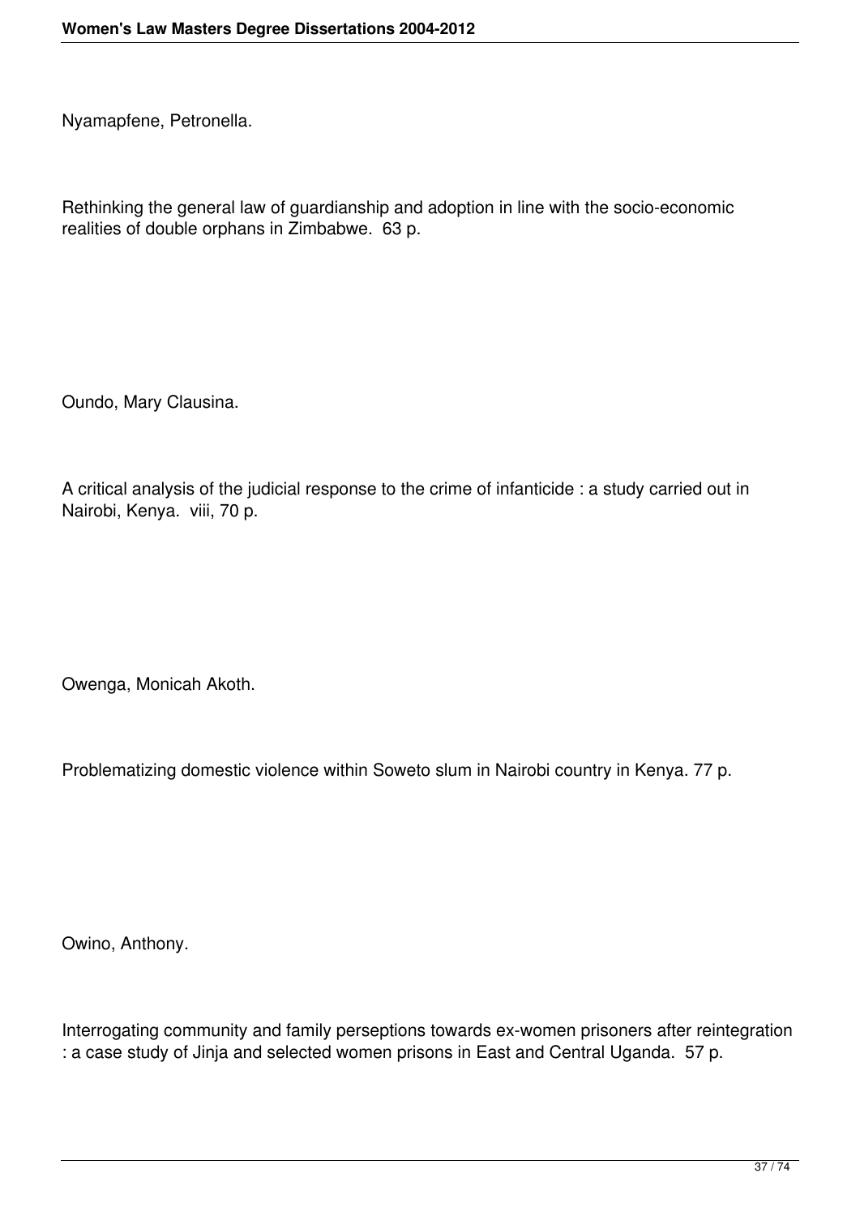Nyamapfene, Petronella.

Rethinking the general law of guardianship and adoption in line with the socio-economic realities of double orphans in Zimbabwe. 63 p.

Oundo, Mary Clausina.

A critical analysis of the judicial response to the crime of infanticide : a study carried out in Nairobi, Kenya. viii, 70 p.

Owenga, Monicah Akoth.

Problematizing domestic violence within Soweto slum in Nairobi country in Kenya. 77 p.

Owino, Anthony.

Interrogating community and family perseptions towards ex-women prisoners after reintegration : a case study of Jinja and selected women prisons in East and Central Uganda. 57 p.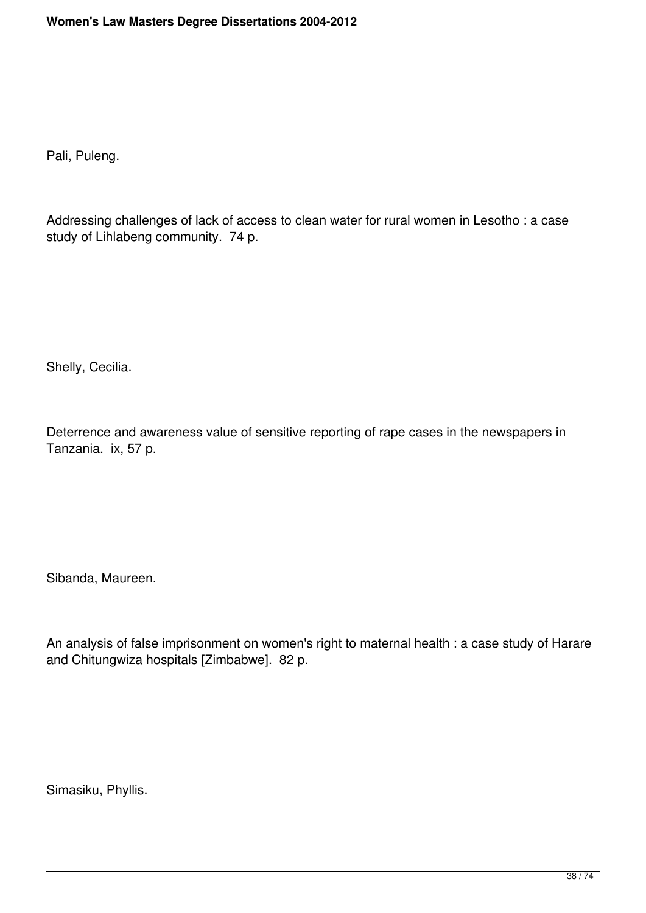Pali, Puleng.

Addressing challenges of lack of access to clean water for rural women in Lesotho : a case study of Lihlabeng community.  74 p.

Shelly, Cecilia.

Deterrence and awareness value of sensitive reporting of rape cases in the newspapers in Tanzania.  ix, 57 p.

Sibanda, Maureen.

An analysis of false imprisonment on women's right to maternal health : a case study of Harare and Chitungwiza hospitals [Zimbabwe].  82 p.

Simasiku, Phyllis.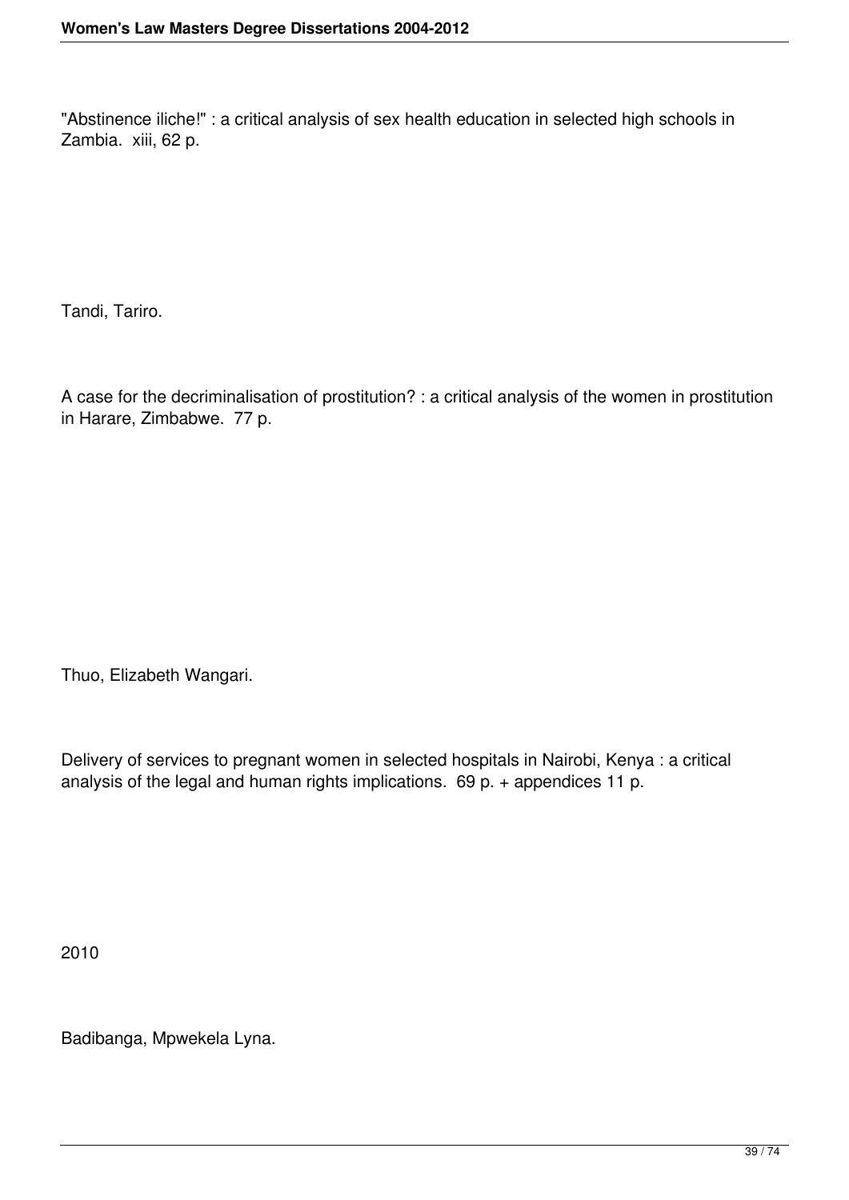"Abstinence iliche!" : a critical analysis of sex health education in selected high schools in Zambia. xiii, 62 p.

Tandi, Tariro.

A case for the decriminalisation of prostitution? : a critical analysis of the women in prostitution in Harare, Zimbabwe. 77 p.

Thuo, Elizabeth Wangari.

Delivery of services to pregnant women in selected hospitals in Nairobi, Kenya : a critical analysis of the legal and human rights implications. 69 p. + appendices 11 p.

2010

Badibanga, Mpwekela Lyna.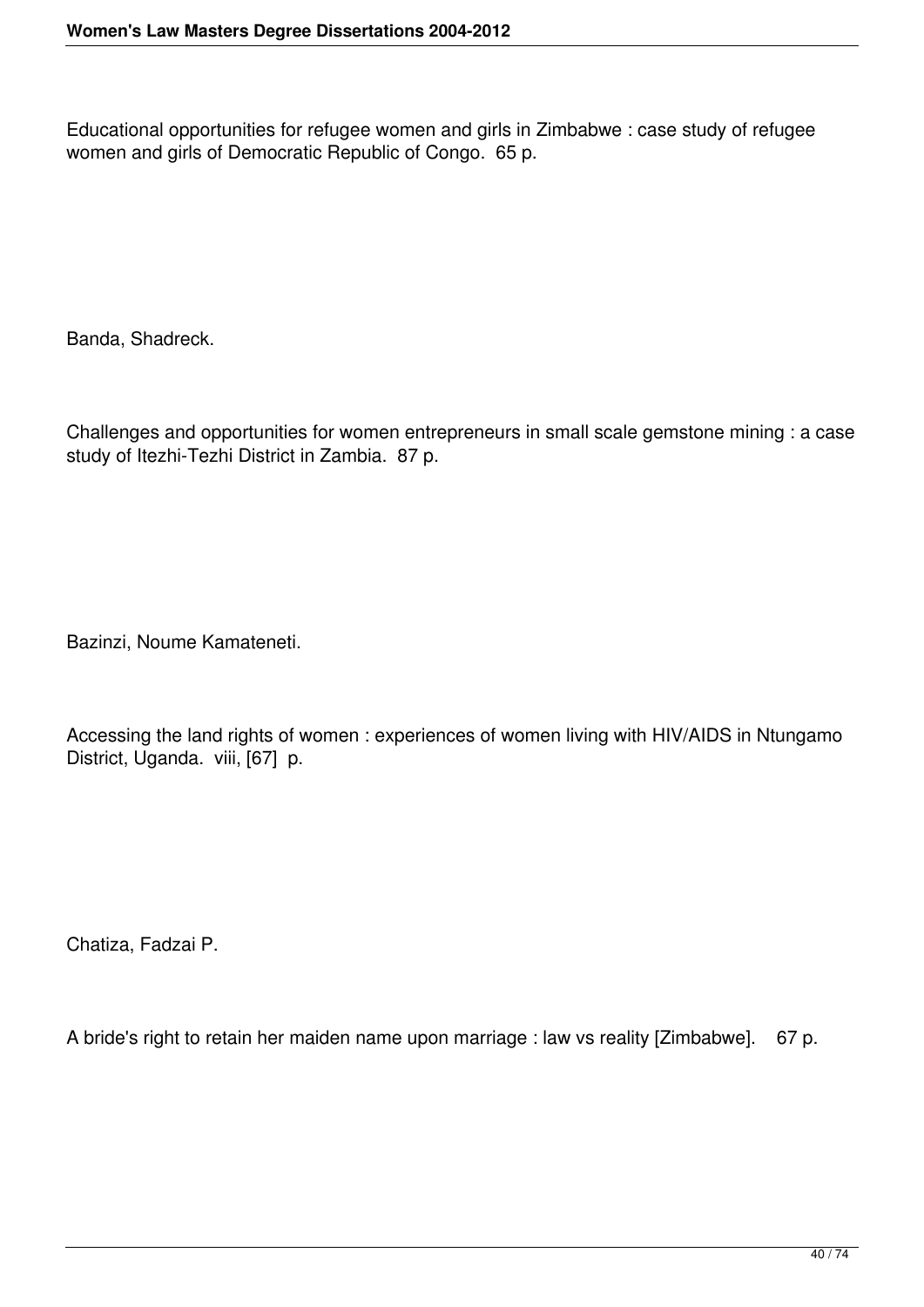Educational opportunities for refugee women and girls in Zimbabwe : case study of refugee women and girls of Democratic Republic of Congo. 65 p.

Banda, Shadreck.

Challenges and opportunities for women entrepreneurs in small scale gemstone mining : a case study of Itezhi-Tezhi District in Zambia. 87 p.

Bazinzi, Noume Kamateneti.

Accessing the land rights of women : experiences of women living with HIV/AIDS in Ntungamo District, Uganda. viii, [67] p.

Chatiza, Fadzai P.

A bride's right to retain her maiden name upon marriage : law vs reality [Zimbabwe]. 67 p.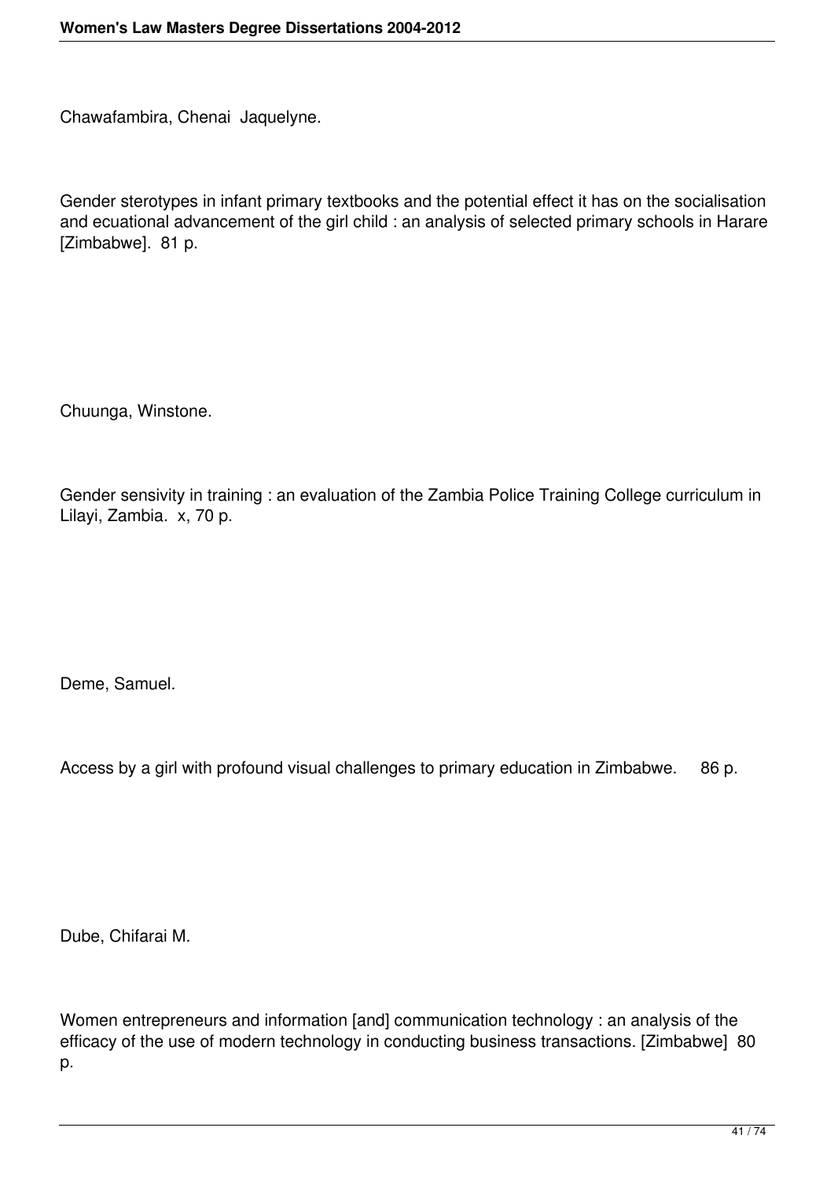Chawafambira, Chenai Jaquelyne.

Gender sterotypes in infant primary textbooks and the potential effect it has on the socialisation and ecuational advancement of the girl child : an analysis of selected primary schools in Harare [Zimbabwe]. 81 p.

Chuunga, Winstone.

Gender sensivity in training : an evaluation of the Zambia Police Training College curriculum in Lilayi, Zambia. x, 70 p.

Deme, Samuel.

Access by a girl with profound visual challenges to primary education in Zimbabwe. 86 p.

Dube, Chifarai M.

Women entrepreneurs and information [and] communication technology : an analysis of the efficacy of the use of modern technology in conducting business transactions. [Zimbabwe] 80 p.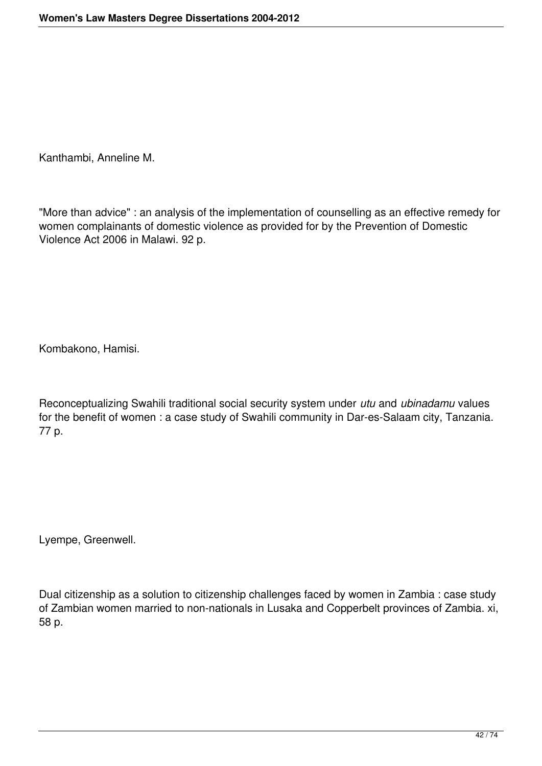Kanthambi, Anneline M.

"More than advice" : an analysis of the implementation of counselling as an effective remedy for women complainants of domestic violence as provided for by the Prevention of Domestic Violence Act 2006 in Malawi. 92 p.

Kombakono, Hamisi.

Reconceptualizing Swahili traditional social security system under *utu* and *ubinadamu* values for the benefit of women : a case study of Swahili community in Dar-es-Salaam city, Tanzania. 77 p.

Lyempe, Greenwell.

Dual citizenship as a solution to citizenship challenges faced by women in Zambia : case study of Zambian women married to non-nationals in Lusaka and Copperbelt provinces of Zambia. xi, 58 p.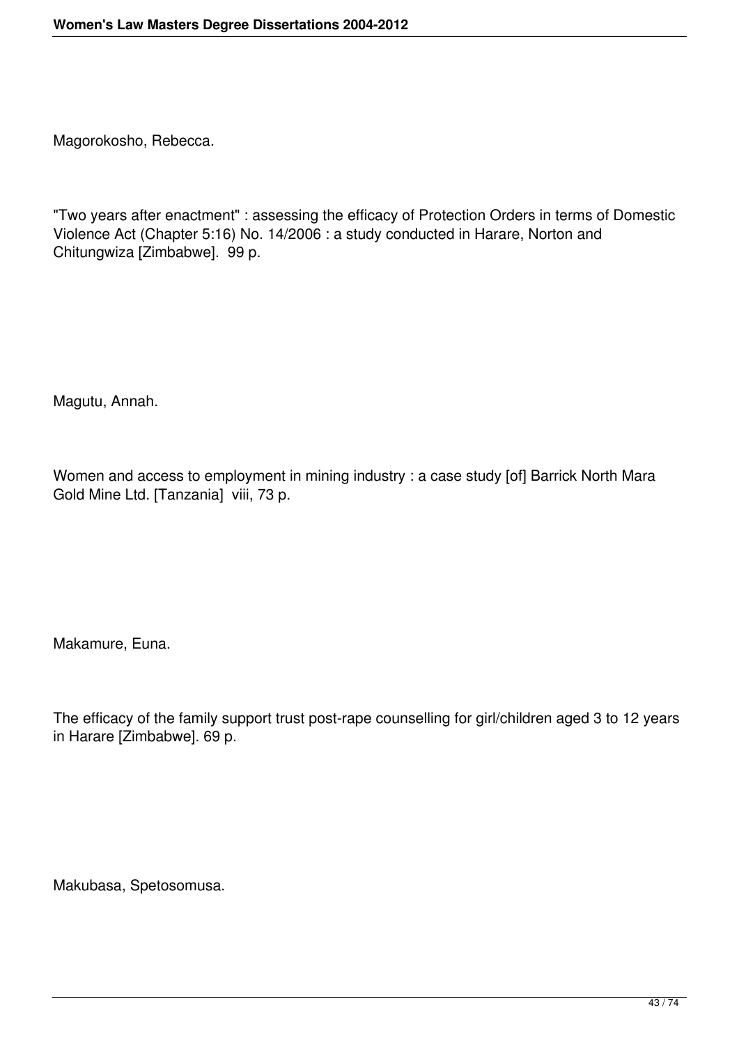Magorokosho, Rebecca.

"Two years after enactment" : assessing the efficacy of Protection Orders in terms of Domestic Violence Act (Chapter 5:16) No. 14/2006 : a study conducted in Harare, Norton and Chitungwiza [Zimbabwe]. 99 p.

Magutu, Annah.

Women and access to employment in mining industry : a case study [of] Barrick North Mara Gold Mine Ltd. [Tanzania] viii, 73 p.

Makamure, Euna.

The efficacy of the family support trust post-rape counselling for girl/children aged 3 to 12 years in Harare [Zimbabwe]. 69 p.

Makubasa, Spetosomusa.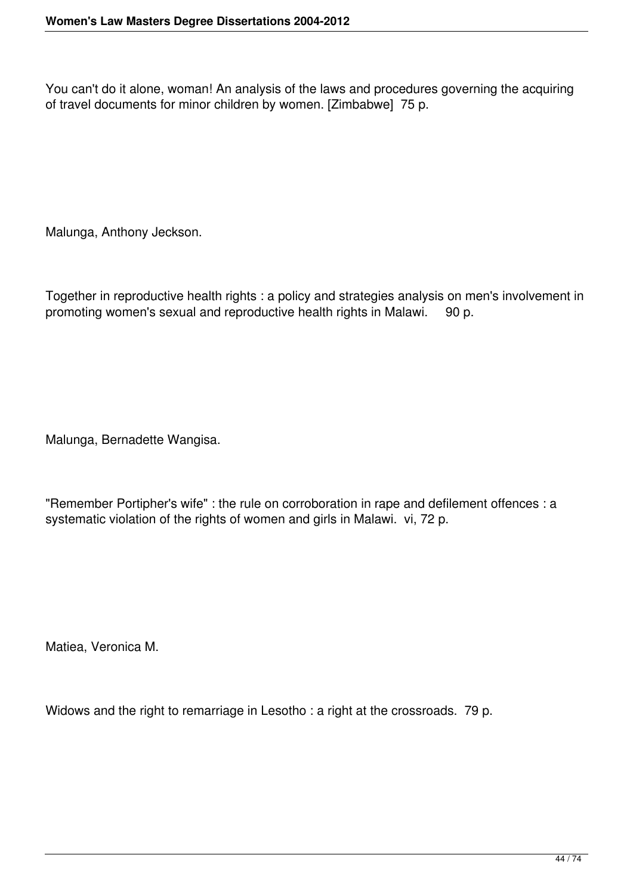You can't do it alone, woman! An analysis of the laws and procedures governing the acquiring of travel documents for minor children by women. [Zimbabwe]  75 p.

Malunga, Anthony Jeckson.

Together in reproductive health rights : a policy and strategies analysis on men's involvement in promoting women's sexual and reproductive health rights in Malawi.     90 p.

Malunga, Bernadette Wangisa.

"Remember Portipher's wife" : the rule on corroboration in rape and defilement offences : a systematic violation of the rights of women and girls in Malawi.  vi, 72 p.

Matiea, Veronica M.

Widows and the right to remarriage in Lesotho : a right at the crossroads.  79 p.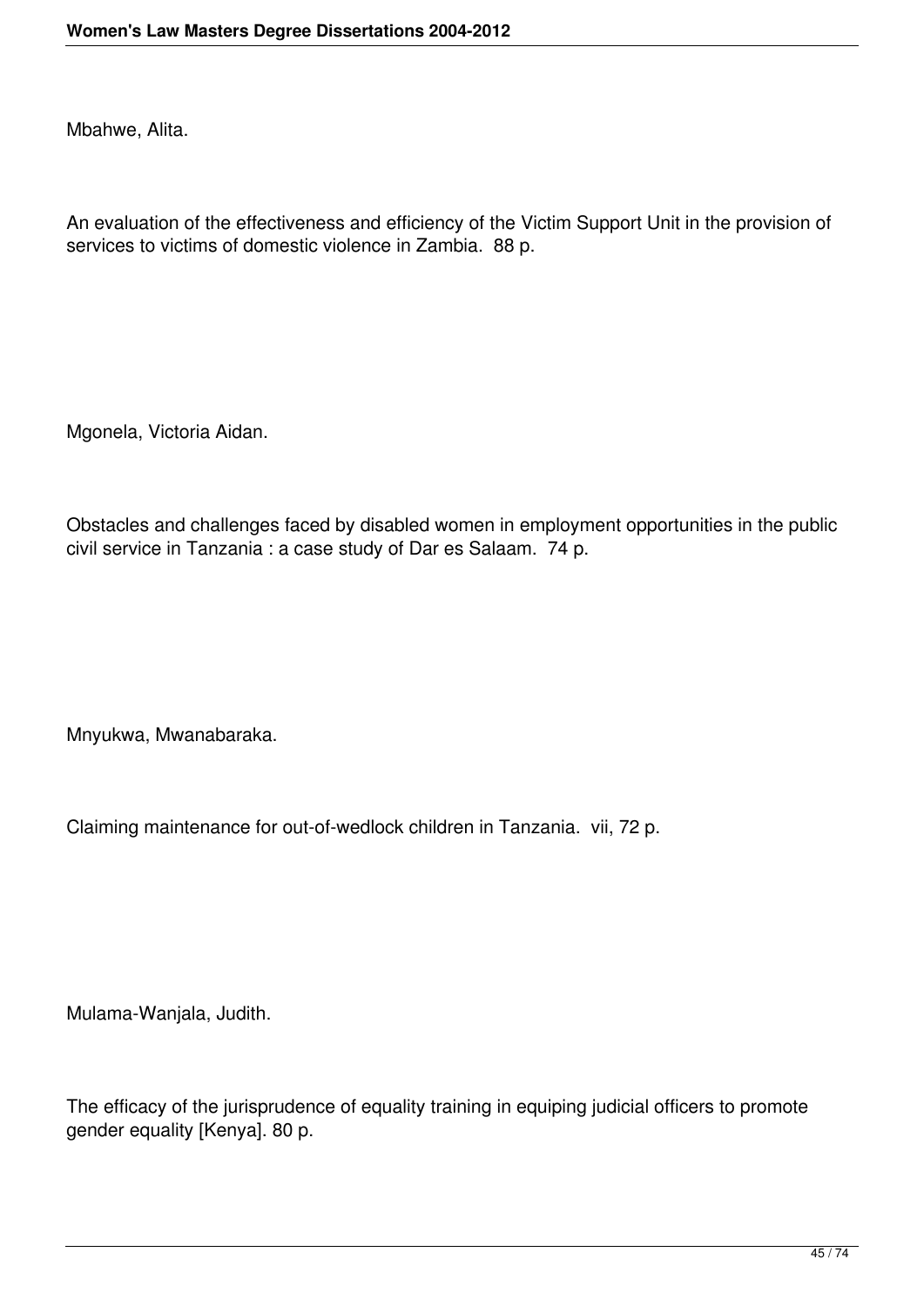Mbahwe, Alita.

An evaluation of the effectiveness and efficiency of the Victim Support Unit in the provision of services to victims of domestic violence in Zambia. 88 p.

Mgonela, Victoria Aidan.

Obstacles and challenges faced by disabled women in employment opportunities in the public civil service in Tanzania : a case study of Dar es Salaam. 74 p.

Mnyukwa, Mwanabaraka.

Claiming maintenance for out-of-wedlock children in Tanzania. vii, 72 p.

Mulama-Wanjala, Judith.

The efficacy of the jurisprudence of equality training in equiping judicial officers to promote gender equality [Kenya]. 80 p.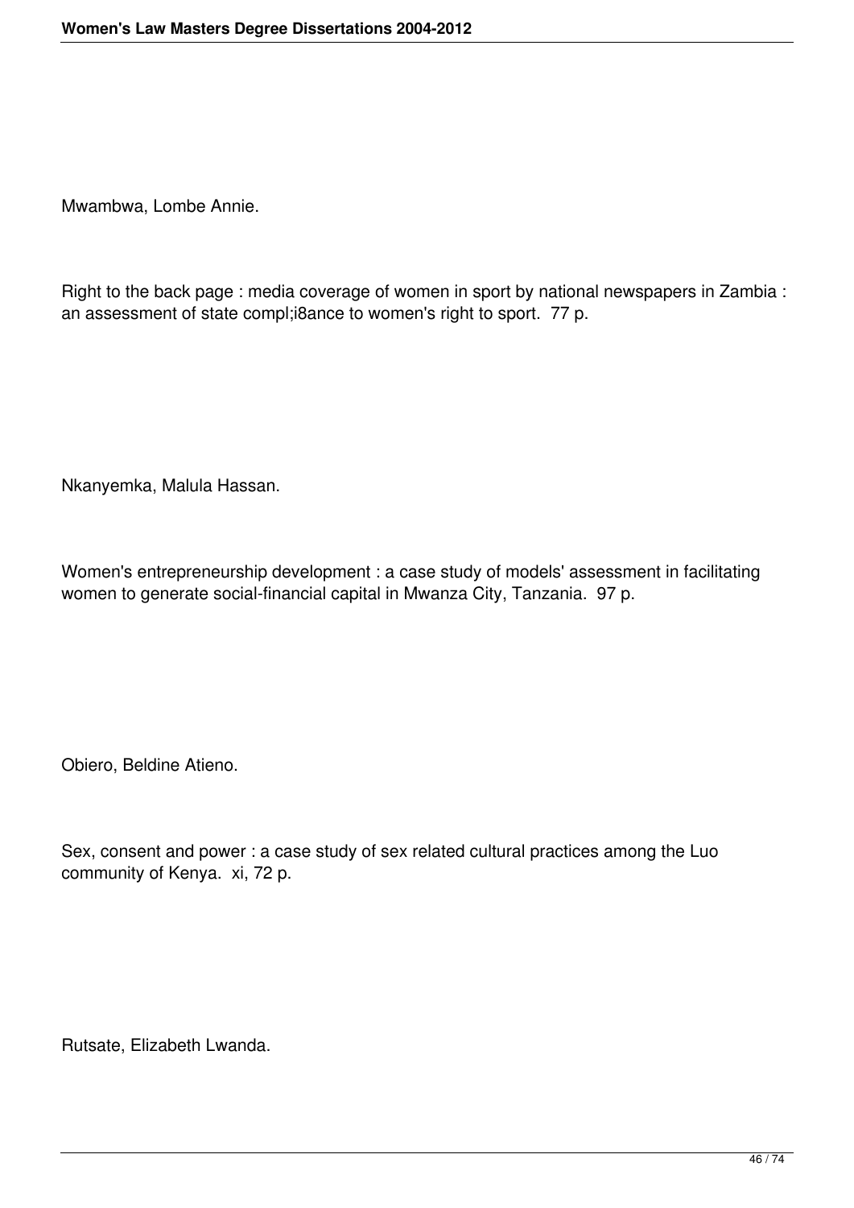Mwambwa, Lombe Annie.

Right to the back page : media coverage of women in sport by national newspapers in Zambia : an assessment of state compl;i8ance to women's right to sport. 77 p.

Nkanyemka, Malula Hassan.

Women's entrepreneurship development : a case study of models' assessment in facilitating women to generate social-financial capital in Mwanza City, Tanzania. 97 p.

Obiero, Beldine Atieno.

Sex, consent and power : a case study of sex related cultural practices among the Luo community of Kenya. xi, 72 p.

Rutsate, Elizabeth Lwanda.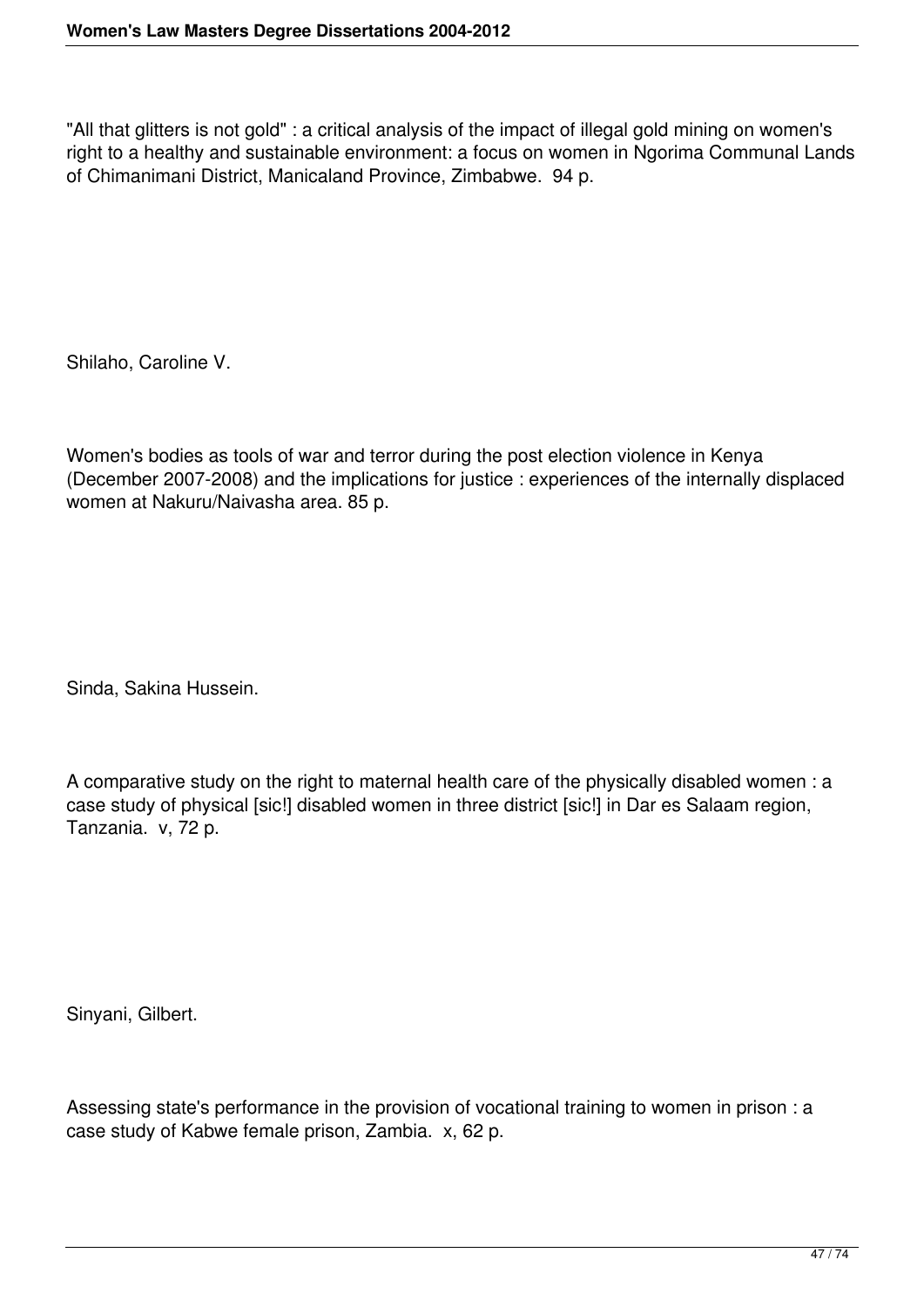"All that glitters is not gold" : a critical analysis of the impact of illegal gold mining on women's right to a healthy and sustainable environment: a focus on women in Ngorima Communal Lands of Chimanimani District, Manicaland Province, Zimbabwe. 94 p.

Shilaho, Caroline V.

Women's bodies as tools of war and terror during the post election violence in Kenya (December 2007-2008) and the implications for justice : experiences of the internally displaced women at Nakuru/Naivasha area. 85 p.

Sinda, Sakina Hussein.

A comparative study on the right to maternal health care of the physically disabled women : a case study of physical [sic!] disabled women in three district [sic!] in Dar es Salaam region, Tanzania. v, 72 p.

Sinyani, Gilbert.

Assessing state's performance in the provision of vocational training to women in prison : a case study of Kabwe female prison, Zambia. x, 62 p.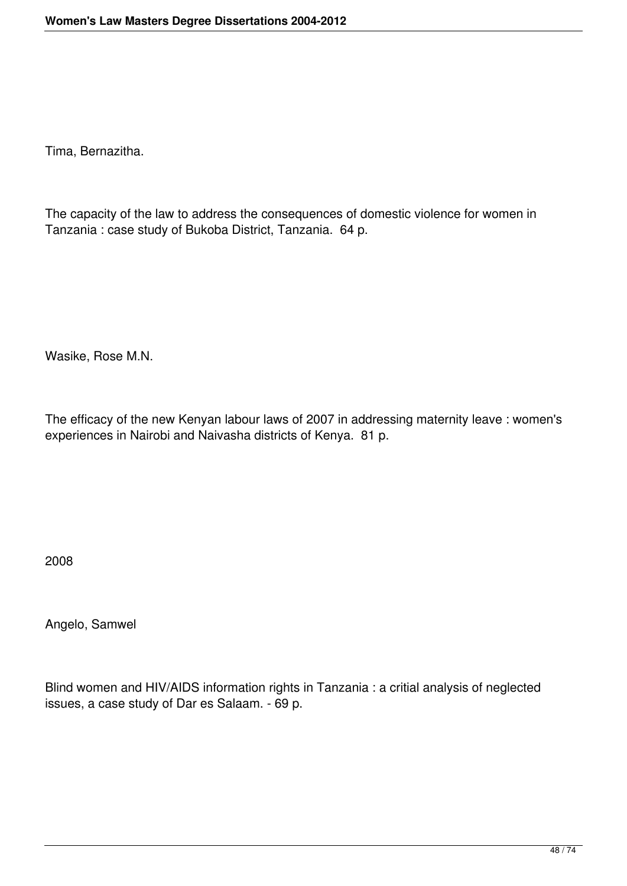Tima, Bernazitha.

The capacity of the law to address the consequences of domestic violence for women in Tanzania : case study of Bukoba District, Tanzania.  64 p.

Wasike, Rose M.N.

The efficacy of the new Kenyan labour laws of 2007 in addressing maternity leave : women's experiences in Nairobi and Naivasha districts of Kenya.  81 p.

2008

Angelo, Samwel

Blind women and HIV/AIDS information rights in Tanzania : a critial analysis of neglected issues, a case study of Dar es Salaam. - 69 p.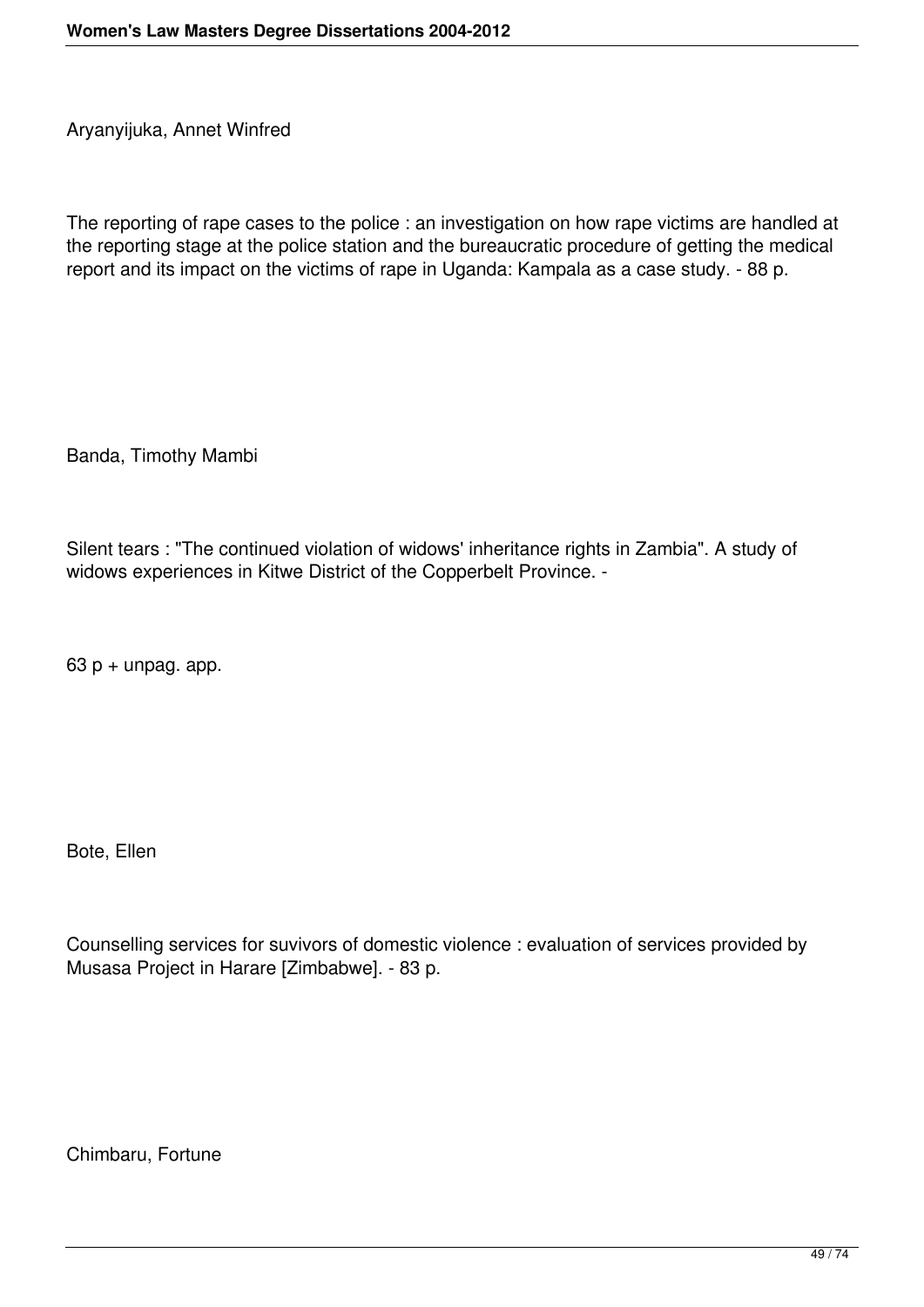Aryanyijuka, Annet Winfred

The reporting of rape cases to the police : an investigation on how rape victims are handled at the reporting stage at the police station and the bureaucratic procedure of getting the medical report and its impact on the victims of rape in Uganda: Kampala as a case study. - 88 p.

Banda, Timothy Mambi

Silent tears : "The continued violation of widows' inheritance rights in Zambia". A study of widows experiences in Kitwe District of the Copperbelt Province. -

63 p + unpag. app.

Bote, Ellen

Counselling services for suvivors of domestic violence : evaluation of services provided by Musasa Project in Harare [Zimbabwe]. - 83 p.

Chimbaru, Fortune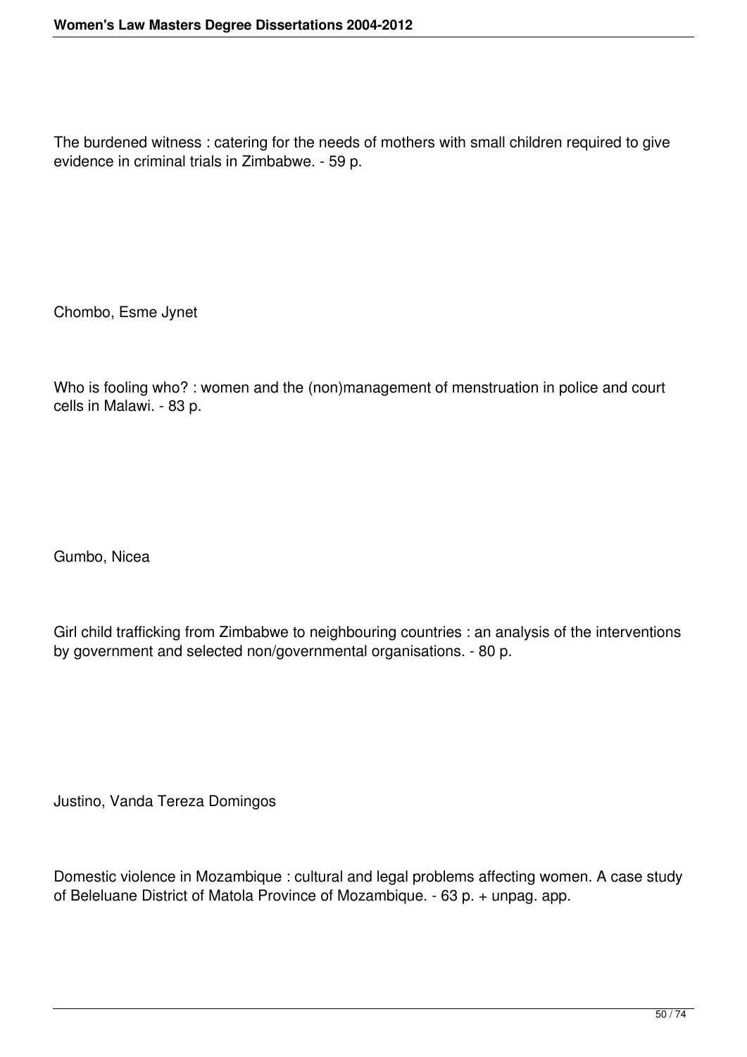The burdened witness : catering for the needs of mothers with small children required to give evidence in criminal trials in Zimbabwe. - 59 p.

Chombo, Esme Jynet

Who is fooling who? : women and the (non)management of menstruation in police and court cells in Malawi. - 83 p.

Gumbo, Nicea

Girl child trafficking from Zimbabwe to neighbouring countries : an analysis of the interventions by government and selected non/governmental organisations. - 80 p.

Justino, Vanda Tereza Domingos

Domestic violence in Mozambique : cultural and legal problems affecting women. A case study of Beleluane District of Matola Province of Mozambique. - 63 p. + unpag. app.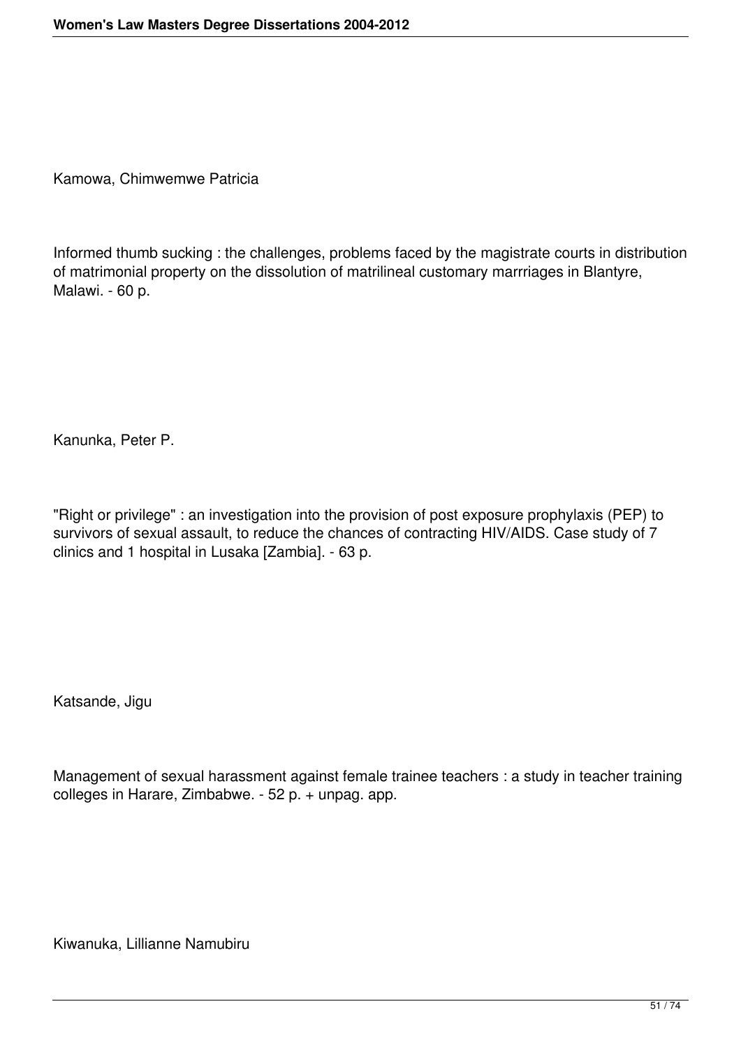Kamowa, Chimwemwe Patricia

Informed thumb sucking : the challenges, problems faced by the magistrate courts in distribution of matrimonial property on the dissolution of matrilineal customary marrriages in Blantyre, Malawi. - 60 p.

Kanunka, Peter P.

"Right or privilege" : an investigation into the provision of post exposure prophylaxis (PEP) to survivors of sexual assault, to reduce the chances of contracting HIV/AIDS. Case study of 7 clinics and 1 hospital in Lusaka [Zambia]. - 63 p.

Katsande, Jigu

Management of sexual harassment against female trainee teachers : a study in teacher training colleges in Harare, Zimbabwe. - 52 p. + unpag. app.

Kiwanuka, Lillianne Namubiru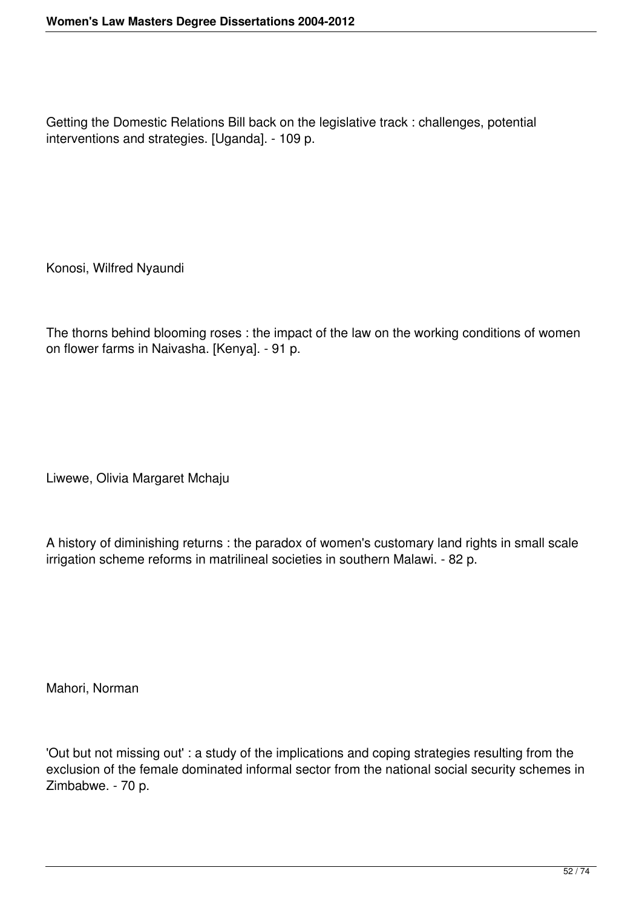Getting the Domestic Relations Bill back on the legislative track : challenges, potential interventions and strategies. [Uganda]. - 109 p.

Konosi, Wilfred Nyaundi

The thorns behind blooming roses : the impact of the law on the working conditions of women on flower farms in Naivasha. [Kenya]. - 91 p.

Liwewe, Olivia Margaret Mchaju

A history of diminishing returns : the paradox of women's customary land rights in small scale irrigation scheme reforms in matrilineal societies in southern Malawi. - 82 p.

Mahori, Norman

'Out but not missing out' : a study of the implications and coping strategies resulting from the exclusion of the female dominated informal sector from the national social security schemes in Zimbabwe. - 70 p.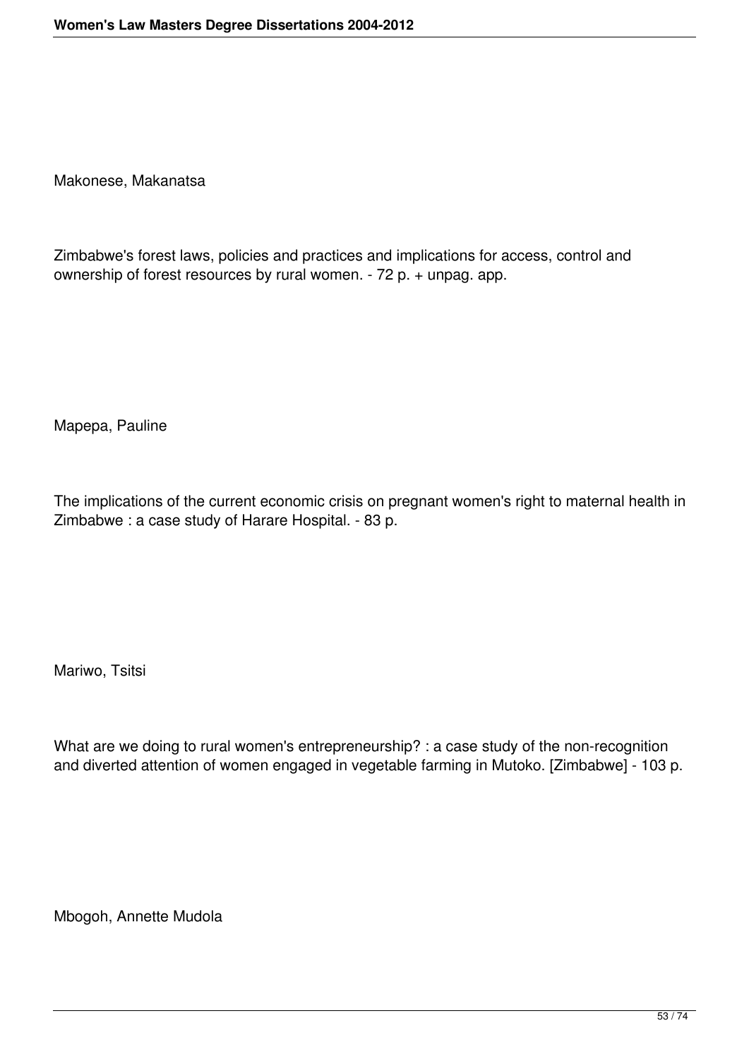Makonese, Makanatsa

Zimbabwe's forest laws, policies and practices and implications for access, control and ownership of forest resources by rural women. - 72 p. + unpag. app.

Mapepa, Pauline

The implications of the current economic crisis on pregnant women's right to maternal health in Zimbabwe : a case study of Harare Hospital. - 83 p.

Mariwo, Tsitsi

What are we doing to rural women's entrepreneurship? : a case study of the non-recognition and diverted attention of women engaged in vegetable farming in Mutoko. [Zimbabwe] - 103 p.

Mbogoh, Annette Mudola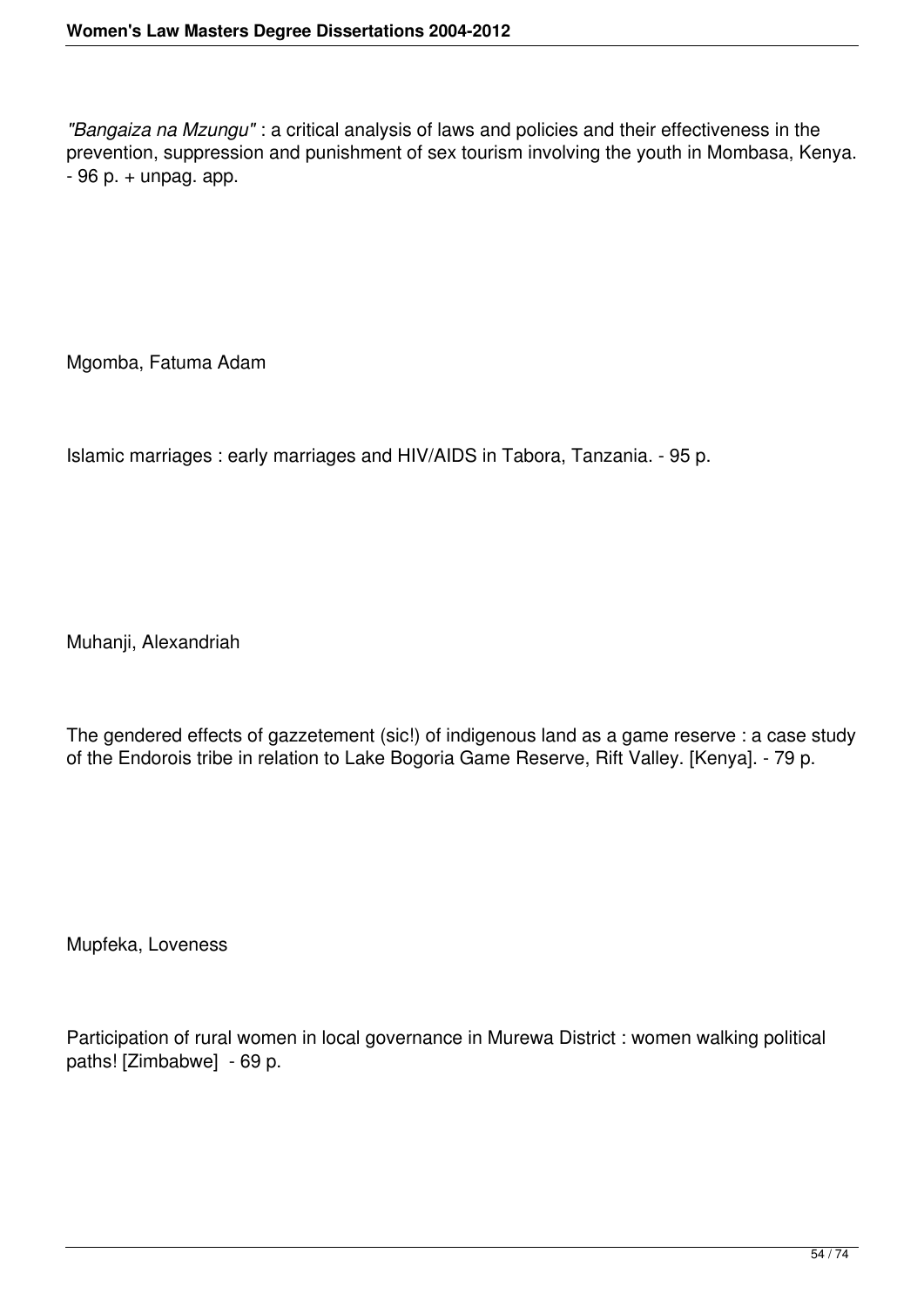*"Bangaiza na Mzungu"* : a critical analysis of laws and policies and their effectiveness in the prevention, suppression and punishment of sex tourism involving the youth in Mombasa, Kenya. - 96 p. + unpag. app.

Mgomba, Fatuma Adam

Islamic marriages : early marriages and HIV/AIDS in Tabora, Tanzania. - 95 p.

Muhanji, Alexandriah

The gendered effects of gazzetement (sic!) of indigenous land as a game reserve : a case study of the Endorois tribe in relation to Lake Bogoria Game Reserve, Rift Valley. [Kenya]. - 79 p.

Mupfeka, Loveness

Participation of rural women in local governance in Murewa District : women walking political paths! [Zimbabwe] - 69 p.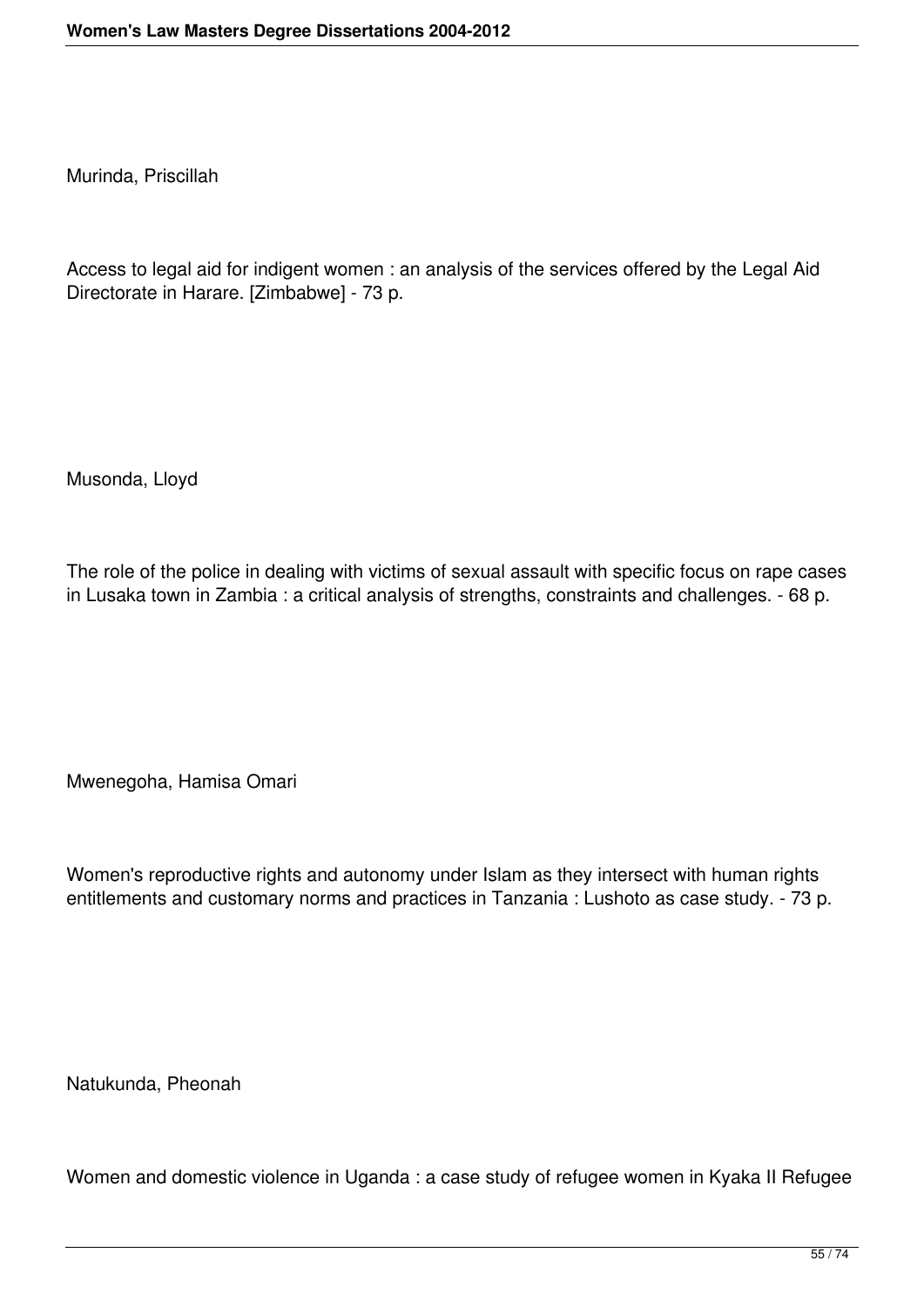Murinda, Priscillah

Access to legal aid for indigent women : an analysis of the services offered by the Legal Aid Directorate in Harare. [Zimbabwe] - 73 p.

Musonda, Lloyd

The role of the police in dealing with victims of sexual assault with specific focus on rape cases in Lusaka town in Zambia : a critical analysis of strengths, constraints and challenges. - 68 p.

Mwenegoha, Hamisa Omari

Women's reproductive rights and autonomy under Islam as they intersect with human rights entitlements and customary norms and practices in Tanzania : Lushoto as case study. - 73 p.

Natukunda, Pheonah

Women and domestic violence in Uganda : a case study of refugee women in Kyaka II Refugee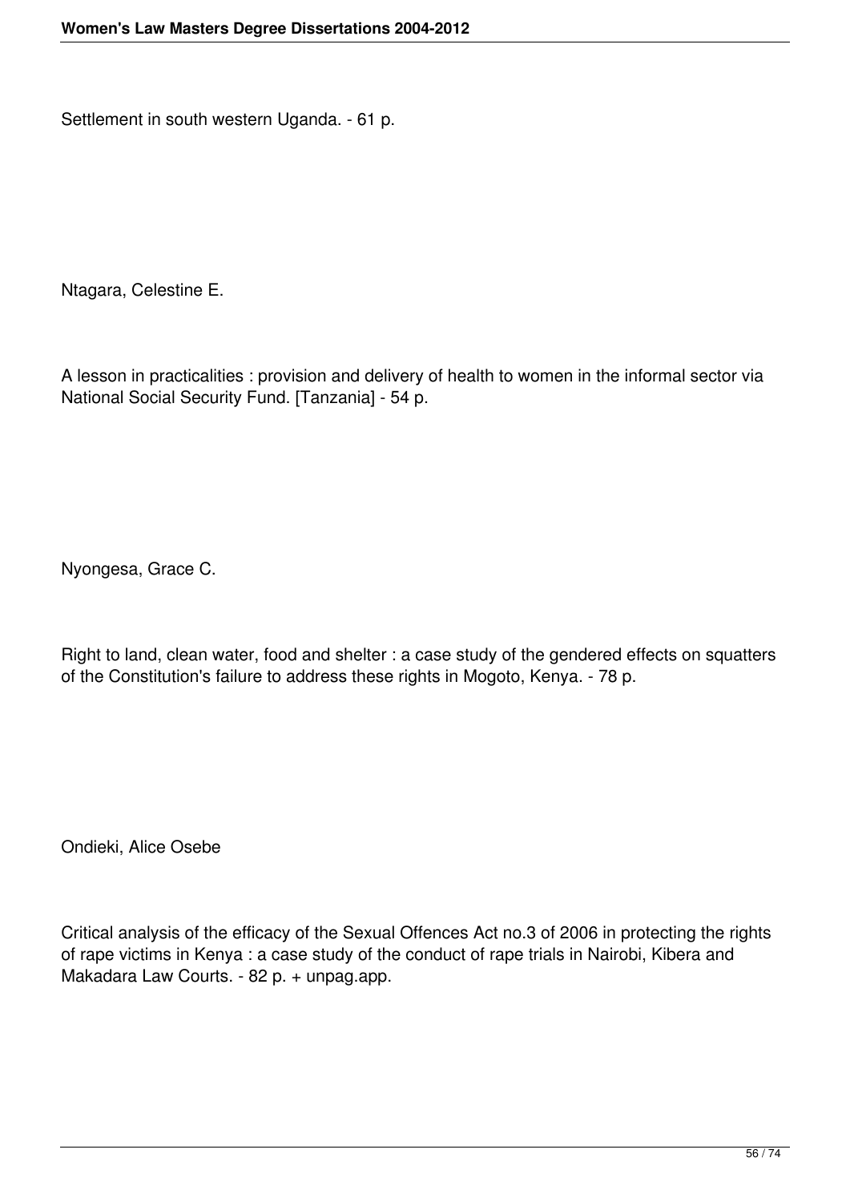Settlement in south western Uganda. - 61 p.

Ntagara, Celestine E.

A lesson in practicalities : provision and delivery of health to women in the informal sector via National Social Security Fund. [Tanzania] - 54 p.

Nyongesa, Grace C.

Right to land, clean water, food and shelter : a case study of the gendered effects on squatters of the Constitution's failure to address these rights in Mogoto, Kenya. - 78 p.

Ondieki, Alice Osebe

Critical analysis of the efficacy of the Sexual Offences Act no.3 of 2006 in protecting the rights of rape victims in Kenya : a case study of the conduct of rape trials in Nairobi, Kibera and Makadara Law Courts. - 82 p. + unpag.app.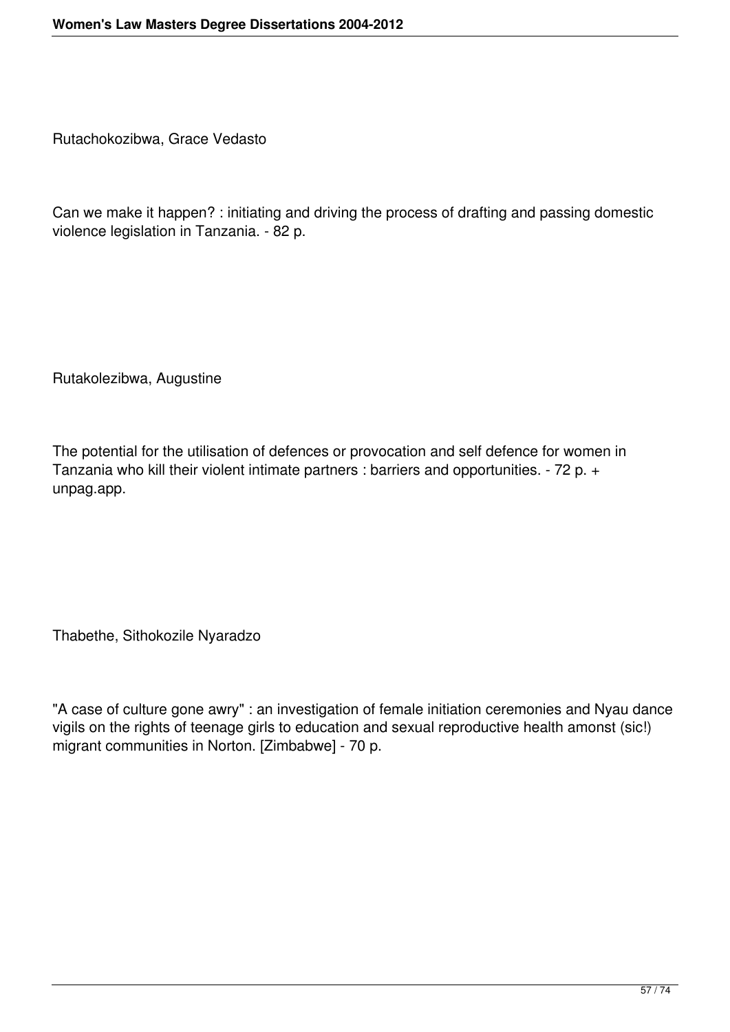Rutachokozibwa, Grace Vedasto

Can we make it happen? : initiating and driving the process of drafting and passing domestic violence legislation in Tanzania. - 82 p.

Rutakolezibwa, Augustine

The potential for the utilisation of defences or provocation and self defence for women in Tanzania who kill their violent intimate partners : barriers and opportunities. - 72 p. + unpag.app.

Thabethe, Sithokozile Nyaradzo

"A case of culture gone awry" : an investigation of female initiation ceremonies and Nyau dance vigils on the rights of teenage girls to education and sexual reproductive health amonst (sic!) migrant communities in Norton. [Zimbabwe] - 70 p.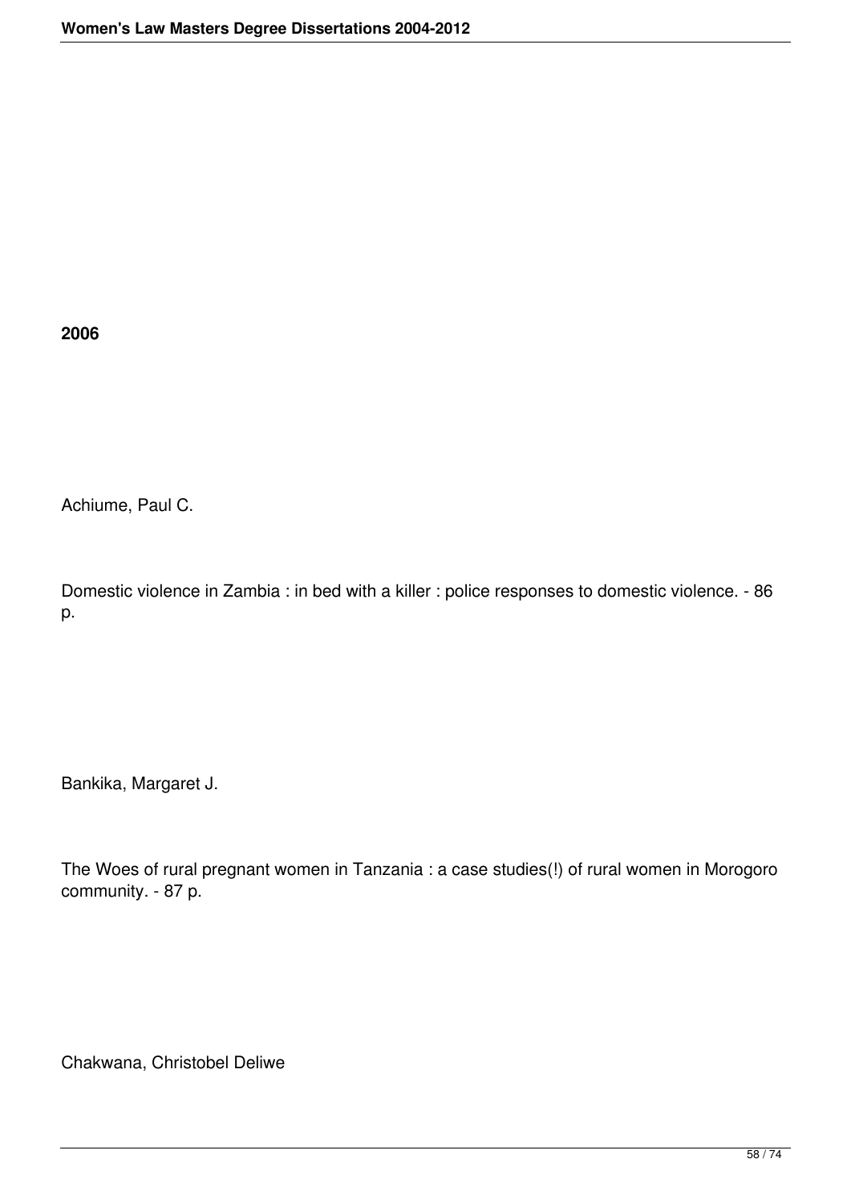**2006**

Achiume, Paul C.

Domestic violence in Zambia : in bed with a killer : police responses to domestic violence. - 86 p.

Bankika, Margaret J.

The Woes of rural pregnant women in Tanzania : a case studies(!) of rural women in Morogoro community. - 87 p.

Chakwana, Christobel Deliwe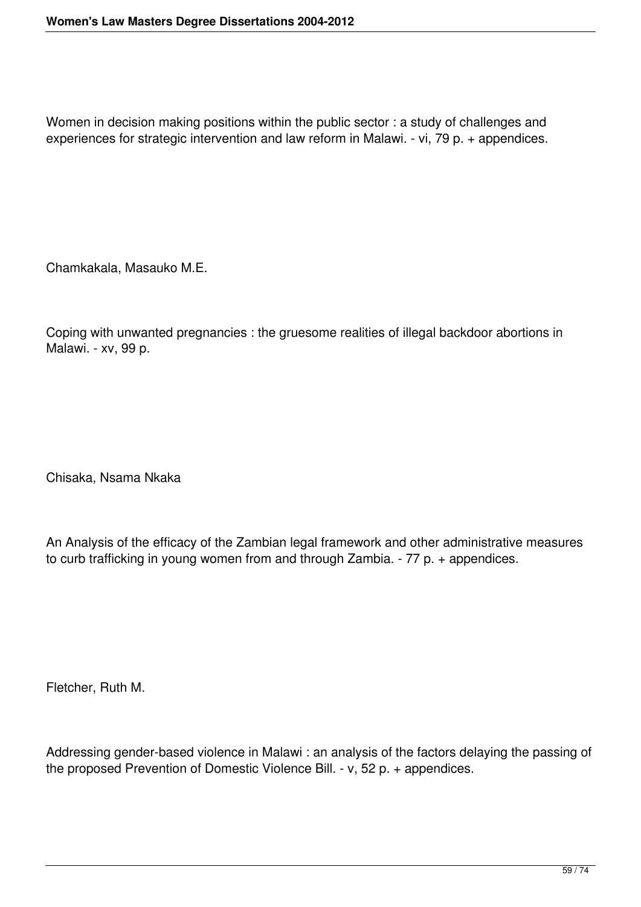Women in decision making positions within the public sector : a study of challenges and experiences for strategic intervention and law reform in Malawi. - vi, 79 p. + appendices.

Chamkakala, Masauko M.E.

Coping with unwanted pregnancies : the gruesome realities of illegal backdoor abortions in Malawi. - xv, 99 p.

Chisaka, Nsama Nkaka

An Analysis of the efficacy of the Zambian legal framework and other administrative measures to curb trafficking in young women from and through Zambia. - 77 p. + appendices.

Fletcher, Ruth M.

Addressing gender-based violence in Malawi : an analysis of the factors delaying the passing of the proposed Prevention of Domestic Violence Bill. - v, 52 p. + appendices.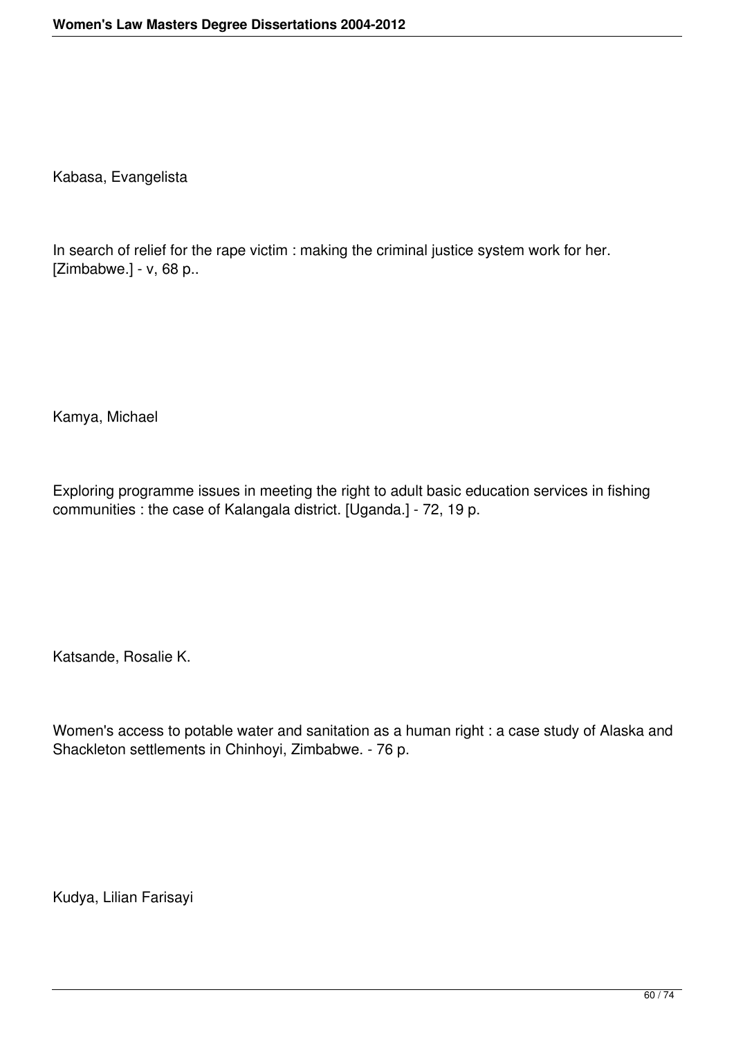Kabasa, Evangelista

In search of relief for the rape victim : making the criminal justice system work for her. [Zimbabwe.] - v, 68 p..

Kamya, Michael

Exploring programme issues in meeting the right to adult basic education services in fishing communities : the case of Kalangala district. [Uganda.] - 72, 19 p.

Katsande, Rosalie K.

Women's access to potable water and sanitation as a human right : a case study of Alaska and Shackleton settlements in Chinhoyi, Zimbabwe. - 76 p.

Kudya, Lilian Farisayi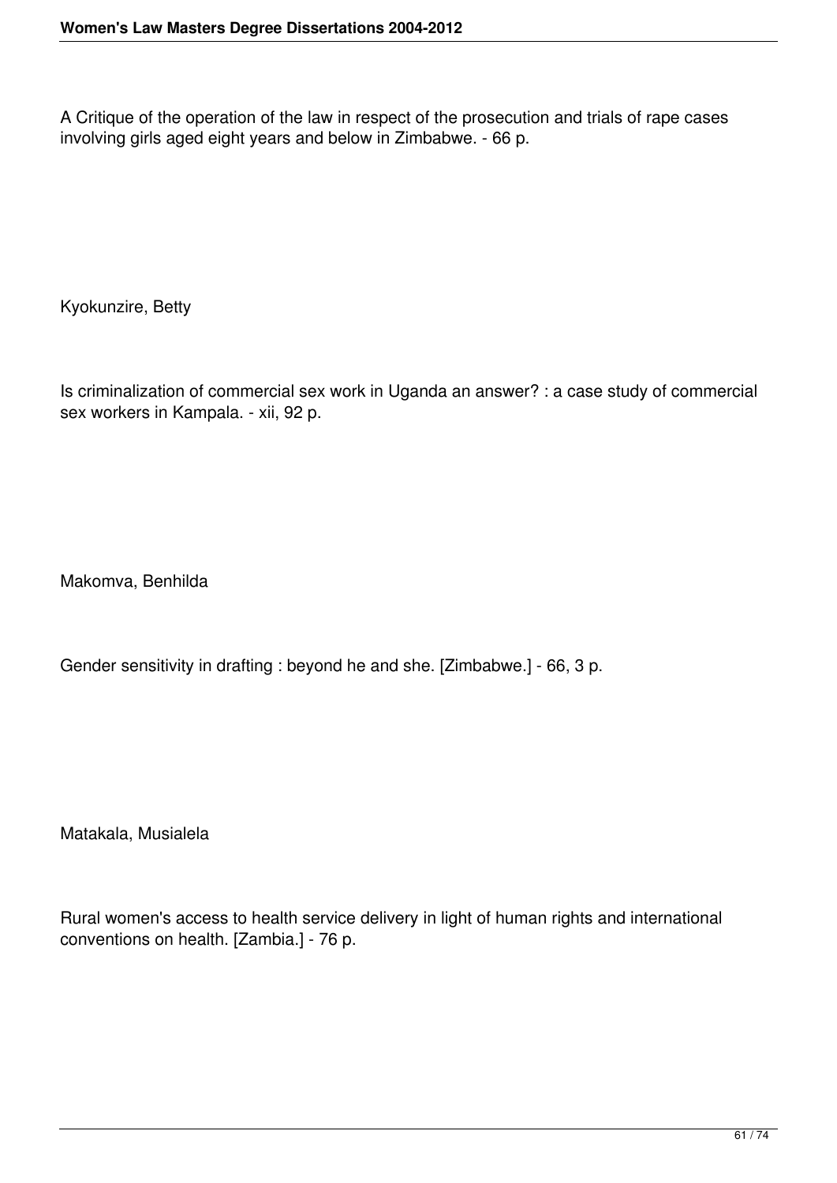A Critique of the operation of the law in respect of the prosecution and trials of rape cases involving girls aged eight years and below in Zimbabwe. - 66 p.

Kyokunzire, Betty

Is criminalization of commercial sex work in Uganda an answer? : a case study of commercial sex workers in Kampala. - xii, 92 p.

Makomva, Benhilda

Gender sensitivity in drafting : beyond he and she. [Zimbabwe.] - 66, 3 p.

Matakala, Musialela

Rural women's access to health service delivery in light of human rights and international conventions on health. [Zambia.] - 76 p.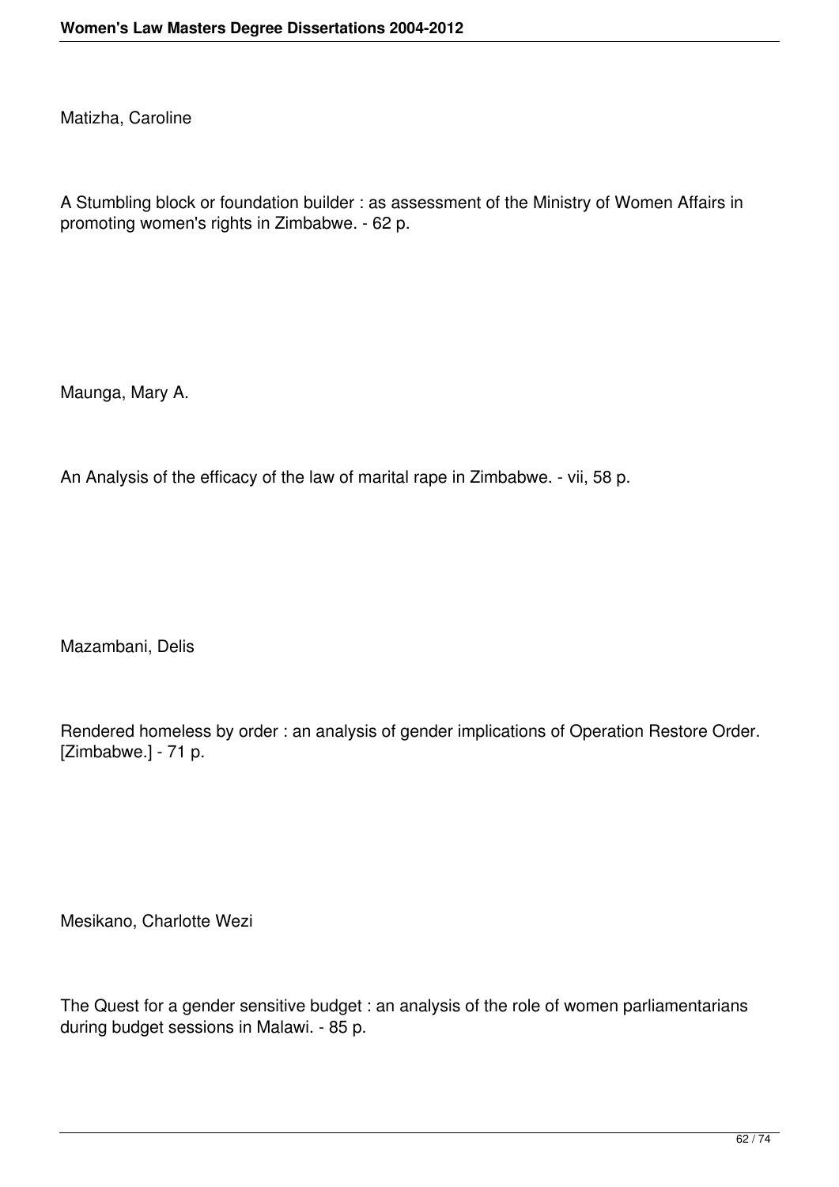Matizha, Caroline

A Stumbling block or foundation builder : as assessment of the Ministry of Women Affairs in promoting women's rights in Zimbabwe. - 62 p.

Maunga, Mary A.

An Analysis of the efficacy of the law of marital rape in Zimbabwe. - vii, 58 p.

Mazambani, Delis

Rendered homeless by order : an analysis of gender implications of Operation Restore Order. [Zimbabwe.] - 71 p.

Mesikano, Charlotte Wezi

The Quest for a gender sensitive budget : an analysis of the role of women parliamentarians during budget sessions in Malawi. - 85 p.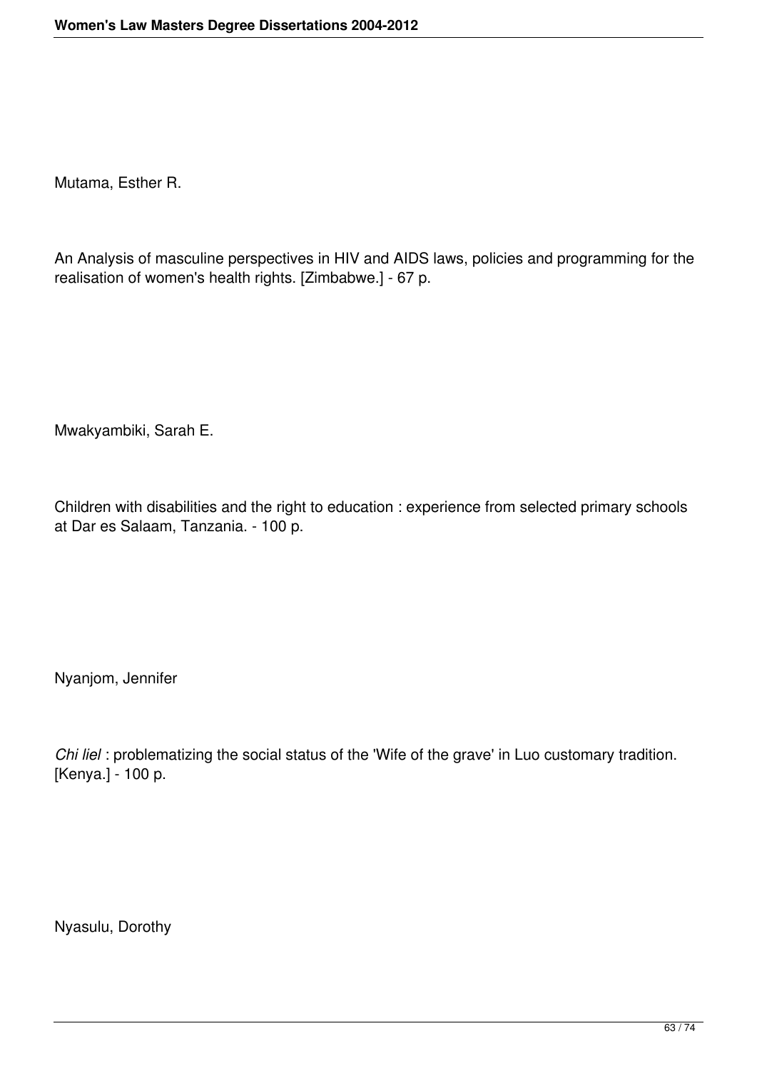Mutama, Esther R.

An Analysis of masculine perspectives in HIV and AIDS laws, policies and programming for the realisation of women's health rights. [Zimbabwe.] - 67 p.

Mwakyambiki, Sarah E.

Children with disabilities and the right to education : experience from selected primary schools at Dar es Salaam, Tanzania. - 100 p.

Nyanjom, Jennifer

*Chi liel* : problematizing the social status of the 'Wife of the grave' in Luo customary tradition. [Kenya.] - 100 p.

Nyasulu, Dorothy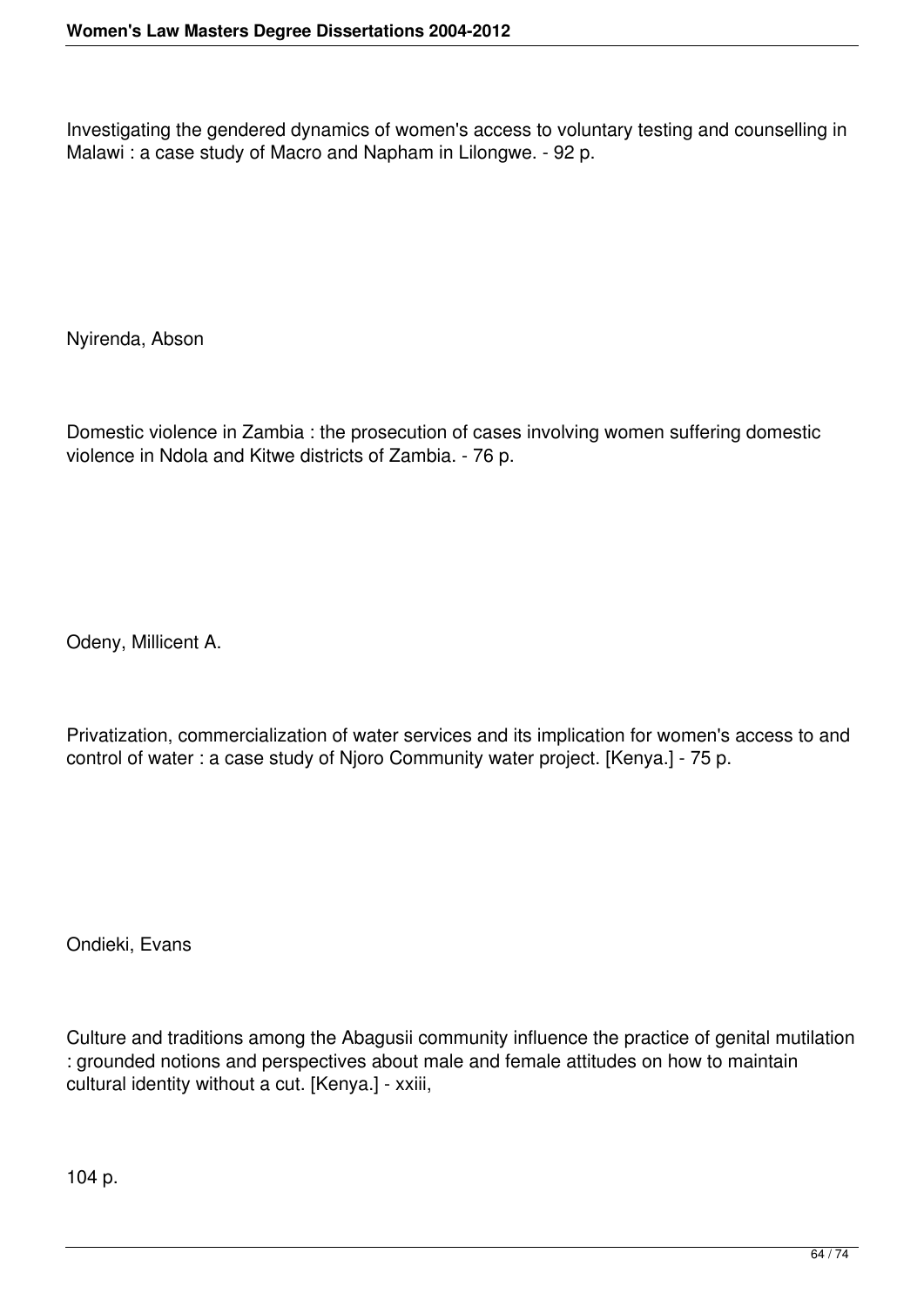Investigating the gendered dynamics of women's access to voluntary testing and counselling in Malawi : a case study of Macro and Napham in Lilongwe. - 92 p.

Nyirenda, Abson

Domestic violence in Zambia : the prosecution of cases involving women suffering domestic violence in Ndola and Kitwe districts of Zambia. - 76 p.

Odeny, Millicent A.

Privatization, commercialization of water services and its implication for women's access to and control of water : a case study of Njoro Community water project. [Kenya.] - 75 p.

Ondieki, Evans

Culture and traditions among the Abagusii community influence the practice of genital mutilation : grounded notions and perspectives about male and female attitudes on how to maintain cultural identity without a cut. [Kenya.] - xxiii,

104 p.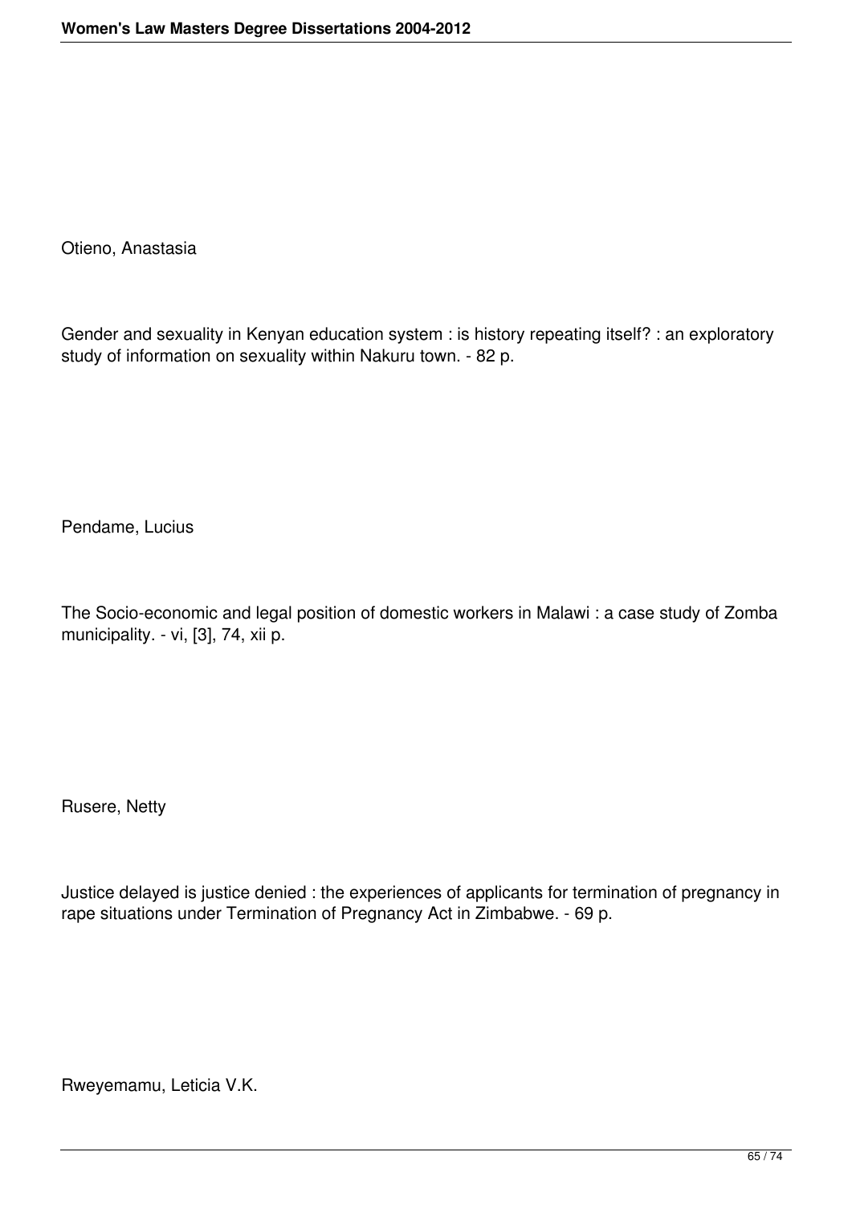Otieno, Anastasia

Gender and sexuality in Kenyan education system : is history repeating itself? : an exploratory study of information on sexuality within Nakuru town. - 82 p.

Pendame, Lucius

The Socio-economic and legal position of domestic workers in Malawi : a case study of Zomba municipality. - vi, [3], 74, xii p.

Rusere, Netty

Justice delayed is justice denied : the experiences of applicants for termination of pregnancy in rape situations under Termination of Pregnancy Act in Zimbabwe. - 69 p.

Rweyemamu, Leticia V.K.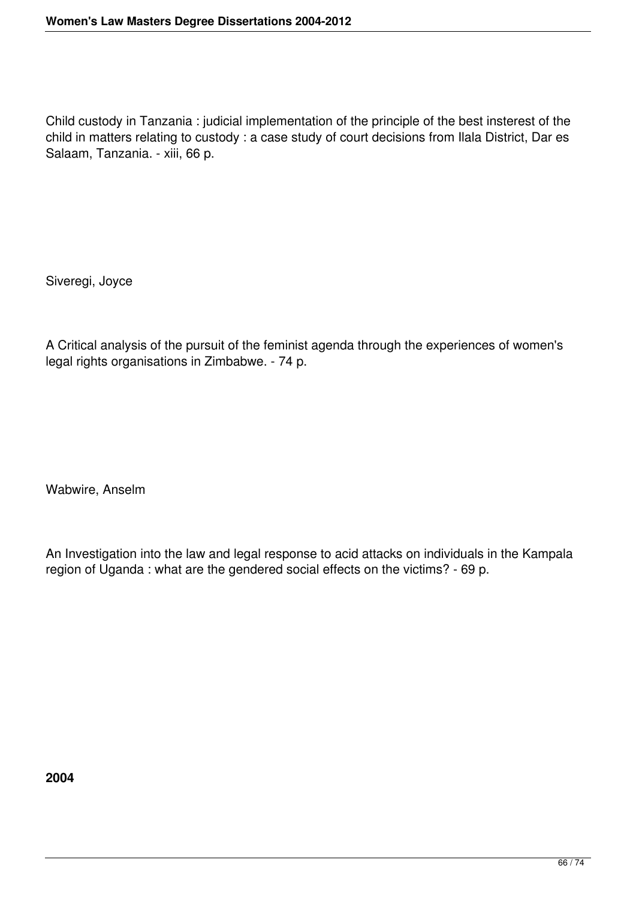Child custody in Tanzania : judicial implementation of the principle of the best insterest of the child in matters relating to custody : a case study of court decisions from Ilala District, Dar es Salaam, Tanzania. - xiii, 66 p.

Siveregi, Joyce

A Critical analysis of the pursuit of the feminist agenda through the experiences of women's legal rights organisations in Zimbabwe. - 74 p.

Wabwire, Anselm

An Investigation into the law and legal response to acid attacks on individuals in the Kampala region of Uganda : what are the gendered social effects on the victims? - 69 p.

**2004**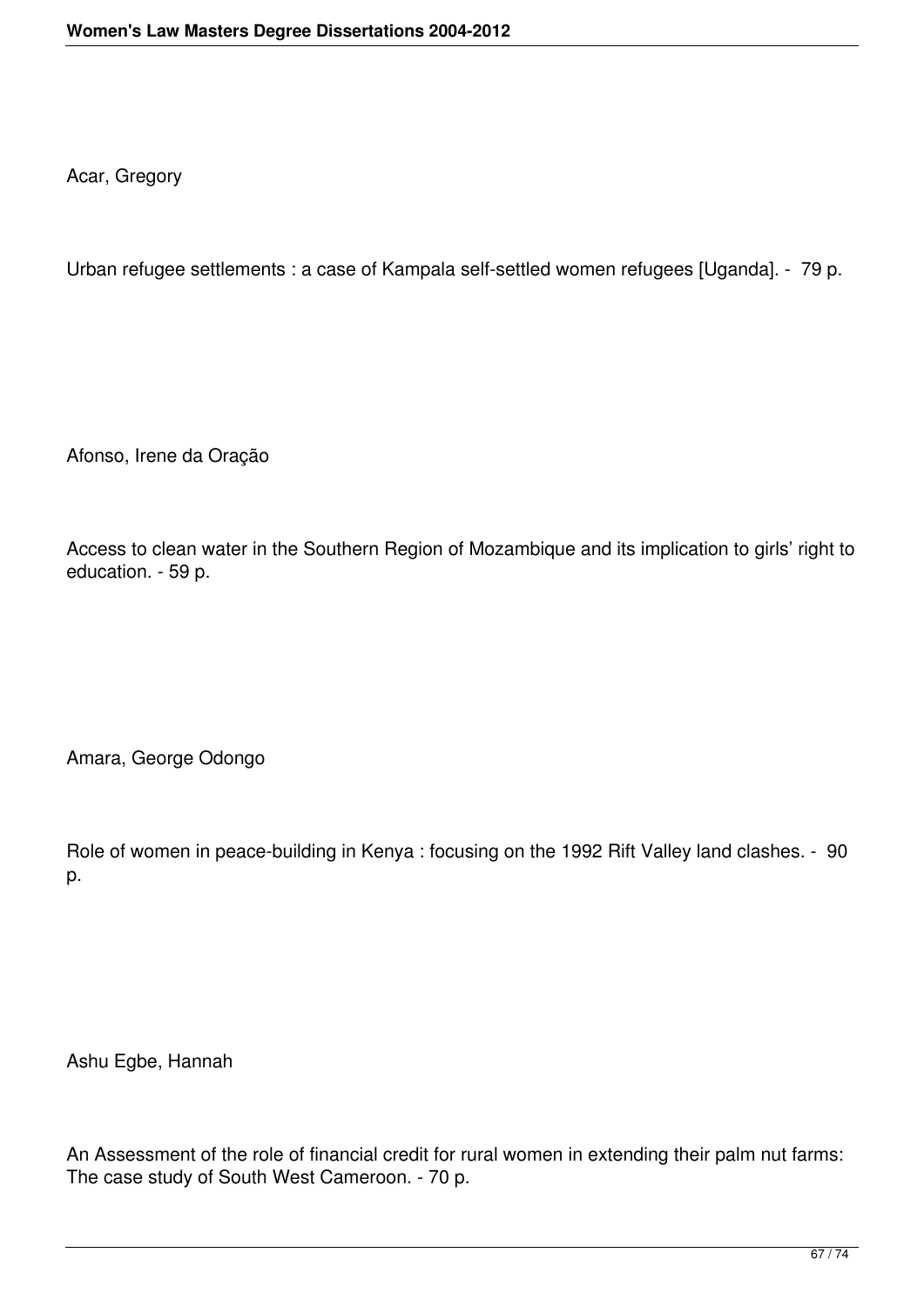Acar, Gregory

Urban refugee settlements : a case of Kampala self-settled women refugees [Uganda]. - 79 p.

Afonso, Irene da Oração

Access to clean water in the Southern Region of Mozambique and its implication to girls' right to education. - 59 p.

Amara, George Odongo

Role of women in peace-building in Kenya : focusing on the 1992 Rift Valley land clashes. - 90 p.

Ashu Egbe, Hannah

An Assessment of the role of financial credit for rural women in extending their palm nut farms: The case study of South West Cameroon. - 70 p.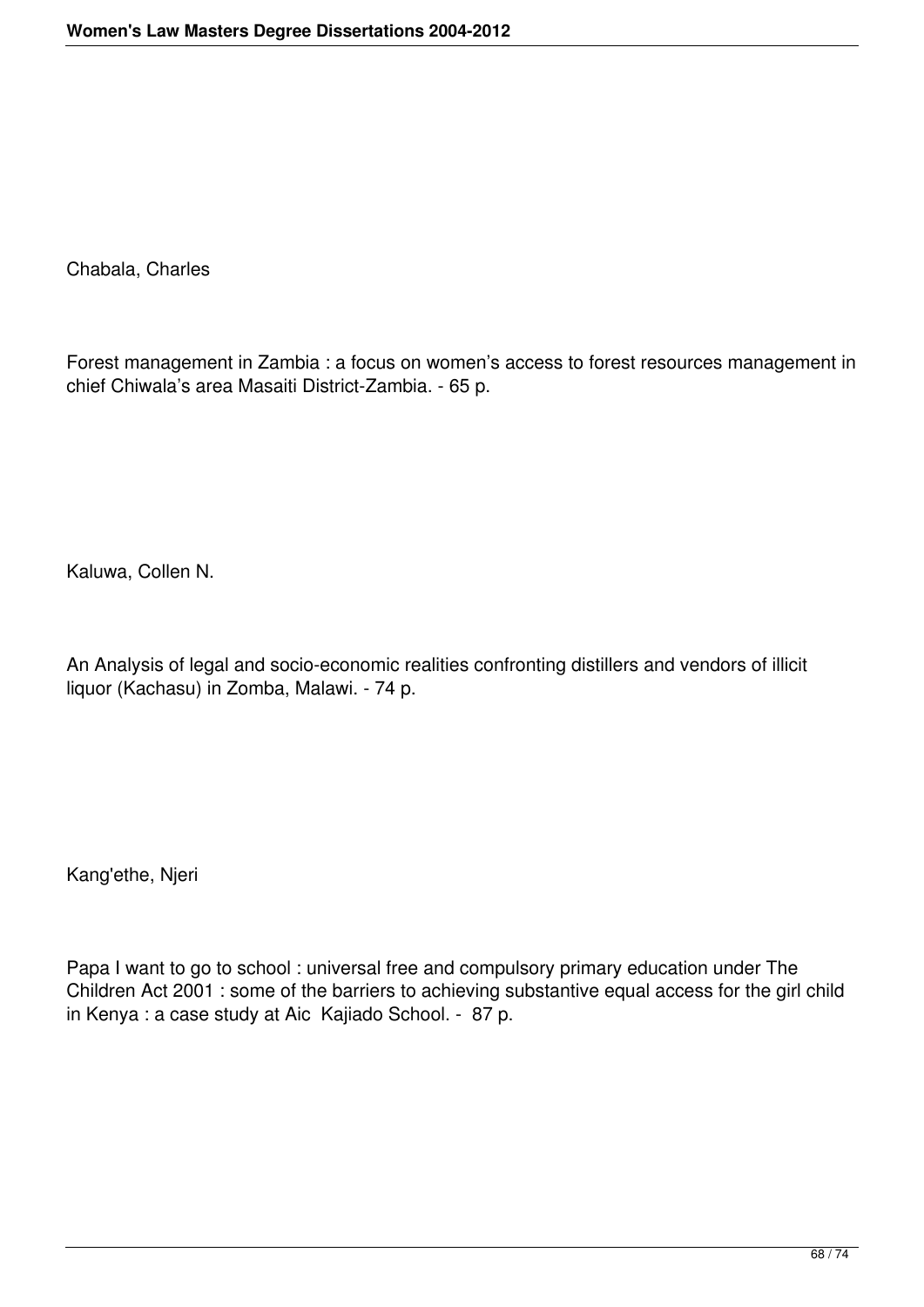Chabala, Charles

Forest management in Zambia : a focus on women’s access to forest resources management in chief Chiwala’s area Masaiti District-Zambia. - 65 p.

Kaluwa, Collen N.

An Analysis of legal and socio-economic realities confronting distillers and vendors of illicit liquor (Kachasu) in Zomba, Malawi. - 74 p.

Kang'ethe, Njeri

Papa I want to go to school : universal free and compulsory primary education under The Children Act 2001 : some of the barriers to achieving substantive equal access for the girl child in Kenya : a case study at Aic Kajiado School. - 87 p.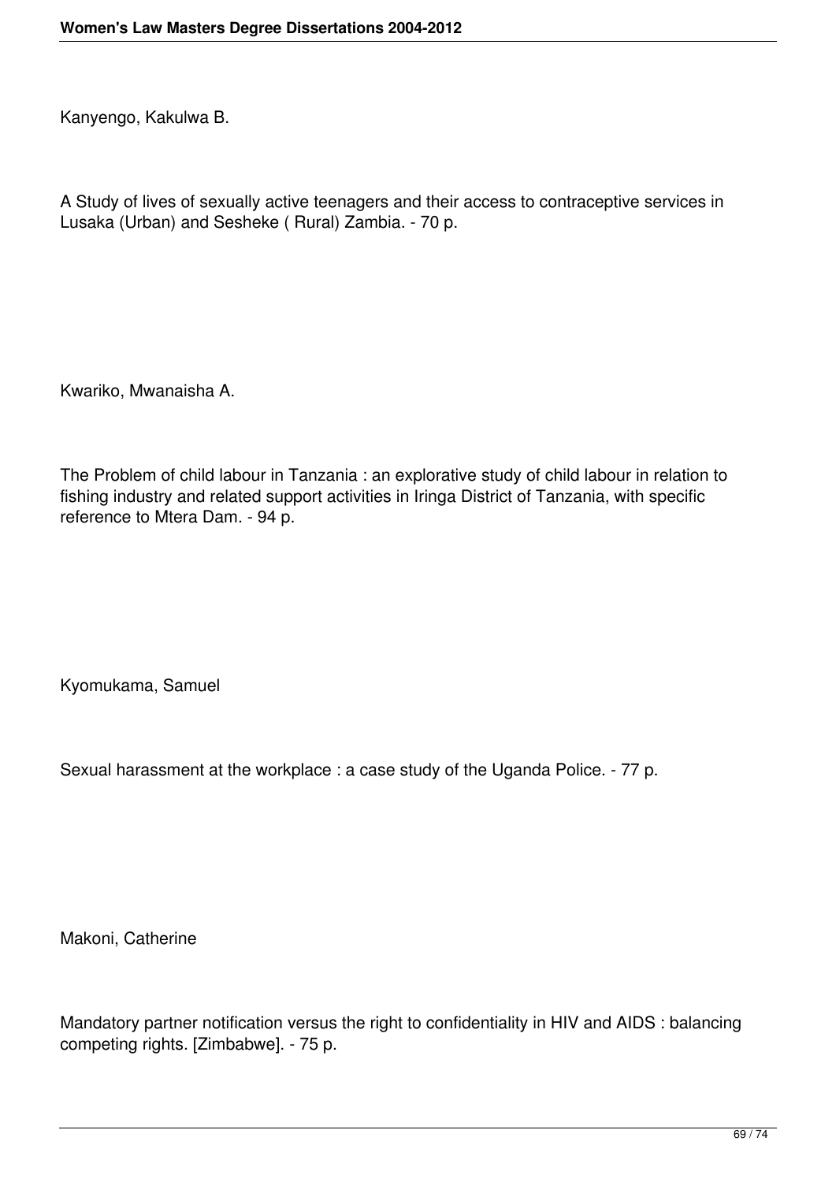Kanyengo, Kakulwa B.

A Study of lives of sexually active teenagers and their access to contraceptive services in Lusaka (Urban) and Sesheke ( Rural) Zambia. - 70 p.

Kwariko, Mwanaisha A.

The Problem of child labour in Tanzania : an explorative study of child labour in relation to fishing industry and related support activities in Iringa District of Tanzania, with specific reference to Mtera Dam. - 94 p.

Kyomukama, Samuel

Sexual harassment at the workplace : a case study of the Uganda Police. - 77 p.

Makoni, Catherine

Mandatory partner notification versus the right to confidentiality in HIV and AIDS : balancing competing rights. [Zimbabwe]. - 75 p.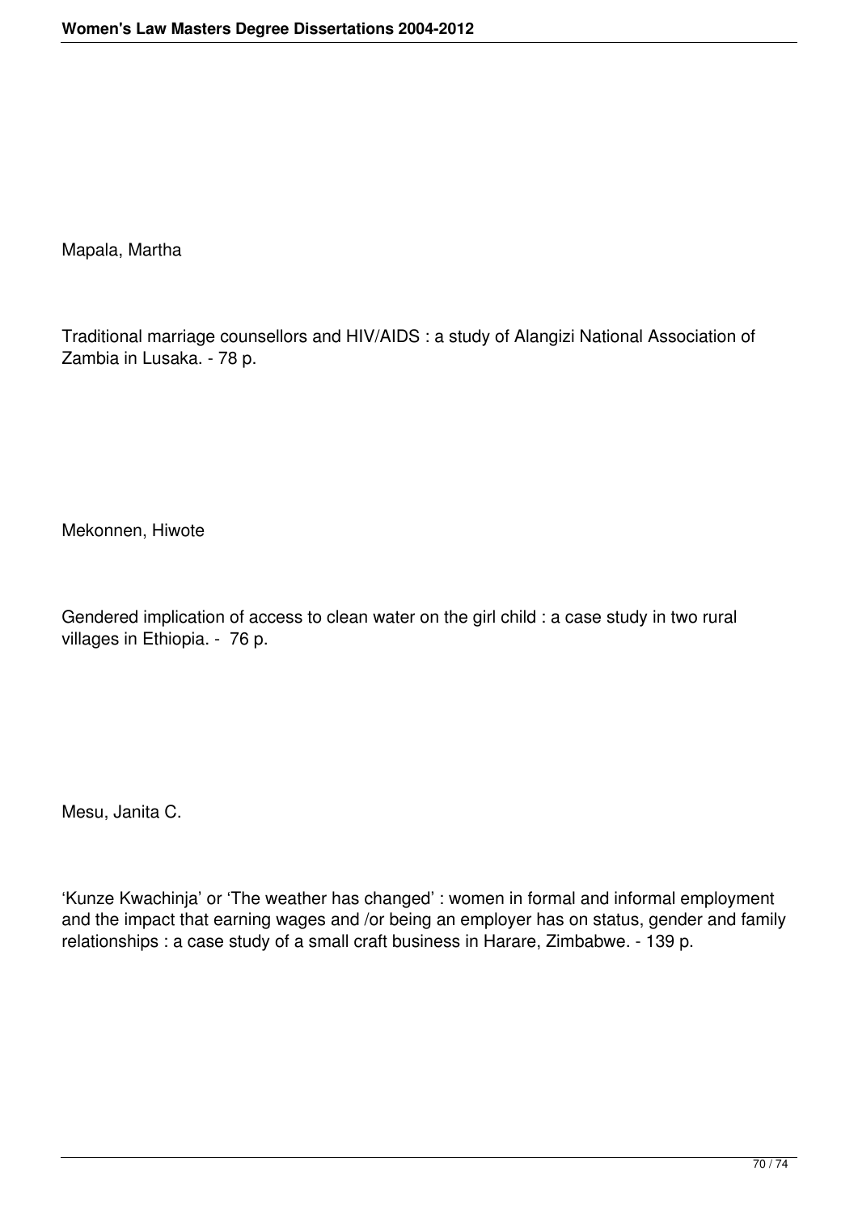Mapala, Martha

Traditional marriage counsellors and HIV/AIDS : a study of Alangizi National Association of Zambia in Lusaka. - 78 p.

Mekonnen, Hiwote

Gendered implication of access to clean water on the girl child : a case study in two rural villages in Ethiopia. - 76 p.

Mesu, Janita C.

'Kunze Kwachinja' or 'The weather has changed' : women in formal and informal employment and the impact that earning wages and /or being an employer has on status, gender and family relationships : a case study of a small craft business in Harare, Zimbabwe. - 139 p.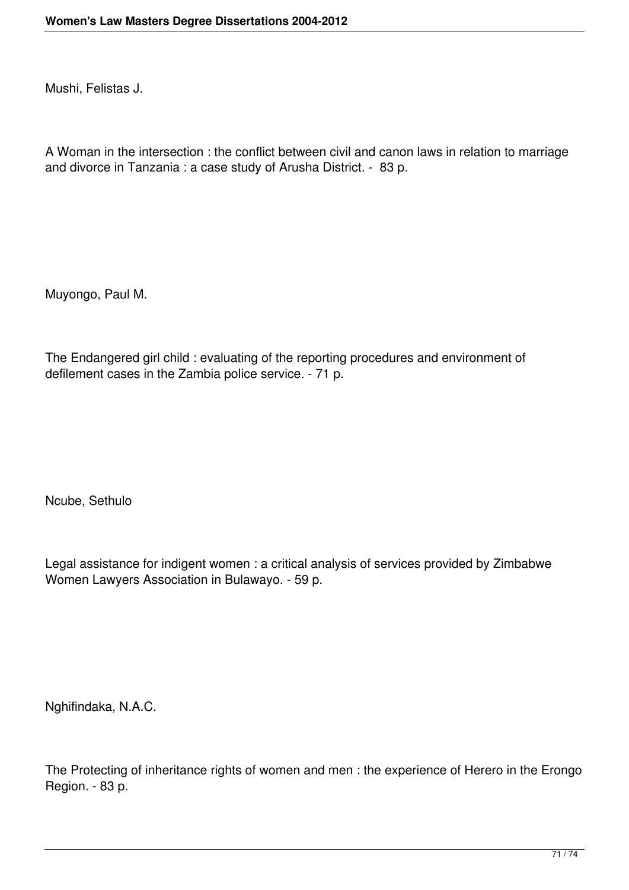Mushi, Felistas J.

A Woman in the intersection : the conflict between civil and canon laws in relation to marriage and divorce in Tanzania : a case study of Arusha District. - 83 p.

Muyongo, Paul M.

The Endangered girl child : evaluating of the reporting procedures and environment of defilement cases in the Zambia police service. - 71 p.

Ncube, Sethulo

Legal assistance for indigent women : a critical analysis of services provided by Zimbabwe Women Lawyers Association in Bulawayo. - 59 p.

Nghifindaka, N.A.C.

The Protecting of inheritance rights of women and men : the experience of Herero in the Erongo Region. - 83 p.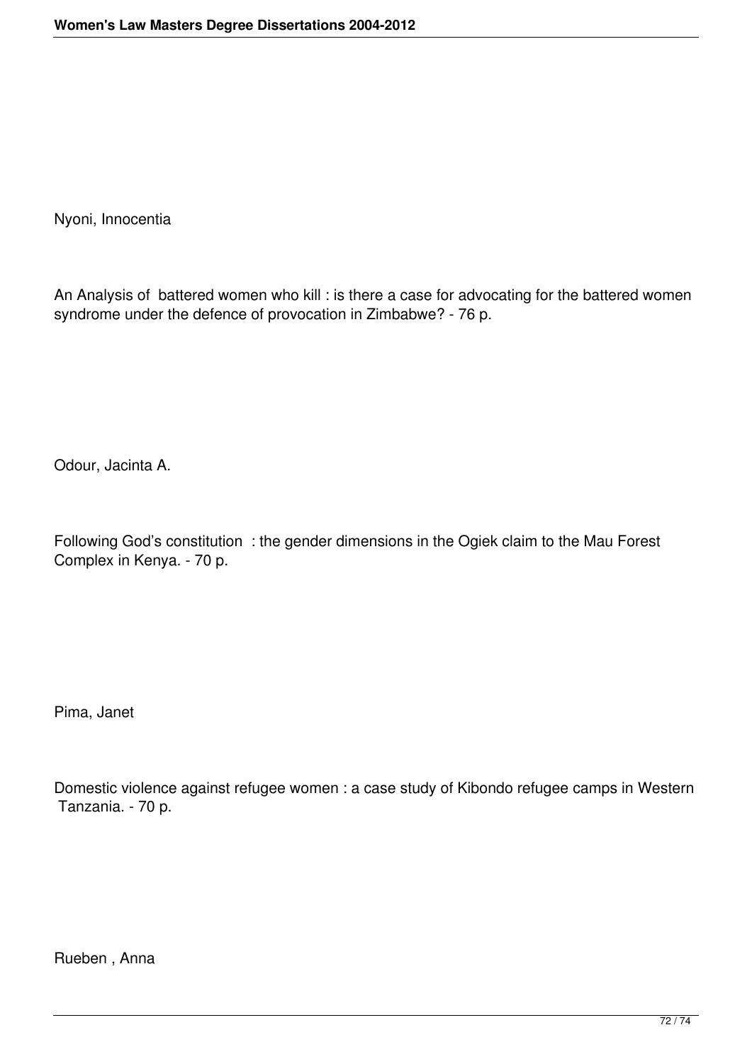Nyoni, Innocentia

An Analysis of battered women who kill : is there a case for advocating for the battered women syndrome under the defence of provocation in Zimbabwe? - 76 p.

Odour, Jacinta A.

Following God's constitution : the gender dimensions in the Ogiek claim to the Mau Forest Complex in Kenya. - 70 p.

Pima, Janet

Domestic violence against refugee women : a case study of Kibondo refugee camps in Western Tanzania. - 70 p.

Rueben , Anna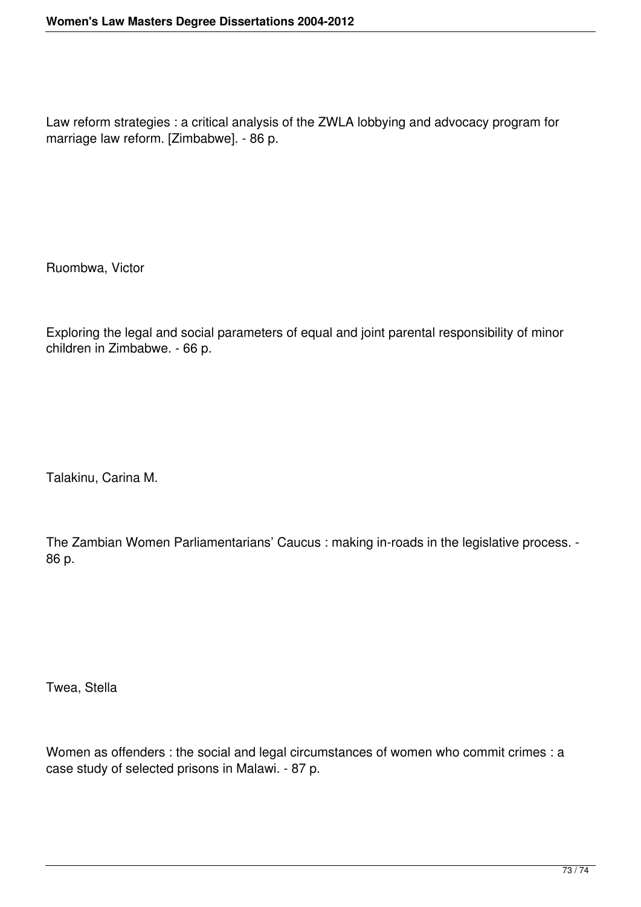Law reform strategies : a critical analysis of the ZWLA lobbying and advocacy program for marriage law reform. [Zimbabwe]. - 86 p.

Ruombwa, Victor

Exploring the legal and social parameters of equal and joint parental responsibility of minor children in Zimbabwe. - 66 p.

Talakinu, Carina M.

The Zambian Women Parliamentarians' Caucus : making in-roads in the legislative process. - 86 p.

Twea, Stella

Women as offenders : the social and legal circumstances of women who commit crimes : a case study of selected prisons in Malawi. - 87 p.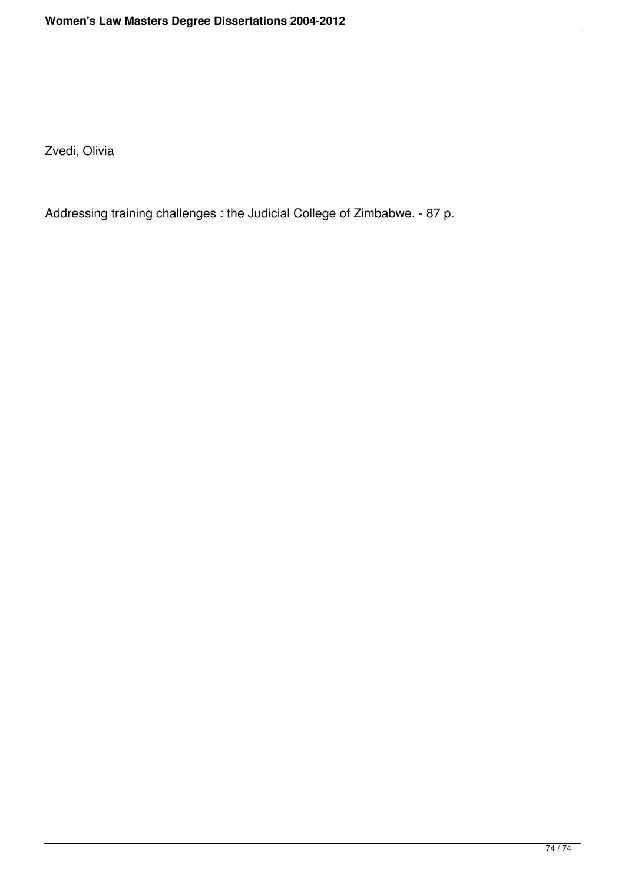Zvedi, Olivia

Addressing training challenges : the Judicial College of Zimbabwe. - 87 p.